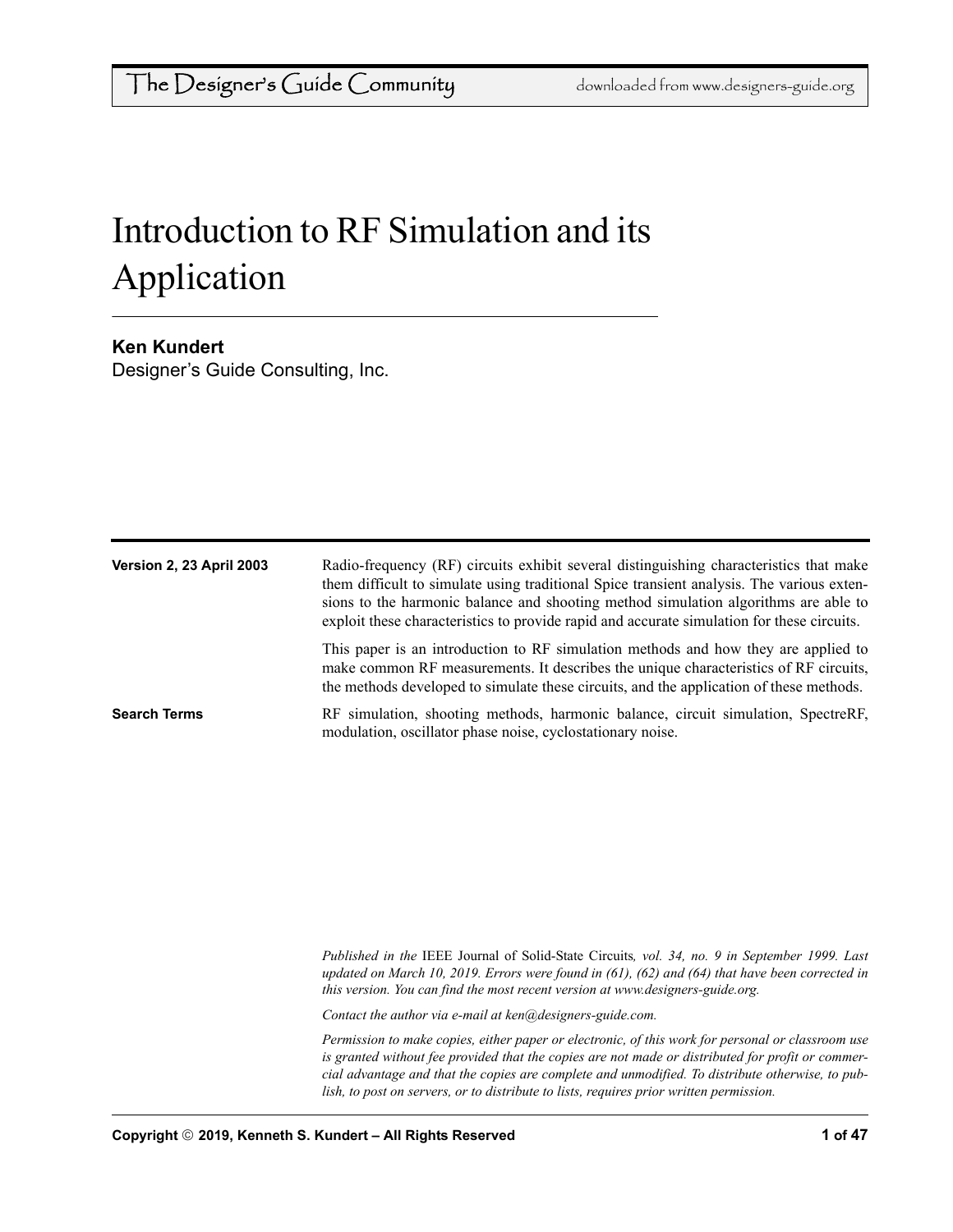# Introduction to RF Simulation and its Application

**Ken Kundert**
Designer's Guide Consulting, Inc.

**Version 2, 23 April 2003**

Radio-frequency (RF) circuits exhibit several distinguishing characteristics that make them difficult to simulate using traditional Spice transient analysis. The various extensions to the harmonic balance and shooting method simulation algorithms are able to exploit these characteristics to provide rapid and accurate simulation for these circuits.

This paper is an introduction to RF simulation methods and how they are applied to make common RF measurements. It describes the unique characteristics of RF circuits, the methods developed to simulate these circuits, and the application of these methods.

**Search Terms**

RF simulation, shooting methods, harmonic balance, circuit simulation, SpectreRF, modulation, oscillator phase noise, cyclostationary noise.

*Published in the* IEEE Journal of Solid-State Circuits*, vol. 34, no. 9 in September 1999. Last updated on March 10, 2019. Errors were found in (61), (62) and (64) that have been corrected in this version. You can find the most recent version at www.designers-guide.org.*

*Contact the author via e-mail at ken@designers-guide.com.*

*Permission to make copies, either paper or electronic, of this work for personal or classroom use is granted without fee provided that the copies are not made or distributed for profit or commercial advantage and that the copies are complete and unmodified. To distribute otherwise, to publish, to post on servers, or to distribute to lists, requires prior written permission.*

**Copyright © 2019, Kenneth S. Kundert – All Rights Reserved**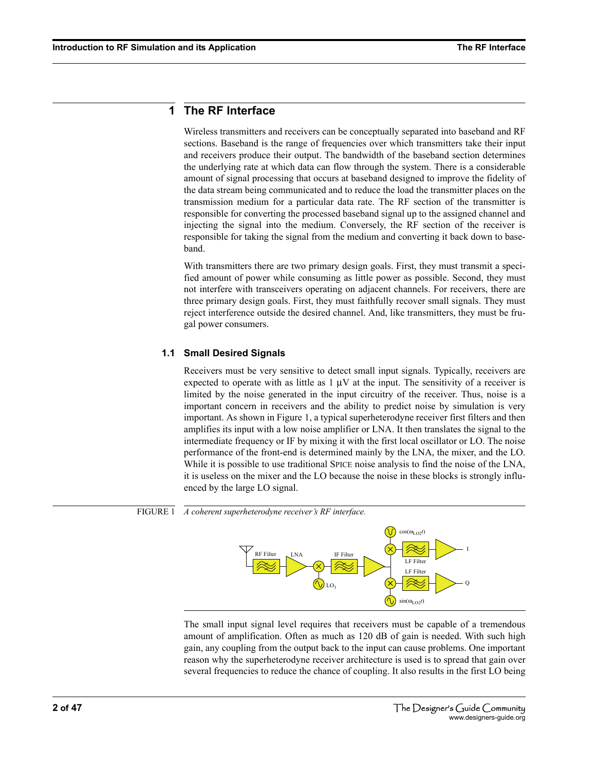# 1 The RF Interface

Wireless transmitters and receivers can be conceptually separated into baseband and RF sections. Baseband is the range of frequencies over which transmitters take their input and receivers produce their output. The bandwidth of the baseband section determines the underlying rate at which data can flow through the system. There is a considerable amount of signal processing that occurs at baseband designed to improve the fidelity of the data stream being communicated and to reduce the load the transmitter places on the transmission medium for a particular data rate. The RF section of the transmitter is responsible for converting the processed baseband signal up to the assigned channel and injecting the signal into the medium. Conversely, the RF section of the receiver is responsible for taking the signal from the medium and converting it back down to baseband.

With transmitters there are two primary design goals. First, they must transmit a specified amount of power while consuming as little power as possible. Second, they must not interfere with transceivers operating on adjacent channels. For receivers, there are three primary design goals. First, they must faithfully recover small signals. They must reject interference outside the desired channel. And, like transmitters, they must be frugal power consumers.

## 1.1 Small Desired Signals

Receivers must be very sensitive to detect small input signals. Typically, receivers are expected to operate with as little as 1 μV at the input. The sensitivity of a receiver is limited by the noise generated in the input circuitry of the receiver. Thus, noise is a important concern in receivers and the ability to predict noise by simulation is very important. As shown in Figure 1, a typical superheterodyne receiver first filters and then amplifies its input with a low noise amplifier or LNA. It then translates the signal to the intermediate frequency or IF by mixing it with the first local oscillator or LO. The noise performance of the front-end is determined mainly by the LNA, the mixer, and the LO. While it is possible to use traditional SPICE noise analysis to find the noise of the LNA, it is useless on the mixer and the LO because the noise in these blocks is strongly influenced by the large LO signal.

FIGURE 1 *A coherent superheterodyne receiver's RF interface.*

The small input signal level requires that receivers must be capable of a tremendous amount of amplification. Often as much as 120 dB of gain is needed. With such high gain, any coupling from the output back to the input can cause problems. One important reason why the superheterodyne receiver architecture is used is to spread that gain over several frequencies to reduce the chance of coupling. It also results in the first LO being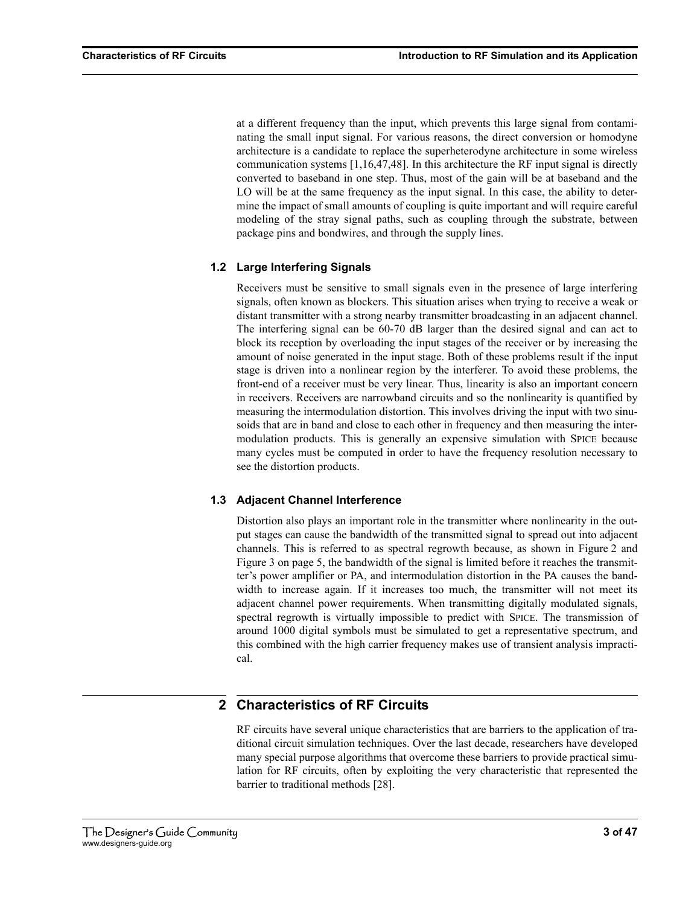at a different frequency than the input, which prevents this large signal from contaminating the small input signal. For various reasons, the direct conversion or homodyne architecture is a candidate to replace the superheterodyne architecture in some wireless communication systems [1,16,47,48]. In this architecture the RF input signal is directly converted to baseband in one step. Thus, most of the gain will be at baseband and the LO will be at the same frequency as the input signal. In this case, the ability to determine the impact of small amounts of coupling is quite important and will require careful modeling of the stray signal paths, such as coupling through the substrate, between package pins and bondwires, and through the supply lines.

### 1.2 Large Interfering Signals

Receivers must be sensitive to small signals even in the presence of large interfering signals, often known as blockers. This situation arises when trying to receive a weak or distant transmitter with a strong nearby transmitter broadcasting in an adjacent channel. The interfering signal can be 60-70 dB larger than the desired signal and can act to block its reception by overloading the input stages of the receiver or by increasing the amount of noise generated in the input stage. Both of these problems result if the input stage is driven into a nonlinear region by the interferer. To avoid these problems, the front-end of a receiver must be very linear. Thus, linearity is also an important concern in receivers. Receivers are narrowband circuits and so the nonlinearity is quantified by measuring the intermodulation distortion. This involves driving the input with two sinusoids that are in band and close to each other in frequency and then measuring the intermodulation products. This is generally an expensive simulation with SPICE because many cycles must be computed in order to have the frequency resolution necessary to see the distortion products.

### 1.3 Adjacent Channel Interference

Distortion also plays an important role in the transmitter where nonlinearity in the output stages can cause the bandwidth of the transmitted signal to spread out into adjacent channels. This is referred to as spectral regrowth because, as shown in Figure 2 and Figure 3 on page 5, the bandwidth of the signal is limited before it reaches the transmitter's power amplifier or PA, and intermodulation distortion in the PA causes the bandwidth to increase again. If it increases too much, the transmitter will not meet its adjacent channel power requirements. When transmitting digitally modulated signals, spectral regrowth is virtually impossible to predict with SPICE. The transmission of around 1000 digital symbols must be simulated to get a representative spectrum, and this combined with the high carrier frequency makes use of transient analysis impractical.

## 2 Characteristics of RF Circuits

RF circuits have several unique characteristics that are barriers to the application of traditional circuit simulation techniques. Over the last decade, researchers have developed many special purpose algorithms that overcome these barriers to provide practical simulation for RF circuits, often by exploiting the very characteristic that represented the barrier to traditional methods [28].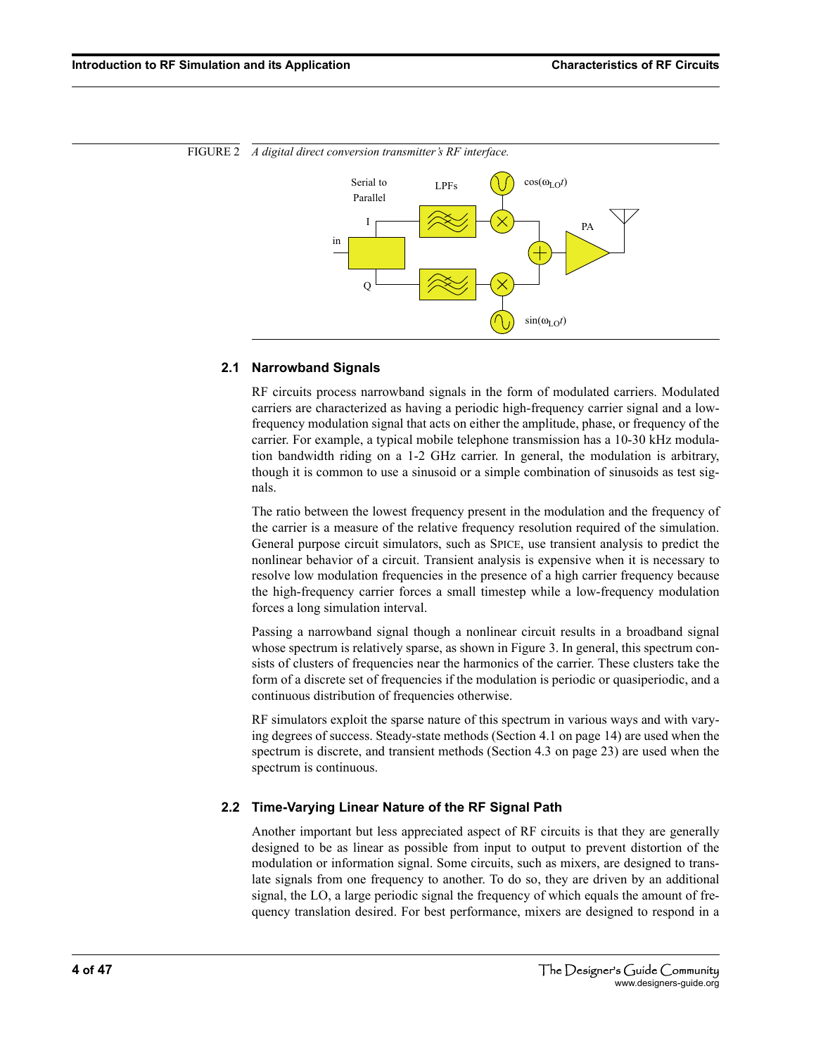FIGURE 2 *A digital direct conversion transmitter's RF interface.*

### 2.1 Narrowband Signals

RF circuits process narrowband signals in the form of modulated carriers. Modulated carriers are characterized as having a periodic high-frequency carrier signal and a low-frequency modulation signal that acts on either the amplitude, phase, or frequency of the carrier. For example, a typical mobile telephone transmission has a 10-30 kHz modulation bandwidth riding on a 1-2 GHz carrier. In general, the modulation is arbitrary, though it is common to use a sinusoid or a simple combination of sinusoids as test signals.

The ratio between the lowest frequency present in the modulation and the frequency of the carrier is a measure of the relative frequency resolution required of the simulation. General purpose circuit simulators, such as SPICE, use transient analysis to predict the nonlinear behavior of a circuit. Transient analysis is expensive when it is necessary to resolve low modulation frequencies in the presence of a high carrier frequency because the high-frequency carrier forces a small timestep while a low-frequency modulation forces a long simulation interval.

Passing a narrowband signal though a nonlinear circuit results in a broadband signal whose spectrum is relatively sparse, as shown in Figure 3. In general, this spectrum consists of clusters of frequencies near the harmonics of the carrier. These clusters take the form of a discrete set of frequencies if the modulation is periodic or quasiperiodic, and a continuous distribution of frequencies otherwise.

RF simulators exploit the sparse nature of this spectrum in various ways and with varying degrees of success. Steady-state methods (Section 4.1 on page 14) are used when the spectrum is discrete, and transient methods (Section 4.3 on page 23) are used when the spectrum is continuous.

### 2.2 Time-Varying Linear Nature of the RF Signal Path

Another important but less appreciated aspect of RF circuits is that they are generally designed to be as linear as possible from input to output to prevent distortion of the modulation or information signal. Some circuits, such as mixers, are designed to translate signals from one frequency to another. To do so, they are driven by an additional signal, the LO, a large periodic signal the frequency of which equals the amount of frequency translation desired. For best performance, mixers are designed to respond in a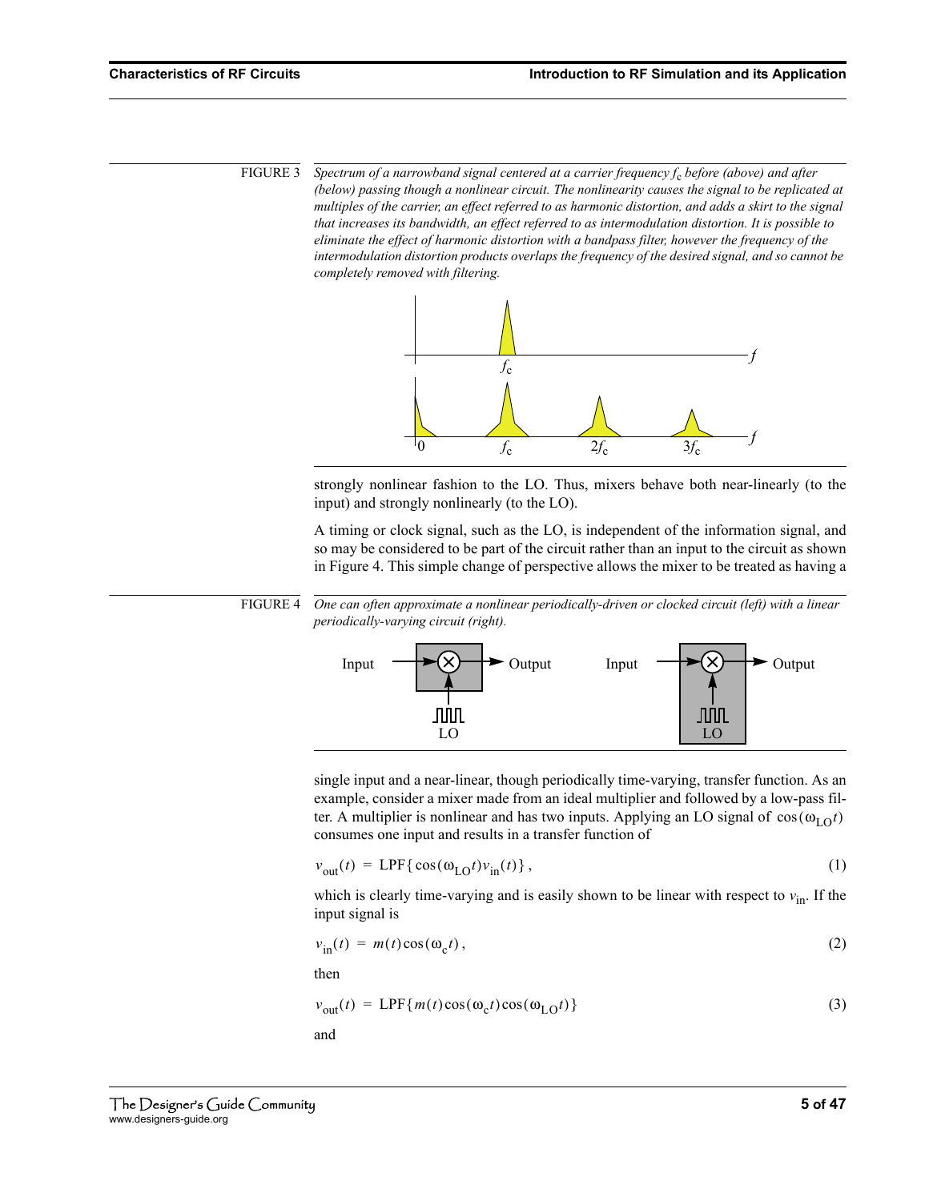FIGURE 3 *Spectrum of a narrowband signal centered at a carrier frequency $f_c$ before (above) and after (below) passing though a nonlinear circuit. The nonlinearity causes the signal to be replicated at multiples of the carrier, an effect referred to as harmonic distortion, and adds a skirt to the signal that increases its bandwidth, an effect referred to as intermodulation distortion. It is possible to eliminate the effect of harmonic distortion with a bandpass filter, however the frequency of the intermodulation distortion products overlaps the frequency of the desired signal, and so cannot be completely removed with filtering.*

strongly nonlinear fashion to the LO. Thus, mixers behave both near-linearly (to the input) and strongly nonlinearly (to the LO).

A timing or clock signal, such as the LO, is independent of the information signal, and so may be considered to be part of the circuit rather than an input to the circuit as shown in Figure 4. This simple change of perspective allows the mixer to be treated as having a single input and a near-linear, though periodically time-varying, transfer function. As an example, consider a mixer made from an ideal multiplier and followed by a low-pass filter. A multiplier is nonlinear and has two inputs. Applying an LO signal of $\cos(\omega_{LO} t)$ consumes one input and results in a transfer function of

FIGURE 4 *One can often approximate a nonlinear periodically-driven or clocked circuit (left) with a linear periodically-varying circuit (right).*

$$v_{out}(t) = \text{LPF}\{\cos(\omega_{LO} t) v_{in}(t)\}, \tag{1}$$

which is clearly time-varying and is easily shown to be linear with respect to $v_{in}$. If the input signal is

$$v_{in}(t) = m(t) \cos(\omega_c t), \tag{2}$$

then

$$v_{out}(t) = \text{LPF}\{m(t) \cos(\omega_c t) \cos(\omega_{LO} t)\} \tag{3}$$

and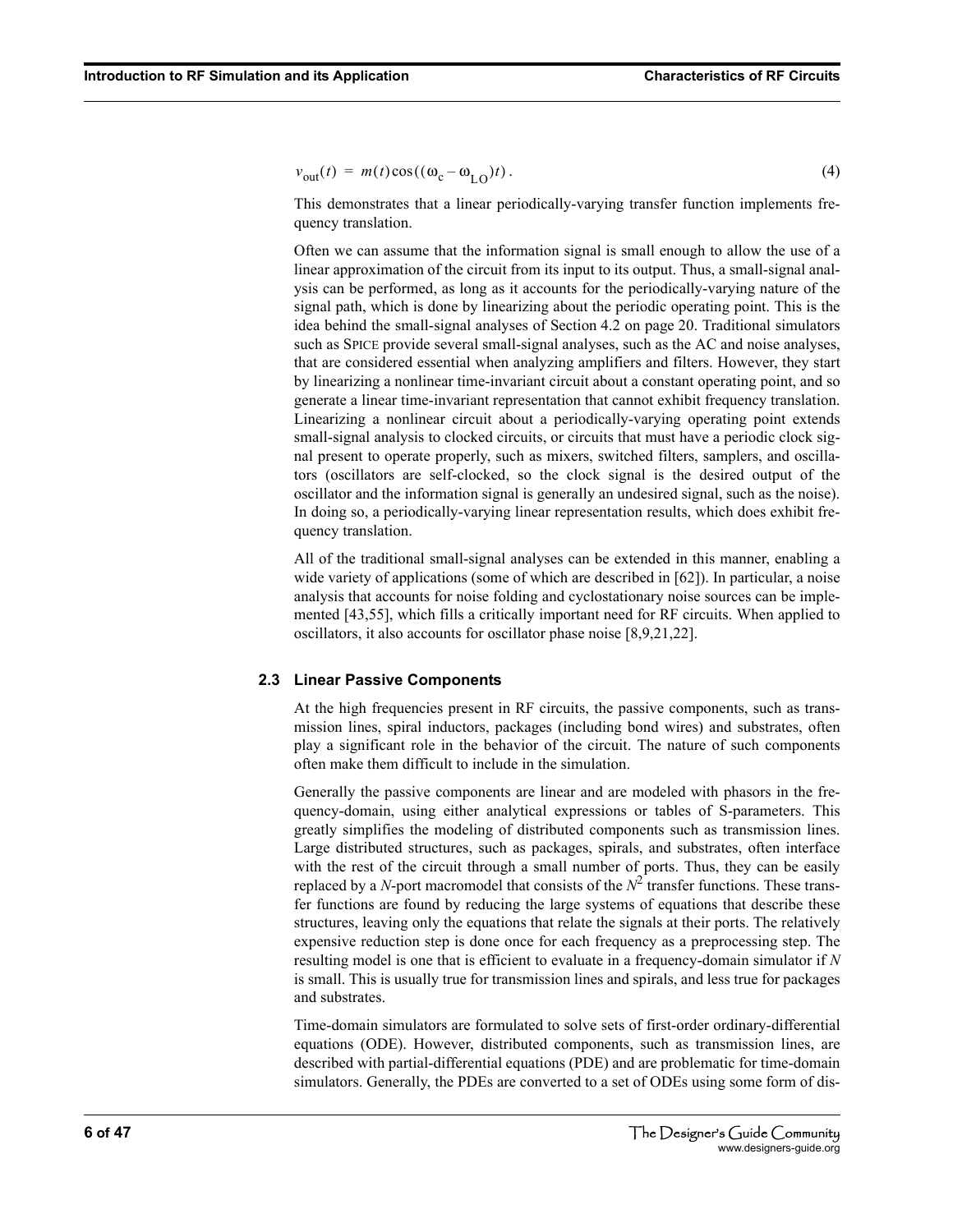$$v_{\text{out}}(t) = m(t)\cos((\omega_c - \omega_{LO})t)\,. \tag{4}$$

This demonstrates that a linear periodically-varying transfer function implements frequency translation.

Often we can assume that the information signal is small enough to allow the use of a linear approximation of the circuit from its input to its output. Thus, a small-signal analysis can be performed, as long as it accounts for the periodically-varying nature of the signal path, which is done by linearizing about the periodic operating point. This is the idea behind the small-signal analyses of Section 4.2 on page 20. Traditional simulators such as SPICE provide several small-signal analyses, such as the AC and noise analyses, that are considered essential when analyzing amplifiers and filters. However, they start by linearizing a nonlinear time-invariant circuit about a constant operating point, and so generate a linear time-invariant representation that cannot exhibit frequency translation. Linearizing a nonlinear circuit about a periodically-varying operating point extends small-signal analysis to clocked circuits, or circuits that must have a periodic clock signal present to operate properly, such as mixers, switched filters, samplers, and oscillators (oscillators are self-clocked, so the clock signal is the desired output of the oscillator and the information signal is generally an undesired signal, such as the noise). In doing so, a periodically-varying linear representation results, which does exhibit frequency translation.

All of the traditional small-signal analyses can be extended in this manner, enabling a wide variety of applications (some of which are described in [62]). In particular, a noise analysis that accounts for noise folding and cyclostationary noise sources can be implemented [43,55], which fills a critically important need for RF circuits. When applied to oscillators, it also accounts for oscillator phase noise [8,9,21,22].

### 2.3 Linear Passive Components

At the high frequencies present in RF circuits, the passive components, such as transmission lines, spiral inductors, packages (including bond wires) and substrates, often play a significant role in the behavior of the circuit. The nature of such components often make them difficult to include in the simulation.

Generally the passive components are linear and are modeled with phasors in the frequency-domain, using either analytical expressions or tables of S-parameters. This greatly simplifies the modeling of distributed components such as transmission lines. Large distributed structures, such as packages, spirals, and substrates, often interface with the rest of the circuit through a small number of ports. Thus, they can be easily replaced by a $N$-port macromodel that consists of the $N^2$ transfer functions. These transfer functions are found by reducing the large systems of equations that describe these structures, leaving only the equations that relate the signals at their ports. The relatively expensive reduction step is done once for each frequency as a preprocessing step. The resulting model is one that is efficient to evaluate in a frequency-domain simulator if $N$ is small. This is usually true for transmission lines and spirals, and less true for packages and substrates.

Time-domain simulators are formulated to solve sets of first-order ordinary-differential equations (ODE). However, distributed components, such as transmission lines, are described with partial-differential equations (PDE) and are problematic for time-domain simulators. Generally, the PDEs are converted to a set of ODEs using some form of dis-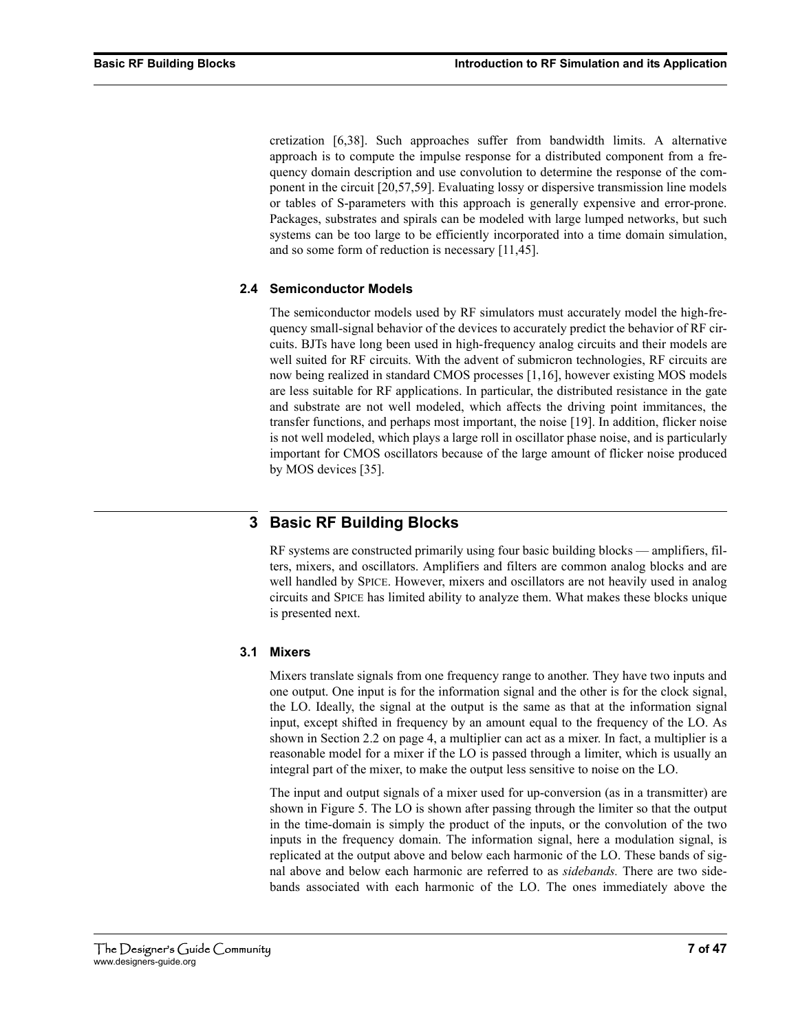cretization [6,38]. Such approaches suffer from bandwidth limits. A alternative approach is to compute the impulse response for a distributed component from a frequency domain description and use convolution to determine the response of the component in the circuit [20,57,59]. Evaluating lossy or dispersive transmission line models or tables of S-parameters with this approach is generally expensive and error-prone. Packages, substrates and spirals can be modeled with large lumped networks, but such systems can be too large to be efficiently incorporated into a time domain simulation, and so some form of reduction is necessary [11,45].

### 2.4 Semiconductor Models

The semiconductor models used by RF simulators must accurately model the high-frequency small-signal behavior of the devices to accurately predict the behavior of RF circuits. BJTs have long been used in high-frequency analog circuits and their models are well suited for RF circuits. With the advent of submicron technologies, RF circuits are now being realized in standard CMOS processes [1,16], however existing MOS models are less suitable for RF applications. In particular, the distributed resistance in the gate and substrate are not well modeled, which affects the driving point immitances, the transfer functions, and perhaps most important, the noise [19]. In addition, flicker noise is not well modeled, which plays a large roll in oscillator phase noise, and is particularly important for CMOS oscillators because of the large amount of flicker noise produced by MOS devices [35].

## 3 Basic RF Building Blocks

RF systems are constructed primarily using four basic building blocks — amplifiers, filters, mixers, and oscillators. Amplifiers and filters are common analog blocks and are well handled by SPICE. However, mixers and oscillators are not heavily used in analog circuits and SPICE has limited ability to analyze them. What makes these blocks unique is presented next.

### 3.1 Mixers

Mixers translate signals from one frequency range to another. They have two inputs and one output. One input is for the information signal and the other is for the clock signal, the LO. Ideally, the signal at the output is the same as that at the information signal input, except shifted in frequency by an amount equal to the frequency of the LO. As shown in Section 2.2 on page 4, a multiplier can act as a mixer. In fact, a multiplier is a reasonable model for a mixer if the LO is passed through a limiter, which is usually an integral part of the mixer, to make the output less sensitive to noise on the LO.

The input and output signals of a mixer used for up-conversion (as in a transmitter) are shown in Figure 5. The LO is shown after passing through the limiter so that the output in the time-domain is simply the product of the inputs, or the convolution of the two inputs in the frequency domain. The information signal, here a modulation signal, is replicated at the output above and below each harmonic of the LO. These bands of signal above and below each harmonic are referred to as *sidebands.* There are two sidebands associated with each harmonic of the LO. The ones immediately above the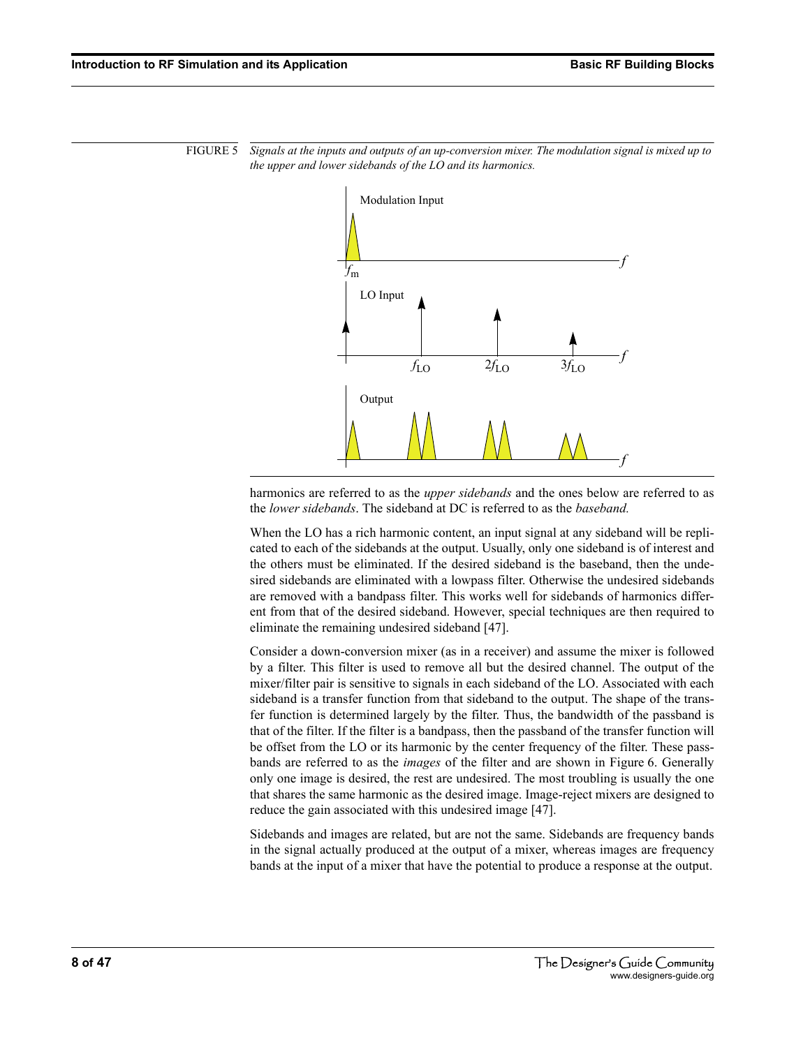FIGURE 5 *Signals at the inputs and outputs of an up-conversion mixer. The modulation signal is mixed up to the upper and lower sidebands of the LO and its harmonics.*

harmonics are referred to as the *upper sidebands* and the ones below are referred to as the *lower sidebands*. The sideband at DC is referred to as the *baseband.*

When the LO has a rich harmonic content, an input signal at any sideband will be replicated to each of the sidebands at the output. Usually, only one sideband is of interest and the others must be eliminated. If the desired sideband is the baseband, then the undesired sidebands are eliminated with a lowpass filter. Otherwise the undesired sidebands are removed with a bandpass filter. This works well for sidebands of harmonics different from that of the desired sideband. However, special techniques are then required to eliminate the remaining undesired sideband [47].

Consider a down-conversion mixer (as in a receiver) and assume the mixer is followed by a filter. This filter is used to remove all but the desired channel. The output of the mixer/filter pair is sensitive to signals in each sideband of the LO. Associated with each sideband is a transfer function from that sideband to the output. The shape of the transfer function is determined largely by the filter. Thus, the bandwidth of the passband is that of the filter. If the filter is a bandpass, then the passband of the transfer function will be offset from the LO or its harmonic by the center frequency of the filter. These passbands are referred to as the *images* of the filter and are shown in Figure 6. Generally only one image is desired, the rest are undesired. The most troubling is usually the one that shares the same harmonic as the desired image. Image-reject mixers are designed to reduce the gain associated with this undesired image [47].

Sidebands and images are related, but are not the same. Sidebands are frequency bands in the signal actually produced at the output of a mixer, whereas images are frequency bands at the input of a mixer that have the potential to produce a response at the output.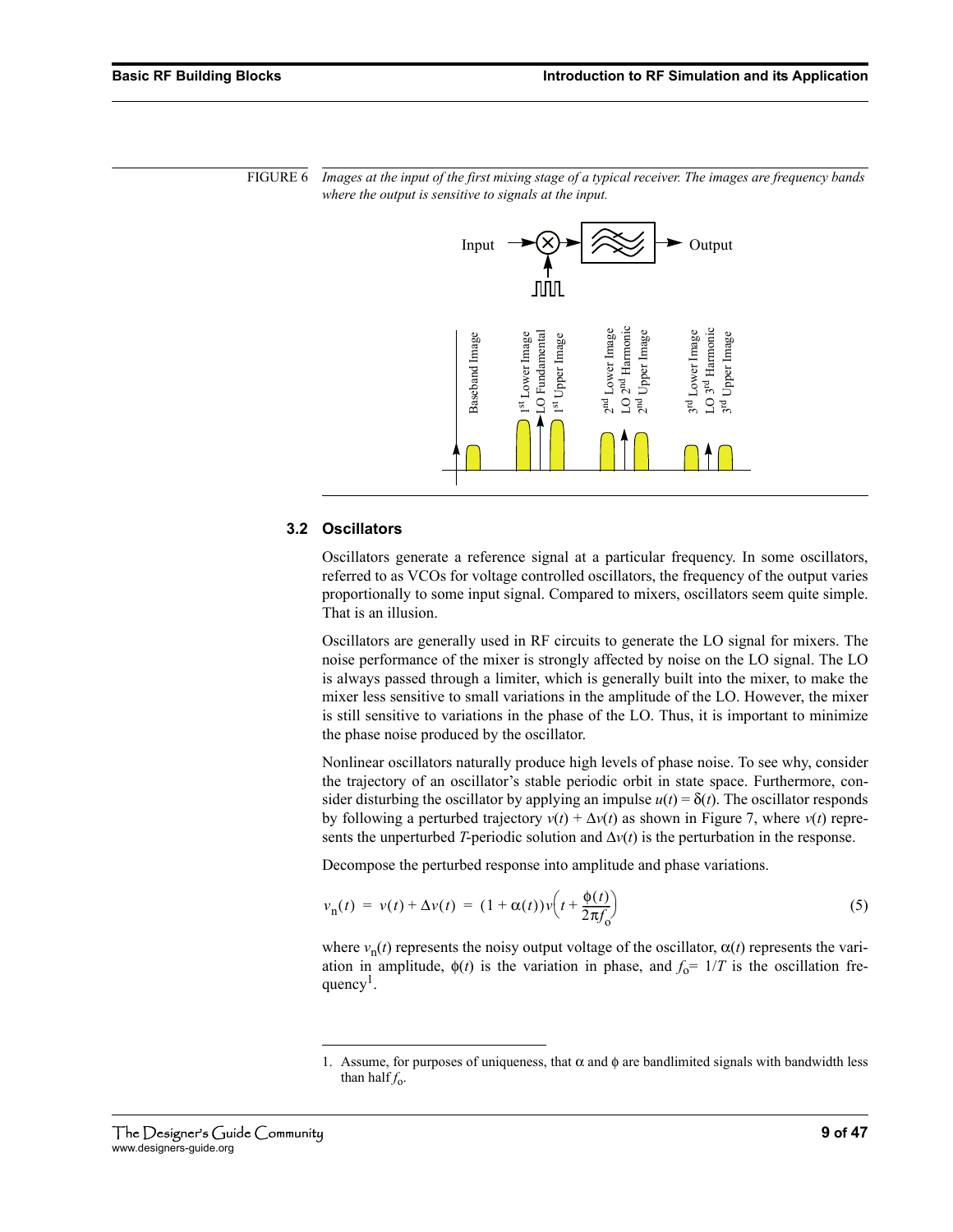FIGURE 6 *Images at the input of the first mixing stage of a typical receiver. The images are frequency bands where the output is sensitive to signals at the input.*

### 3.2 Oscillators

Oscillators generate a reference signal at a particular frequency. In some oscillators, referred to as VCOs for voltage controlled oscillators, the frequency of the output varies proportionally to some input signal. Compared to mixers, oscillators seem quite simple. That is an illusion.

Oscillators are generally used in RF circuits to generate the LO signal for mixers. The noise performance of the mixer is strongly affected by noise on the LO signal. The LO is always passed through a limiter, which is generally built into the mixer, to make the mixer less sensitive to small variations in the amplitude of the LO. However, the mixer is still sensitive to variations in the phase of the LO. Thus, it is important to minimize the phase noise produced by the oscillator.

Nonlinear oscillators naturally produce high levels of phase noise. To see why, consider the trajectory of an oscillator's stable periodic orbit in state space. Furthermore, consider disturbing the oscillator by applying an impulse $u(t) = \delta(t)$. The oscillator responds by following a perturbed trajectory $v(t) + \Delta v(t)$ as shown in Figure 7, where $v(t)$ represents the unperturbed $T$-periodic solution and $\Delta v(t)$ is the perturbation in the response.

Decompose the perturbed response into amplitude and phase variations.

$$v_n(t) = v(t) + \Delta v(t) = (1 + \alpha(t))v\left(t + \frac{\phi(t)}{2\pi f_o}\right) \tag{5}$$

where $v_n(t)$ represents the noisy output voltage of the oscillator, $\alpha(t)$ represents the variation in amplitude, $\phi(t)$ is the variation in phase, and $f_o = 1/T$ is the oscillation frequency[1].

1. Assume, for purposes of uniqueness, that $\alpha$ and $\phi$ are bandlimited signals with bandwidth less than half $f_o$.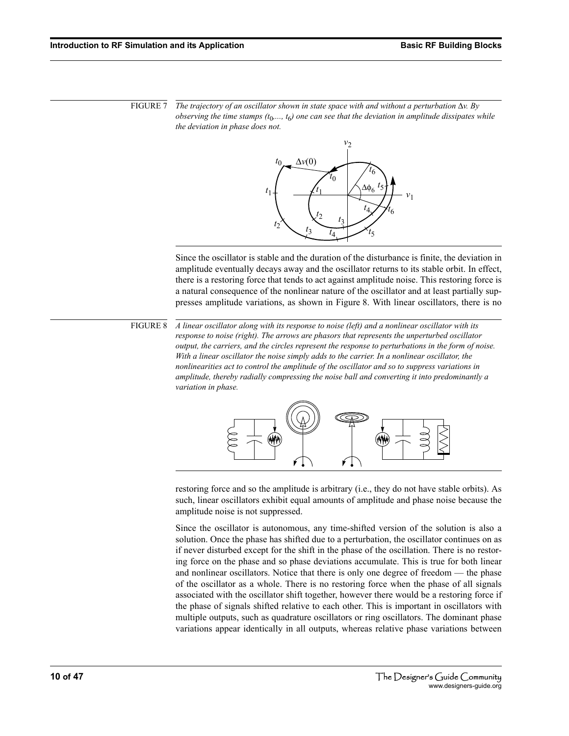FIGURE 7 *The trajectory of an oscillator shown in state space with and without a perturbation $\Delta v$. By observing the time stamps ($t_0$,..., $t_6$) one can see that the deviation in amplitude dissipates while the deviation in phase does not.*

Since the oscillator is stable and the duration of the disturbance is finite, the deviation in amplitude eventually decays away and the oscillator returns to its stable orbit. In effect, there is a restoring force that tends to act against amplitude noise. This restoring force is a natural consequence of the nonlinear nature of the oscillator and at least partially suppresses amplitude variations, as shown in Figure 8. With linear oscillators, there is no restoring force and so the amplitude is arbitrary (i.e., they do not have stable orbits). As such, linear oscillators exhibit equal amounts of amplitude and phase noise because the amplitude noise is not suppressed.

FIGURE 8 *A linear oscillator along with its response to noise (left) and a nonlinear oscillator with its response to noise (right). The arrows are phasors that represents the unperturbed oscillator output, the carriers, and the circles represent the response to perturbations in the form of noise. With a linear oscillator the noise simply adds to the carrier. In a nonlinear oscillator, the nonlinearities act to control the amplitude of the oscillator and so to suppress variations in amplitude, thereby radially compressing the noise ball and converting it into predominantly a variation in phase.*

Since the oscillator is autonomous, any time-shifted version of the solution is also a solution. Once the phase has shifted due to a perturbation, the oscillator continues on as if never disturbed except for the shift in the phase of the oscillation. There is no restoring force on the phase and so phase deviations accumulate. This is true for both linear and nonlinear oscillators. Notice that there is only one degree of freedom — the phase of the oscillator as a whole. There is no restoring force when the phase of all signals associated with the oscillator shift together, however there would be a restoring force if the phase of signals shifted relative to each other. This is important in oscillators with multiple outputs, such as quadrature oscillators or ring oscillators. The dominant phase variations appear identically in all outputs, whereas relative phase variations between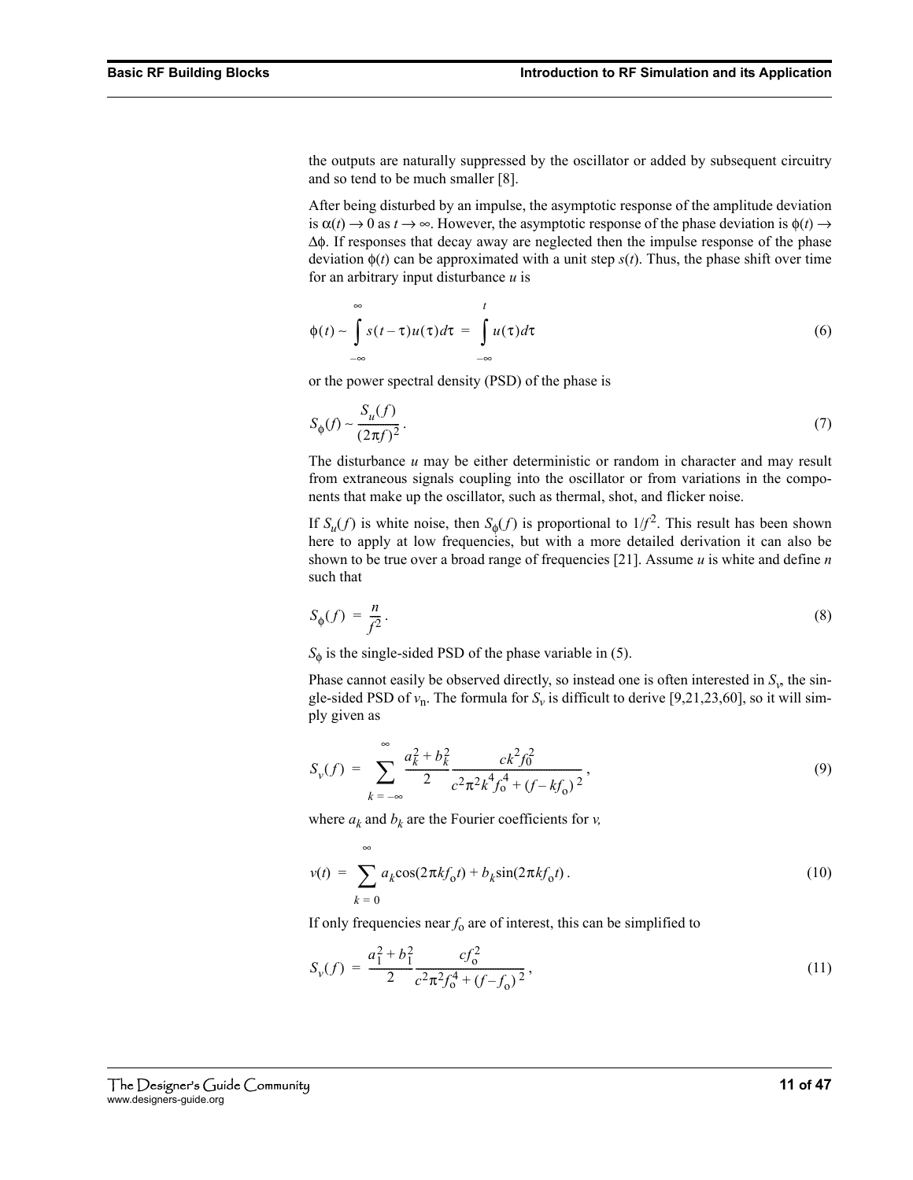the outputs are naturally suppressed by the oscillator or added by subsequent circuitry and so tend to be much smaller [8].

After being disturbed by an impulse, the asymptotic response of the amplitude deviation is $\alpha(t) \to 0$ as $t \to \infty$. However, the asymptotic response of the phase deviation is $\phi(t) \to \Delta\phi$. If responses that decay away are neglected then the impulse response of the phase deviation $\phi(t)$ can be approximated with a unit step $s(t)$. Thus, the phase shift over time for an arbitrary input disturbance $u$ is

$$\phi(t) \sim \int_{-\infty}^{\infty} s(t-\tau)u(\tau)d\tau = \int_{-\infty}^{t} u(\tau)d\tau \tag{6}$$

or the power spectral density (PSD) of the phase is

$$S_\phi(f) \sim \frac{S_u(f)}{(2\pi f)^2}. \tag{7}$$

The disturbance $u$ may be either deterministic or random in character and may result from extraneous signals coupling into the oscillator or from variations in the components that make up the oscillator, such as thermal, shot, and flicker noise.

If $S_u(f)$ is white noise, then $S_\phi(f)$ is proportional to $1/f^2$. This result has been shown here to apply at low frequencies, but with a more detailed derivation it can also be shown to be true over a broad range of frequencies [21]. Assume $u$ is white and define $n$ such that

$$S_\phi(f) = \frac{n}{f^2}. \tag{8}$$

$S_\phi$ is the single-sided PSD of the phase variable in (5).

Phase cannot easily be observed directly, so instead one is often interested in $S_v$, the single-sided PSD of $v_n$. The formula for $S_v$ is difficult to derive [9,21,23,60], so it will simply given as

$$S_v(f) = \sum_{k=-\infty}^{\infty} \frac{a_k^2 + b_k^2}{2} \frac{ck^2 f_0^2}{c^2\pi^2 k^4 f_o^4 + (f - kf_o)^2}, \tag{9}$$

where $a_k$ and $b_k$ are the Fourier coefficients for $v$,

$$v(t) = \sum_{k=0}^{\infty} a_k \cos(2\pi k f_o t) + b_k \sin(2\pi k f_o t). \tag{10}$$

If only frequencies near $f_o$ are of interest, this can be simplified to

$$S_v(f) = \frac{a_1^2 + b_1^2}{2} \frac{cf_o^2}{c^2\pi^2 f_o^4 + (f - f_o)^2}, \tag{11}$$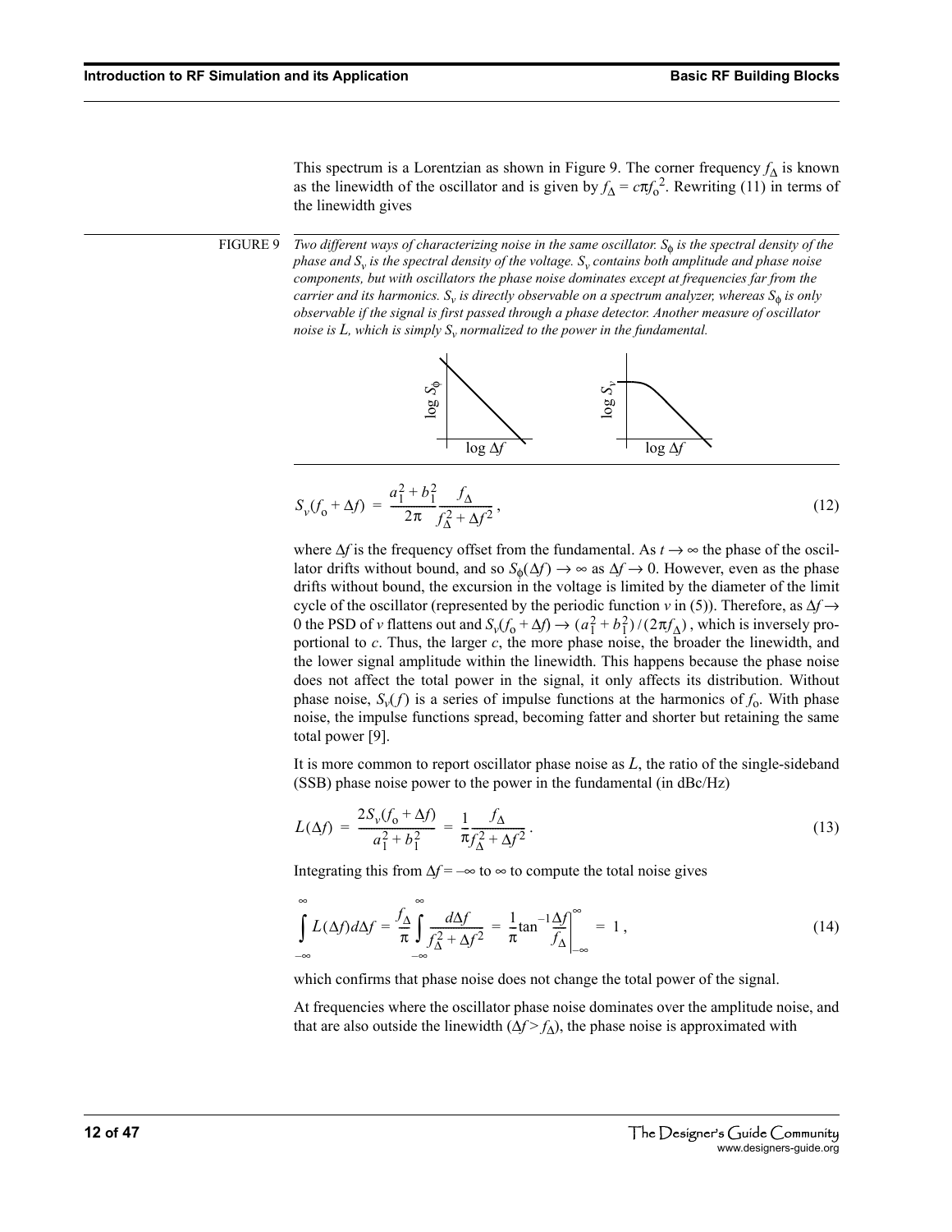This spectrum is a Lorentzian as shown in Figure 9. The corner frequency $f_\Delta$ is known as the linewidth of the oscillator and is given by $f_\Delta = c\pi f_o^2$. Rewriting (11) in terms of the linewidth gives

FIGURE 9 *Two different ways of characterizing noise in the same oscillator. $S_\phi$ is the spectral density of the phase and $S_v$ is the spectral density of the voltage. $S_v$ contains both amplitude and phase noise components, but with oscillators the phase noise dominates except at frequencies far from the carrier and its harmonics. $S_v$ is directly observable on a spectrum analyzer, whereas $S_\phi$ is only observable if the signal is first passed through a phase detector. Another measure of oscillator noise is $L$, which is simply $S_v$ normalized to the power in the fundamental.*

$$S_v(f_o + \Delta f) = \frac{a_1^2 + b_1^2}{2\pi} \frac{f_\Delta}{f_\Delta^2 + \Delta f^2}, \tag{12}$$

where $\Delta f$ is the frequency offset from the fundamental. As $t \to \infty$ the phase of the oscillator drifts without bound, and so $S_\phi(\Delta f) \to \infty$ as $\Delta f \to 0$. However, even as the phase drifts without bound, the excursion in the voltage is limited by the diameter of the limit cycle of the oscillator (represented by the periodic function $v$ in (5)). Therefore, as $\Delta f \to 0$ the PSD of $v$ flattens out and $S_v(f_o + \Delta f) \to (a_1^2 + b_1^2)/(2\pi f_\Delta)$, which is inversely proportional to $c$. Thus, the larger $c$, the more phase noise, the broader the linewidth, and the lower signal amplitude within the linewidth. This happens because the phase noise does not affect the total power in the signal, it only affects its distribution. Without phase noise, $S_v(f)$ is a series of impulse functions at the harmonics of $f_o$. With phase noise, the impulse functions spread, becoming fatter and shorter but retaining the same total power [9].

It is more common to report oscillator phase noise as $L$, the ratio of the single-sideband (SSB) phase noise power to the power in the fundamental (in dBc/Hz)

$$L(\Delta f) = \frac{2S_v(f_o + \Delta f)}{a_1^2 + b_1^2} = \frac{1}{\pi} \frac{f_\Delta}{f_\Delta^2 + \Delta f^2}. \tag{13}$$

Integrating this from $\Delta f = -\infty$ to $\infty$ to compute the total noise gives

$$\int_{-\infty}^{\infty} L(\Delta f) d\Delta f = \frac{f_\Delta}{\pi} \int_{-\infty}^{\infty} \frac{d\Delta f}{f_\Delta^2 + \Delta f^2} = \frac{1}{\pi} \tan^{-1} \frac{\Delta f}{f_\Delta} \bigg|_{-\infty}^{\infty} = 1, \tag{14}$$

which confirms that phase noise does not change the total power of the signal.

At frequencies where the oscillator phase noise dominates over the amplitude noise, and that are also outside the linewidth ($\Delta f > f_\Delta$), the phase noise is approximated with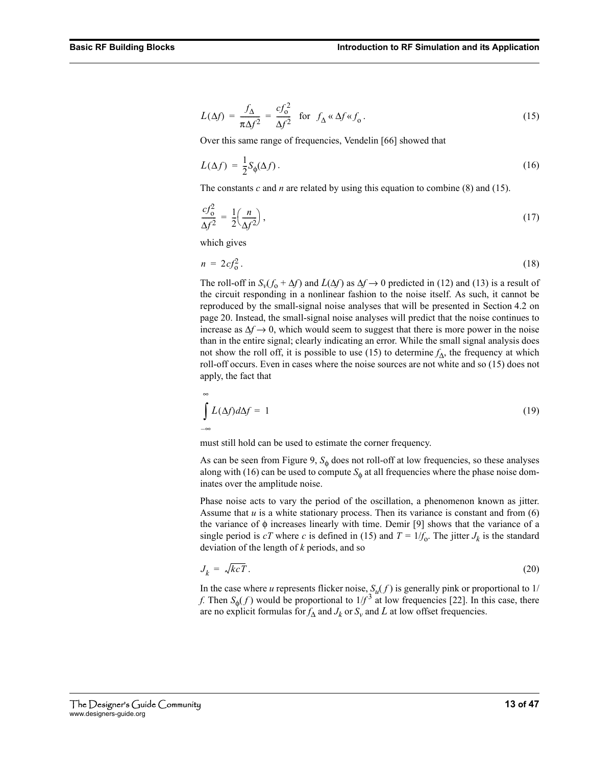$$L(\Delta f) = \frac{f_\Delta}{\pi \Delta f^2} = \frac{c f_o^2}{\Delta f^2} \quad \text{for} \quad f_\Delta \ll \Delta f \ll f_o. \tag{15}$$

Over this same range of frequencies, Vendelin [66] showed that

$$L(\Delta f) = \frac{1}{2} S_\phi(\Delta f). \tag{16}$$

The constants $c$ and $n$ are related by using this equation to combine (8) and (15).

$$\frac{c f_o^2}{\Delta f^2} = \frac{1}{2}\left(\frac{n}{\Delta f^2}\right), \tag{17}$$

which gives

$$n = 2 c f_o^2. \tag{18}$$

The roll-off in $S_v(f_o + \Delta f)$ and $L(\Delta f)$ as $\Delta f \to 0$ predicted in (12) and (13) is a result of the circuit responding in a nonlinear fashion to the noise itself. As such, it cannot be reproduced by the small-signal noise analyses that will be presented in Section 4.2 on page 20. Instead, the small-signal noise analyses will predict that the noise continues to increase as $\Delta f \to 0$, which would seem to suggest that there is more power in the noise than in the entire signal; clearly indicating an error. While the small signal analysis does not show the roll off, it is possible to use (15) to determine $f_\Delta$, the frequency at which roll-off occurs. Even in cases where the noise sources are not white and so (15) does not apply, the fact that

$$\int_{-\infty}^{\infty} L(\Delta f) d\Delta f = 1 \tag{19}$$

must still hold can be used to estimate the corner frequency.

As can be seen from Figure 9, $S_\phi$ does not roll-off at low frequencies, so these analyses along with (16) can be used to compute $S_\phi$ at all frequencies where the phase noise dominates over the amplitude noise.

Phase noise acts to vary the period of the oscillation, a phenomenon known as jitter. Assume that $u$ is a white stationary process. Then its variance is constant and from (6) the variance of $\phi$ increases linearly with time. Demir [9] shows that the variance of a single period is $cT$ where $c$ is defined in (15) and $T = 1/f_o$. The jitter $J_k$ is the standard deviation of the length of $k$ periods, and so

$$J_k = \sqrt{kcT}. \tag{20}$$

In the case where $u$ represents flicker noise, $S_u(f)$ is generally pink or proportional to $1/f$. Then $S_\phi(f)$ would be proportional to $1/f^3$ at low frequencies [22]. In this case, there are no explicit formulas for $f_\Delta$ and $J_k$ or $S_v$ and $L$ at low offset frequencies.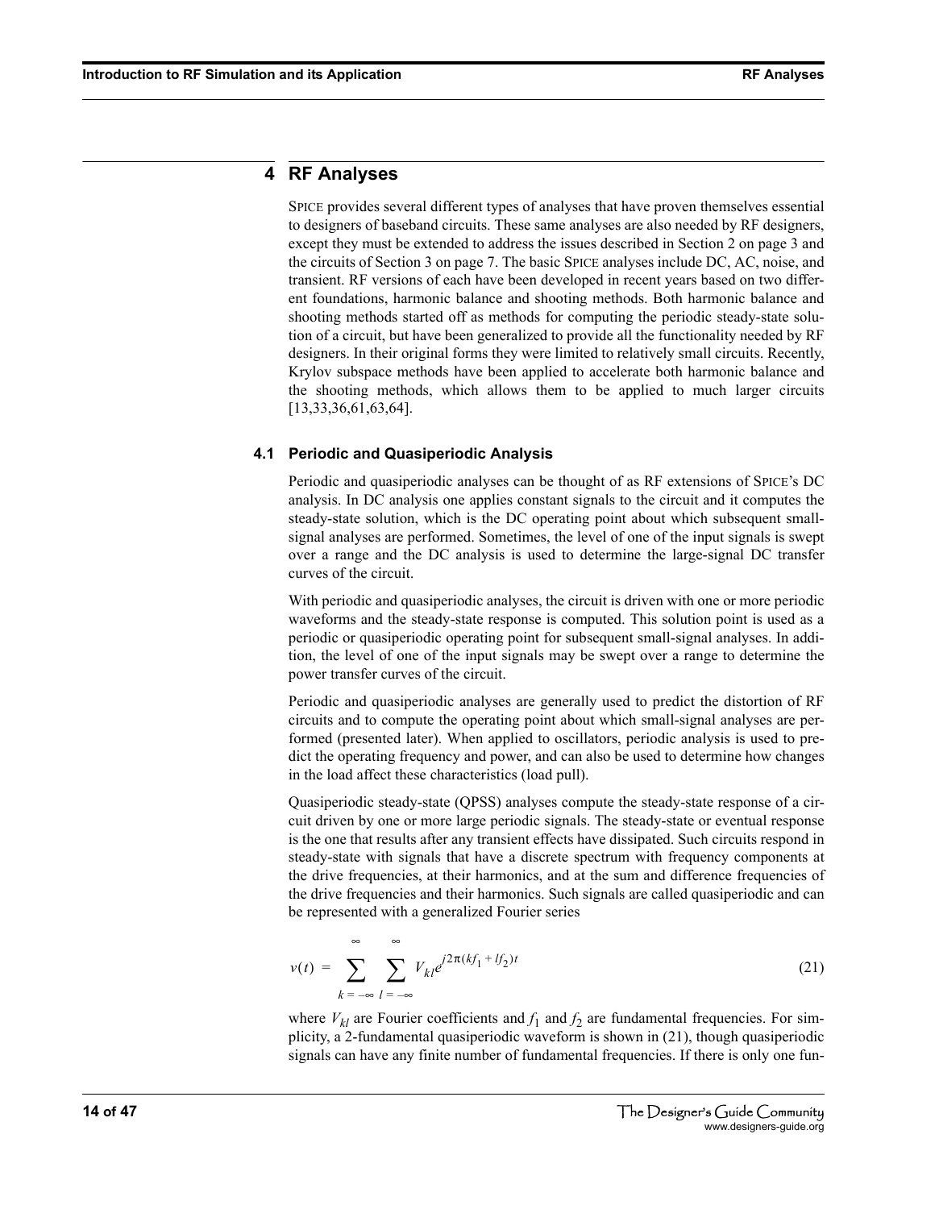# 4 RF Analyses

SPICE provides several different types of analyses that have proven themselves essential to designers of baseband circuits. These same analyses are also needed by RF designers, except they must be extended to address the issues described in Section 2 on page 3 and the circuits of Section 3 on page 7. The basic SPICE analyses include DC, AC, noise, and transient. RF versions of each have been developed in recent years based on two different foundations, harmonic balance and shooting methods. Both harmonic balance and shooting methods started off as methods for computing the periodic steady-state solution of a circuit, but have been generalized to provide all the functionality needed by RF designers. In their original forms they were limited to relatively small circuits. Recently, Krylov subspace methods have been applied to accelerate both harmonic balance and the shooting methods, which allows them to be applied to much larger circuits [13,33,36,61,63,64].

## 4.1 Periodic and Quasiperiodic Analysis

Periodic and quasiperiodic analyses can be thought of as RF extensions of SPICE's DC analysis. In DC analysis one applies constant signals to the circuit and it computes the steady-state solution, which is the DC operating point about which subsequent small-signal analyses are performed. Sometimes, the level of one of the input signals is swept over a range and the DC analysis is used to determine the large-signal DC transfer curves of the circuit.

With periodic and quasiperiodic analyses, the circuit is driven with one or more periodic waveforms and the steady-state response is computed. This solution point is used as a periodic or quasiperiodic operating point for subsequent small-signal analyses. In addition, the level of one of the input signals may be swept over a range to determine the power transfer curves of the circuit.

Periodic and quasiperiodic analyses are generally used to predict the distortion of RF circuits and to compute the operating point about which small-signal analyses are performed (presented later). When applied to oscillators, periodic analysis is used to predict the operating frequency and power, and can also be used to determine how changes in the load affect these characteristics (load pull).

Quasiperiodic steady-state (QPSS) analyses compute the steady-state response of a circuit driven by one or more large periodic signals. The steady-state or eventual response is the one that results after any transient effects have dissipated. Such circuits respond in steady-state with signals that have a discrete spectrum with frequency components at the drive frequencies, at their harmonics, and at the sum and difference frequencies of the drive frequencies and their harmonics. Such signals are called quasiperiodic and can be represented with a generalized Fourier series

$$v(t) = \sum_{k=-\infty}^{\infty} \sum_{l=-\infty}^{\infty} V_{kl} e^{j2\pi(kf_1 + lf_2)t} \tag{21}$$

where $V_{kl}$ are Fourier coefficients and $f_1$ and $f_2$ are fundamental frequencies. For simplicity, a 2-fundamental quasiperiodic waveform is shown in (21), though quasiperiodic signals can have any finite number of fundamental frequencies. If there is only one fun-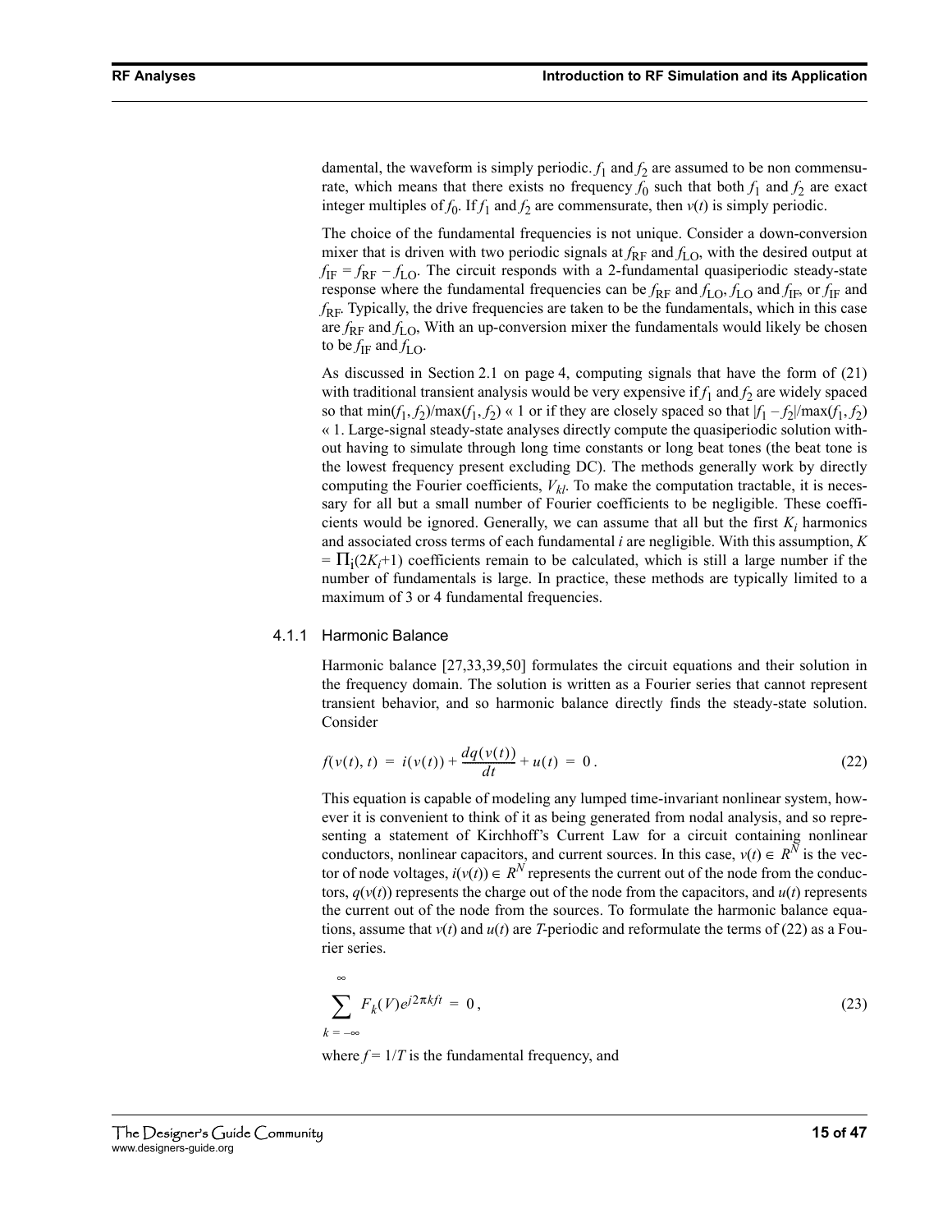damental, the waveform is simply periodic. $f_1$ and $f_2$ are assumed to be non commensurate, which means that there exists no frequency $f_0$ such that both $f_1$ and $f_2$ are exact integer multiples of $f_0$. If $f_1$ and $f_2$ are commensurate, then $v(t)$ is simply periodic.

The choice of the fundamental frequencies is not unique. Consider a down-conversion mixer that is driven with two periodic signals at $f_{RF}$ and $f_{LO}$, with the desired output at $f_{IF} = f_{RF} - f_{LO}$. The circuit responds with a 2-fundamental quasiperiodic steady-state response where the fundamental frequencies can be $f_{RF}$ and $f_{LO}$, $f_{LO}$ and $f_{IF}$, or $f_{IF}$ and $f_{RF}$. Typically, the drive frequencies are taken to be the fundamentals, which in this case are $f_{RF}$ and $f_{LO}$, With an up-conversion mixer the fundamentals would likely be chosen to be $f_{IF}$ and $f_{LO}$.

As discussed in Section 2.1 on page 4, computing signals that have the form of (21) with traditional transient analysis would be very expensive if $f_1$ and $f_2$ are widely spaced so that $\min(f_1, f_2)/\max(f_1, f_2) \ll 1$ or if they are closely spaced so that $|f_1 - f_2|/\max(f_1, f_2) \ll 1$. Large-signal steady-state analyses directly compute the quasiperiodic solution without having to simulate through long time constants or long beat tones (the beat tone is the lowest frequency present excluding DC). The methods generally work by directly computing the Fourier coefficients, $V_{kl}$. To make the computation tractable, it is necessary for all but a small number of Fourier coefficients to be negligible. These coefficients would be ignored. Generally, we can assume that all but the first $K_i$ harmonics and associated cross terms of each fundamental $i$ are negligible. With this assumption, $K = \prod_i (2K_i+1)$ coefficients remain to be calculated, which is still a large number if the number of fundamentals is large. In practice, these methods are typically limited to a maximum of 3 or 4 fundamental frequencies.

### 4.1.1 Harmonic Balance

Harmonic balance [27,33,39,50] formulates the circuit equations and their solution in the frequency domain. The solution is written as a Fourier series that cannot represent transient behavior, and so harmonic balance directly finds the steady-state solution. Consider

$$f(v(t), t) = i(v(t)) + \frac{dq(v(t))}{dt} + u(t) = 0\,. \tag{22}$$

This equation is capable of modeling any lumped time-invariant nonlinear system, however it is convenient to think of it as being generated from nodal analysis, and so representing a statement of Kirchhoff's Current Law for a circuit containing nonlinear conductors, nonlinear capacitors, and current sources. In this case, $v(t) \in R^N$ is the vector of node voltages, $i(v(t)) \in R^N$ represents the current out of the node from the conductors, $q(v(t))$ represents the charge out of the node from the capacitors, and $u(t)$ represents the current out of the node from the sources. To formulate the harmonic balance equations, assume that $v(t)$ and $u(t)$ are $T$-periodic and reformulate the terms of (22) as a Fourier series.

$$\sum_{k=-\infty}^{\infty} F_k(V) e^{j2\pi k f t} = 0\,, \tag{23}$$

where $f = 1/T$ is the fundamental frequency, and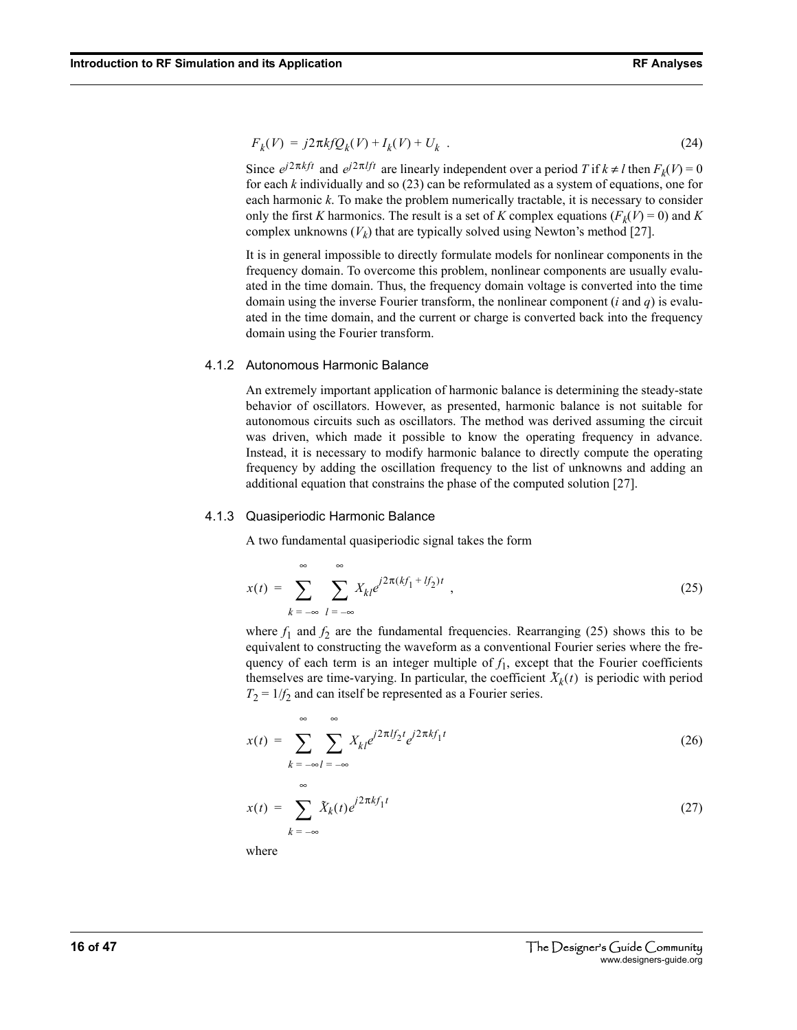$$F_k(V) = j2\pi kfQ_k(V) + I_k(V) + U_k \ . \tag{24}$$

Since $e^{j2\pi kft}$ and $e^{j2\pi lft}$ are linearly independent over a period $T$ if $k \neq l$ then $F_k(V) = 0$ for each $k$ individually and so (23) can be reformulated as a system of equations, one for each harmonic $k$. To make the problem numerically tractable, it is necessary to consider only the first $K$ harmonics. The result is a set of $K$ complex equations ($F_k(V) = 0$) and $K$ complex unknowns ($V_k$) that are typically solved using Newton's method [27].

It is in general impossible to directly formulate models for nonlinear components in the frequency domain. To overcome this problem, nonlinear components are usually evaluated in the time domain. Thus, the frequency domain voltage is converted into the time domain using the inverse Fourier transform, the nonlinear component ($i$ and $q$) is evaluated in the time domain, and the current or charge is converted back into the frequency domain using the Fourier transform.

### 4.1.2 Autonomous Harmonic Balance

An extremely important application of harmonic balance is determining the steady-state behavior of oscillators. However, as presented, harmonic balance is not suitable for autonomous circuits such as oscillators. The method was derived assuming the circuit was driven, which made it possible to know the operating frequency in advance. Instead, it is necessary to modify harmonic balance to directly compute the operating frequency by adding the oscillation frequency to the list of unknowns and adding an additional equation that constrains the phase of the computed solution [27].

### 4.1.3 Quasiperiodic Harmonic Balance

A two fundamental quasiperiodic signal takes the form

$$x(t) = \sum_{k=-\infty}^{\infty} \sum_{l=-\infty}^{\infty} X_{kl} e^{j2\pi(kf_1 + lf_2)t} \ , \tag{25}$$

where $f_1$ and $f_2$ are the fundamental frequencies. Rearranging (25) shows this to be equivalent to constructing the waveform as a conventional Fourier series where the frequency of each term is an integer multiple of $f_1$, except that the Fourier coefficients themselves are time-varying. In particular, the coefficient $\tilde{X}_k(t)$ is periodic with period $T_2 = 1/f_2$ and can itself be represented as a Fourier series.

$$x(t) = \sum_{k=-\infty}^{\infty} \sum_{l=-\infty}^{\infty} X_{kl} e^{j2\pi lf_2 t} e^{j2\pi kf_1 t} \tag{26}$$

$$x(t) = \sum_{k=-\infty}^{\infty} \tilde{X}_k(t) e^{j2\pi kf_1 t} \tag{27}$$

where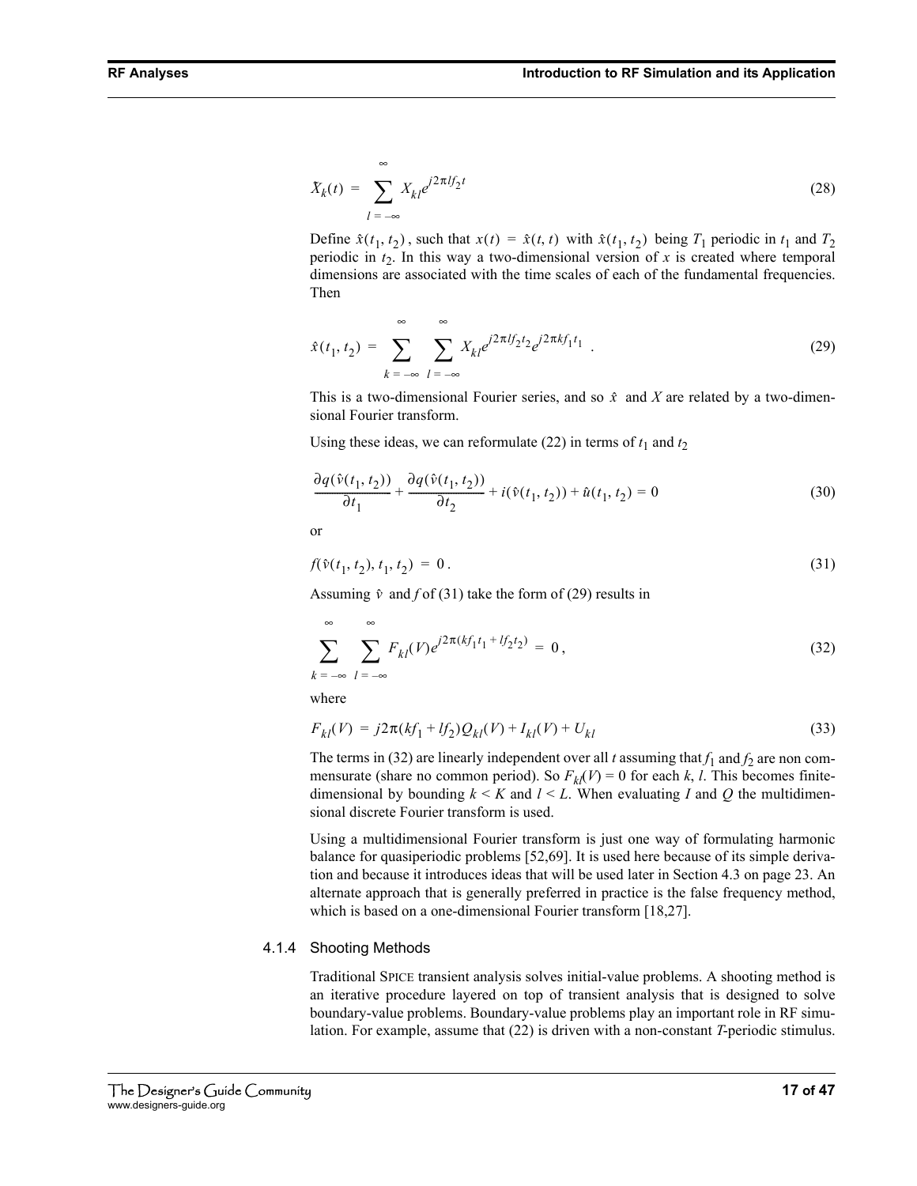$$X_k(t) = \sum_{l=-\infty}^{\infty} X_{kl} e^{j2\pi l f_2 t} \tag{28}$$

Define $\hat{x}(t_1, t_2)$, such that $x(t) = \hat{x}(t, t)$ with $\hat{x}(t_1, t_2)$ being $T_1$ periodic in $t_1$ and $T_2$ periodic in $t_2$. In this way a two-dimensional version of $x$ is created where temporal dimensions are associated with the time scales of each of the fundamental frequencies. Then

$$\hat{x}(t_1, t_2) = \sum_{k=-\infty}^{\infty} \sum_{l=-\infty}^{\infty} X_{kl} e^{j2\pi l f_2 t_2} e^{j2\pi k f_1 t_1} . \tag{29}$$

This is a two-dimensional Fourier series, and so $\hat{x}$ and $X$ are related by a two-dimensional Fourier transform.

Using these ideas, we can reformulate (22) in terms of $t_1$ and $t_2$

$$\frac{\partial q(\hat{v}(t_1, t_2))}{\partial t_1} + \frac{\partial q(\hat{v}(t_1, t_2))}{\partial t_2} + i(\hat{v}(t_1, t_2)) + \hat{u}(t_1, t_2) = 0 \tag{30}$$

or

$$f(\hat{v}(t_1, t_2), t_1, t_2) = 0 . \tag{31}$$

Assuming $\hat{v}$ and $f$ of (31) take the form of (29) results in

$$\sum_{k=-\infty}^{\infty} \sum_{l=-\infty}^{\infty} F_{kl}(V) e^{j2\pi(k f_1 t_1 + l f_2 t_2)} = 0 , \tag{32}$$

where

$$F_{kl}(V) = j2\pi(k f_1 + l f_2) Q_{kl}(V) + I_{kl}(V) + U_{kl} \tag{33}$$

The terms in (32) are linearly independent over all $t$ assuming that $f_1$ and $f_2$ are non commensurate (share no common period). So $F_{kl}(V) = 0$ for each $k$, $l$. This becomes finite-dimensional by bounding $k < K$ and $l < L$. When evaluating $I$ and $Q$ the multidimensional discrete Fourier transform is used.

Using a multidimensional Fourier transform is just one way of formulating harmonic balance for quasiperiodic problems [52,69]. It is used here because of its simple derivation and because it introduces ideas that will be used later in Section 4.3 on page 23. An alternate approach that is generally preferred in practice is the false frequency method, which is based on a one-dimensional Fourier transform [18,27].

### 4.1.4 Shooting Methods

Traditional SPICE transient analysis solves initial-value problems. A shooting method is an iterative procedure layered on top of transient analysis that is designed to solve boundary-value problems. Boundary-value problems play an important role in RF simulation. For example, assume that (22) is driven with a non-constant $T$-periodic stimulus.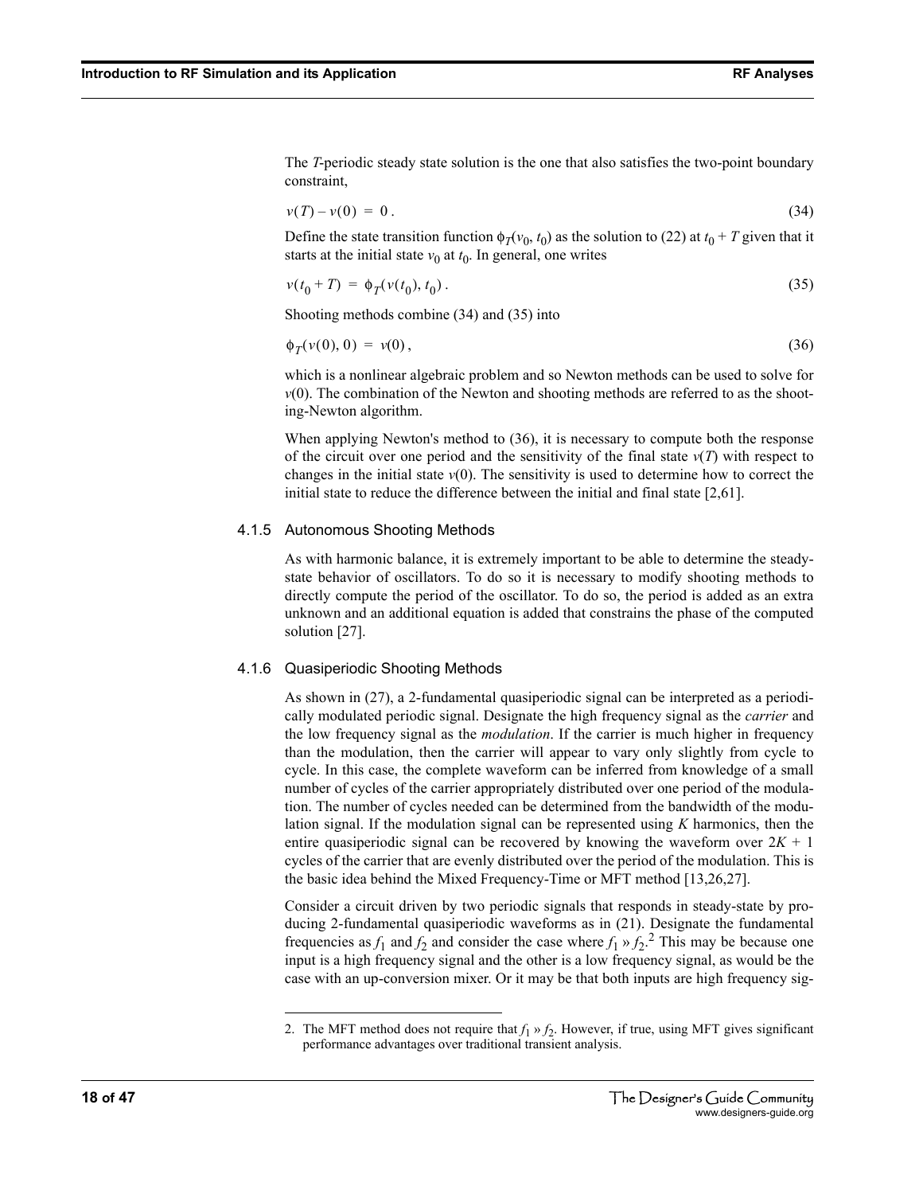The $T$-periodic steady state solution is the one that also satisfies the two-point boundary constraint,

$$v(T) - v(0) = 0 . \tag{34}$$

Define the state transition function $\phi_T(v_0, t_0)$ as the solution to (22) at $t_0 + T$ given that it starts at the initial state $v_0$ at $t_0$. In general, one writes

$$v(t_0 + T) = \phi_T(v(t_0), t_0) . \tag{35}$$

Shooting methods combine (34) and (35) into

$$\phi_T(v(0), 0) = v(0) , \tag{36}$$

which is a nonlinear algebraic problem and so Newton methods can be used to solve for $v(0)$. The combination of the Newton and shooting methods are referred to as the shooting-Newton algorithm.

When applying Newton's method to (36), it is necessary to compute both the response of the circuit over one period and the sensitivity of the final state $v(T)$ with respect to changes in the initial state $v(0)$. The sensitivity is used to determine how to correct the initial state to reduce the difference between the initial and final state [2,61].

### 4.1.5 Autonomous Shooting Methods

As with harmonic balance, it is extremely important to be able to determine the steady-state behavior of oscillators. To do so it is necessary to modify shooting methods to directly compute the period of the oscillator. To do so, the period is added as an extra unknown and an additional equation is added that constrains the phase of the computed solution [27].

### 4.1.6 Quasiperiodic Shooting Methods

As shown in (27), a 2-fundamental quasiperiodic signal can be interpreted as a periodically modulated periodic signal. Designate the high frequency signal as the *carrier* and the low frequency signal as the *modulation*. If the carrier is much higher in frequency than the modulation, then the carrier will appear to vary only slightly from cycle to cycle. In this case, the complete waveform can be inferred from knowledge of a small number of cycles of the carrier appropriately distributed over one period of the modulation. The number of cycles needed can be determined from the bandwidth of the modulation signal. If the modulation signal can be represented using $K$ harmonics, then the entire quasiperiodic signal can be recovered by knowing the waveform over $2K + 1$ cycles of the carrier that are evenly distributed over the period of the modulation. This is the basic idea behind the Mixed Frequency-Time or MFT method [13,26,27].

Consider a circuit driven by two periodic signals that responds in steady-state by producing 2-fundamental quasiperiodic waveforms as in (21). Designate the fundamental frequencies as $f_1$ and $f_2$ and consider the case where $f_1 \gg f_2$.[2] This may be because one input is a high frequency signal and the other is a low frequency signal, as would be the case with an up-conversion mixer. Or it may be that both inputs are high frequency sig-

---

2. The MFT method does not require that $f_1 \gg f_2$. However, if true, using MFT gives significant performance advantages over traditional transient analysis.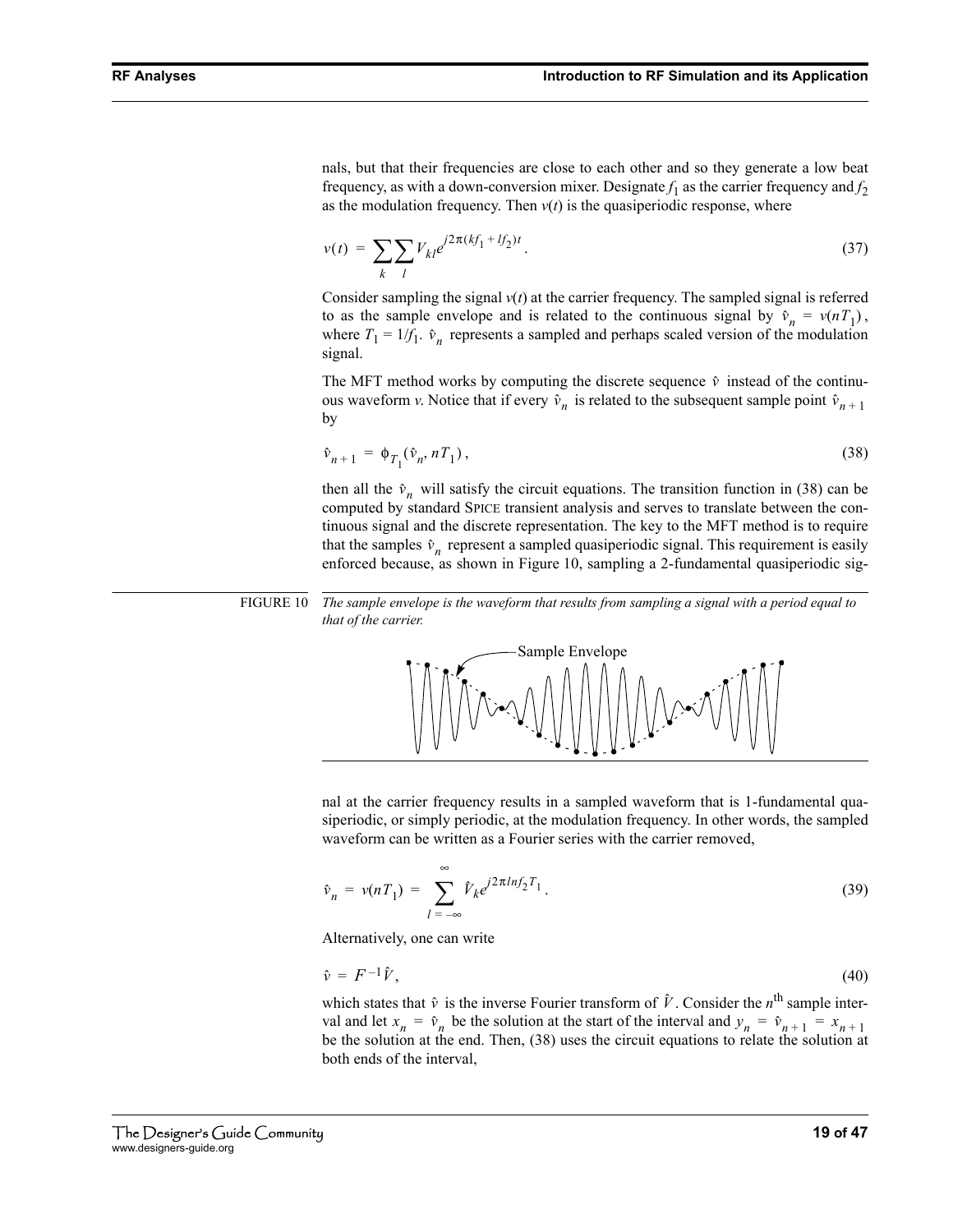nals, but that their frequencies are close to each other and so they generate a low beat frequency, as with a down-conversion mixer. Designate $f_1$ as the carrier frequency and $f_2$ as the modulation frequency. Then $v(t)$ is the quasiperiodic response, where

$$v(t) = \sum_k \sum_l V_{kl} e^{j2\pi(kf_1 + lf_2)t}. \tag{37}$$

Consider sampling the signal $v(t)$ at the carrier frequency. The sampled signal is referred to as the sample envelope and is related to the continuous signal by $\hat{v}_n = v(nT_1)$, where $T_1 = 1/f_1$. $\hat{v}_n$ represents a sampled and perhaps scaled version of the modulation signal.

The MFT method works by computing the discrete sequence $\hat{v}$ instead of the continuous waveform $v$. Notice that if every $\hat{v}_n$ is related to the subsequent sample point $\hat{v}_{n+1}$ by

$$\hat{v}_{n+1} = \phi_{T_1}(\hat{v}_n, nT_1), \tag{38}$$

then all the $\hat{v}_n$ will satisfy the circuit equations. The transition function in (38) can be computed by standard SPICE transient analysis and serves to translate between the continuous signal and the discrete representation. The key to the MFT method is to require that the samples $\hat{v}_n$ represent a sampled quasiperiodic signal. This requirement is easily enforced because, as shown in Figure 10, sampling a 2-fundamental quasiperiodic signal at the carrier frequency results in a sampled waveform that is 1-fundamental quasiperiodic, or simply periodic, at the modulation frequency. In other words, the sampled waveform can be written as a Fourier series with the carrier removed,

FIGURE 10 *The sample envelope is the waveform that results from sampling a signal with a period equal to that of the carrier.*

$$\hat{v}_n = v(nT_1) = \sum_{l=-\infty}^{\infty} \hat{V}_k e^{j2\pi l n f_2 T_1}. \tag{39}$$

Alternatively, one can write

$$\hat{v} = F^{-1}\hat{V}, \tag{40}$$

which states that $\hat{v}$ is the inverse Fourier transform of $\hat{V}$. Consider the $n^{\text{th}}$ sample interval and let $x_n = \hat{v}_n$ be the solution at the start of the interval and $y_n = \hat{v}_{n+1} = x_{n+1}$ be the solution at the end. Then, (38) uses the circuit equations to relate the solution at both ends of the interval,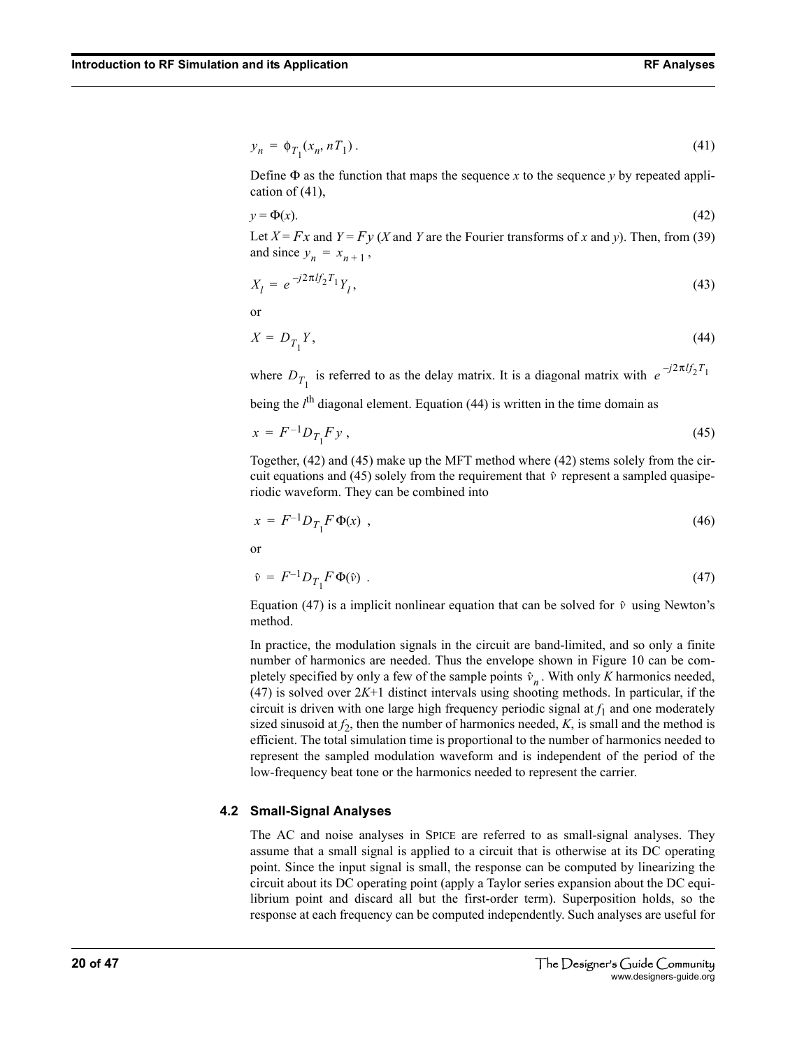$$y_n = \phi_{T_1}(x_n, nT_1)\,. \tag{41}$$

Define $\Phi$ as the function that maps the sequence $x$ to the sequence $y$ by repeated application of (41),

$$y = \Phi(x). \tag{42}$$

Let $X = Fx$ and $Y = Fy$ ($X$ and $Y$ are the Fourier transforms of $x$ and $y$). Then, from (39) and since $y_n = x_{n+1}$,

$$X_l = e^{-j2\pi l f_2 T_1} Y_l, \tag{43}$$

or

$$X = D_{T_1} Y, \tag{44}$$

where $D_{T_1}$ is referred to as the delay matrix. It is a diagonal matrix with $e^{-j2\pi l f_2 T_1}$ being the $l^{\text{th}}$ diagonal element. Equation (44) is written in the time domain as

$$x = F^{-1} D_{T_1} F y\,, \tag{45}$$

Together, (42) and (45) make up the MFT method where (42) stems solely from the circuit equations and (45) solely from the requirement that $\hat{v}$ represent a sampled quasiperiodic waveform. They can be combined into

$$x = F^{-1} D_{T_1} F\,\Phi(x)\;\;, \tag{46}$$

or

$$\hat{v} = F^{-1} D_{T_1} F\,\Phi(\hat{v})\;\;. \tag{47}$$

Equation (47) is a implicit nonlinear equation that can be solved for $\hat{v}$ using Newton's method.

In practice, the modulation signals in the circuit are band-limited, and so only a finite number of harmonics are needed. Thus the envelope shown in Figure 10 can be completely specified by only a few of the sample points $\hat{v}_n$. With only $K$ harmonics needed, (47) is solved over $2K$+1 distinct intervals using shooting methods. In particular, if the circuit is driven with one large high frequency periodic signal at $f_1$ and one moderately sized sinusoid at $f_2$, then the number of harmonics needed, $K$, is small and the method is efficient. The total simulation time is proportional to the number of harmonics needed to represent the sampled modulation waveform and is independent of the period of the low-frequency beat tone or the harmonics needed to represent the carrier.

### 4.2 Small-Signal Analyses

The AC and noise analyses in SPICE are referred to as small-signal analyses. They assume that a small signal is applied to a circuit that is otherwise at its DC operating point. Since the input signal is small, the response can be computed by linearizing the circuit about its DC operating point (apply a Taylor series expansion about the DC equilibrium point and discard all but the first-order term). Superposition holds, so the response at each frequency can be computed independently. Such analyses are useful for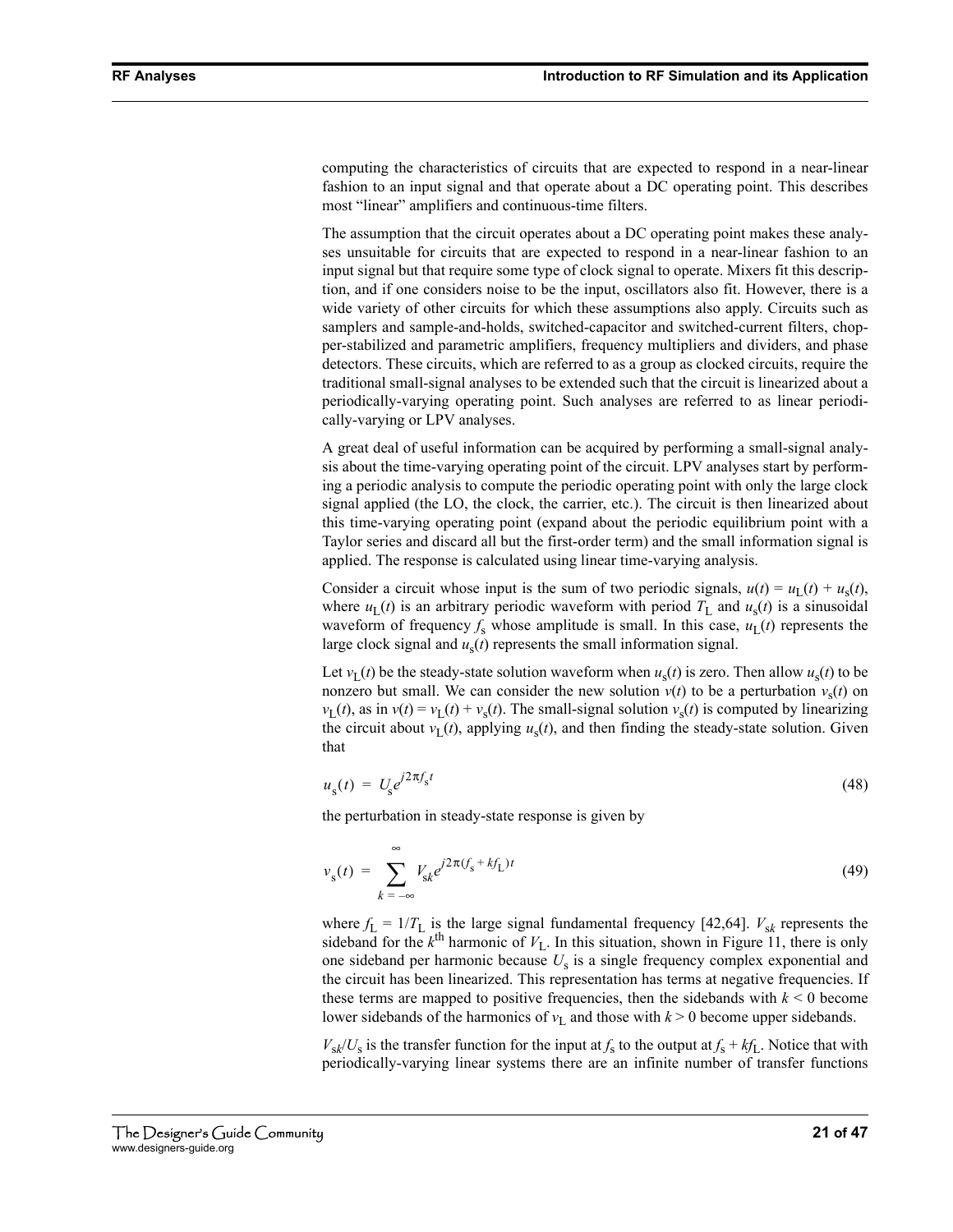computing the characteristics of circuits that are expected to respond in a near-linear fashion to an input signal and that operate about a DC operating point. This describes most "linear" amplifiers and continuous-time filters.

The assumption that the circuit operates about a DC operating point makes these analyses unsuitable for circuits that are expected to respond in a near-linear fashion to an input signal but that require some type of clock signal to operate. Mixers fit this description, and if one considers noise to be the input, oscillators also fit. However, there is a wide variety of other circuits for which these assumptions also apply. Circuits such as samplers and sample-and-holds, switched-capacitor and switched-current filters, chopper-stabilized and parametric amplifiers, frequency multipliers and dividers, and phase detectors. These circuits, which are referred to as a group as clocked circuits, require the traditional small-signal analyses to be extended such that the circuit is linearized about a periodically-varying operating point. Such analyses are referred to as linear periodically-varying or LPV analyses.

A great deal of useful information can be acquired by performing a small-signal analysis about the time-varying operating point of the circuit. LPV analyses start by performing a periodic analysis to compute the periodic operating point with only the large clock signal applied (the LO, the clock, the carrier, etc.). The circuit is then linearized about this time-varying operating point (expand about the periodic equilibrium point with a Taylor series and discard all but the first-order term) and the small information signal is applied. The response is calculated using linear time-varying analysis.

Consider a circuit whose input is the sum of two periodic signals, $u(t) = u_L(t) + u_s(t)$, where $u_L(t)$ is an arbitrary periodic waveform with period $T_L$ and $u_s(t)$ is a sinusoidal waveform of frequency $f_s$ whose amplitude is small. In this case, $u_L(t)$ represents the large clock signal and $u_s(t)$ represents the small information signal.

Let $v_L(t)$ be the steady-state solution waveform when $u_s(t)$ is zero. Then allow $u_s(t)$ to be nonzero but small. We can consider the new solution $v(t)$ to be a perturbation $v_s(t)$ on $v_L(t)$, as in $v(t) = v_L(t) + v_s(t)$. The small-signal solution $v_s(t)$ is computed by linearizing the circuit about $v_L(t)$, applying $u_s(t)$, and then finding the steady-state solution. Given that

$$u_s(t) = U_s e^{j2\pi f_s t} \tag{48}$$

the perturbation in steady-state response is given by

$$v_s(t) = \sum_{k=-\infty}^{\infty} V_{sk} e^{j2\pi(f_s + kf_L)t} \tag{49}$$

where $f_L = 1/T_L$ is the large signal fundamental frequency [42,64]. $V_{sk}$ represents the sideband for the $k^{\text{th}}$ harmonic of $V_L$. In this situation, shown in Figure 11, there is only one sideband per harmonic because $U_s$ is a single frequency complex exponential and the circuit has been linearized. This representation has terms at negative frequencies. If these terms are mapped to positive frequencies, then the sidebands with $k < 0$ become lower sidebands of the harmonics of $v_L$ and those with $k > 0$ become upper sidebands.

$V_{sk}/U_s$ is the transfer function for the input at $f_s$ to the output at $f_s + kf_L$. Notice that with periodically-varying linear systems there are an infinite number of transfer functions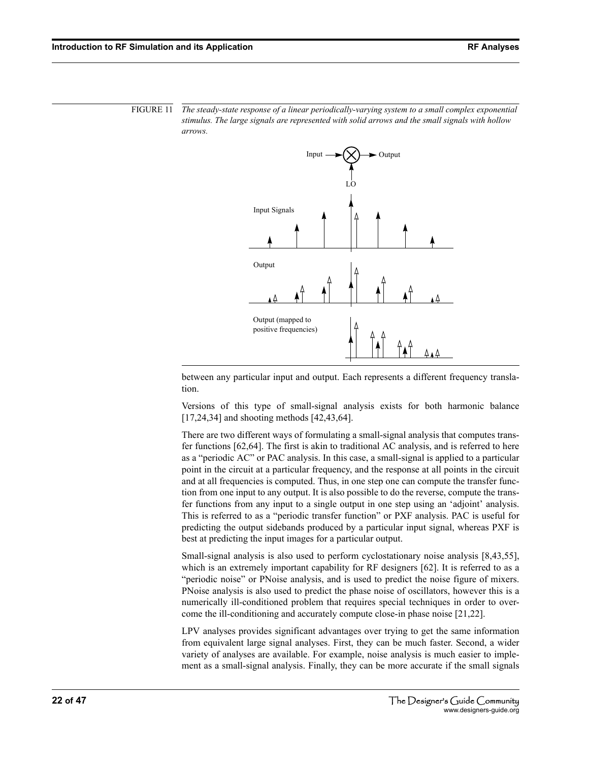FIGURE 11 *The steady-state response of a linear periodically-varying system to a small complex exponential stimulus. The large signals are represented with solid arrows and the small signals with hollow arrows.*

between any particular input and output. Each represents a different frequency translation.

Versions of this type of small-signal analysis exists for both harmonic balance [17,24,34] and shooting methods [42,43,64].

There are two different ways of formulating a small-signal analysis that computes transfer functions [62,64]. The first is akin to traditional AC analysis, and is referred to here as a "periodic AC" or PAC analysis. In this case, a small-signal is applied to a particular point in the circuit at a particular frequency, and the response at all points in the circuit and at all frequencies is computed. Thus, in one step one can compute the transfer function from one input to any output. It is also possible to do the reverse, compute the transfer functions from any input to a single output in one step using an 'adjoint' analysis. This is referred to as a "periodic transfer function" or PXF analysis. PAC is useful for predicting the output sidebands produced by a particular input signal, whereas PXF is best at predicting the input images for a particular output.

Small-signal analysis is also used to perform cyclostationary noise analysis [8,43,55], which is an extremely important capability for RF designers [62]. It is referred to as a "periodic noise" or PNoise analysis, and is used to predict the noise figure of mixers. PNoise analysis is also used to predict the phase noise of oscillators, however this is a numerically ill-conditioned problem that requires special techniques in order to overcome the ill-conditioning and accurately compute close-in phase noise [21,22].

LPV analyses provides significant advantages over trying to get the same information from equivalent large signal analyses. First, they can be much faster. Second, a wider variety of analyses are available. For example, noise analysis is much easier to implement as a small-signal analysis. Finally, they can be more accurate if the small signals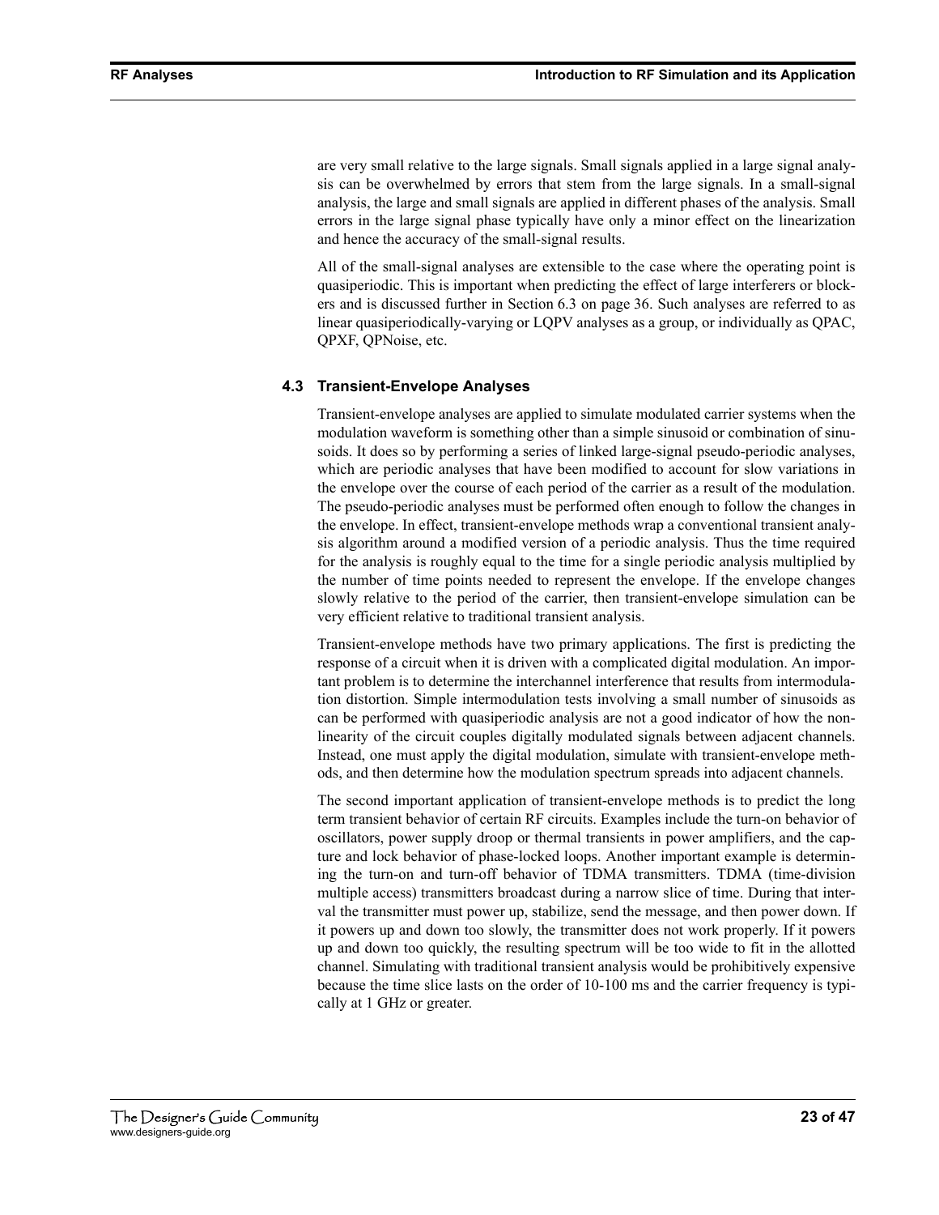are very small relative to the large signals. Small signals applied in a large signal analysis can be overwhelmed by errors that stem from the large signals. In a small-signal analysis, the large and small signals are applied in different phases of the analysis. Small errors in the large signal phase typically have only a minor effect on the linearization and hence the accuracy of the small-signal results.

All of the small-signal analyses are extensible to the case where the operating point is quasiperiodic. This is important when predicting the effect of large interferers or blockers and is discussed further in Section 6.3 on page 36. Such analyses are referred to as linear quasiperiodically-varying or LQPV analyses as a group, or individually as QPAC, QPXF, QPNoise, etc.

### 4.3 Transient-Envelope Analyses

Transient-envelope analyses are applied to simulate modulated carrier systems when the modulation waveform is something other than a simple sinusoid or combination of sinusoids. It does so by performing a series of linked large-signal pseudo-periodic analyses, which are periodic analyses that have been modified to account for slow variations in the envelope over the course of each period of the carrier as a result of the modulation. The pseudo-periodic analyses must be performed often enough to follow the changes in the envelope. In effect, transient-envelope methods wrap a conventional transient analysis algorithm around a modified version of a periodic analysis. Thus the time required for the analysis is roughly equal to the time for a single periodic analysis multiplied by the number of time points needed to represent the envelope. If the envelope changes slowly relative to the period of the carrier, then transient-envelope simulation can be very efficient relative to traditional transient analysis.

Transient-envelope methods have two primary applications. The first is predicting the response of a circuit when it is driven with a complicated digital modulation. An important problem is to determine the interchannel interference that results from intermodulation distortion. Simple intermodulation tests involving a small number of sinusoids as can be performed with quasiperiodic analysis are not a good indicator of how the nonlinearity of the circuit couples digitally modulated signals between adjacent channels. Instead, one must apply the digital modulation, simulate with transient-envelope methods, and then determine how the modulation spectrum spreads into adjacent channels.

The second important application of transient-envelope methods is to predict the long term transient behavior of certain RF circuits. Examples include the turn-on behavior of oscillators, power supply droop or thermal transients in power amplifiers, and the capture and lock behavior of phase-locked loops. Another important example is determining the turn-on and turn-off behavior of TDMA transmitters. TDMA (time-division multiple access) transmitters broadcast during a narrow slice of time. During that interval the transmitter must power up, stabilize, send the message, and then power down. If it powers up and down too slowly, the transmitter does not work properly. If it powers up and down too quickly, the resulting spectrum will be too wide to fit in the allotted channel. Simulating with traditional transient analysis would be prohibitively expensive because the time slice lasts on the order of 10-100 ms and the carrier frequency is typically at 1 GHz or greater.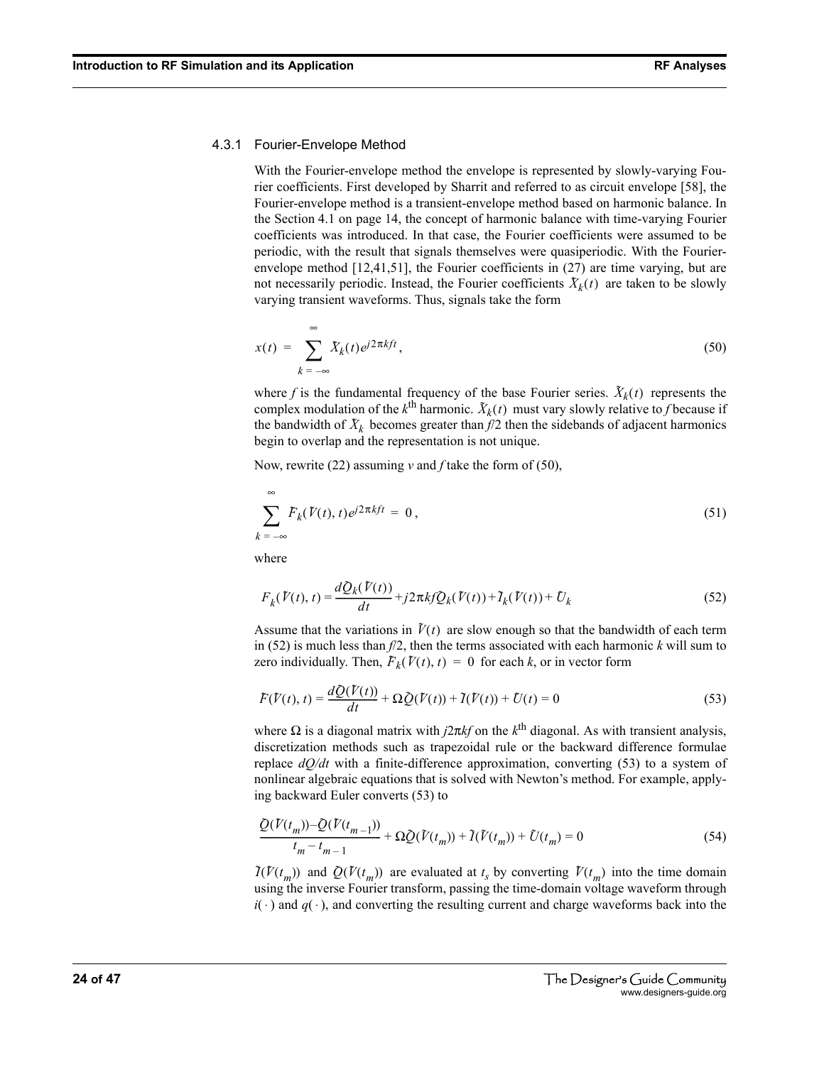### 4.3.1 Fourier-Envelope Method

With the Fourier-envelope method the envelope is represented by slowly-varying Fourier coefficients. First developed by Sharrit and referred to as circuit envelope [58], the Fourier-envelope method is a transient-envelope method based on harmonic balance. In the Section 4.1 on page 14, the concept of harmonic balance with time-varying Fourier coefficients was introduced. In that case, the Fourier coefficients were assumed to be periodic, with the result that signals themselves were quasiperiodic. With the Fourier-envelope method [12,41,51], the Fourier coefficients in (27) are time varying, but are not necessarily periodic. Instead, the Fourier coefficients $\tilde{X}_k(t)$ are taken to be slowly varying transient waveforms. Thus, signals take the form

$$x(t) = \sum_{k=-\infty}^{\infty} \tilde{X}_k(t) e^{j2\pi kft}, \tag{50}$$

where $f$ is the fundamental frequency of the base Fourier series. $\tilde{X}_k(t)$ represents the complex modulation of the $k^{\text{th}}$ harmonic. $\tilde{X}_k(t)$ must vary slowly relative to $f$ because if the bandwidth of $\tilde{X}_k$ becomes greater than $f/2$ then the sidebands of adjacent harmonics begin to overlap and the representation is not unique.

Now, rewrite (22) assuming $v$ and $f$ take the form of (50),

$$\sum_{k=-\infty}^{\infty} \tilde{F}_k(\tilde{V}(t), t) e^{j2\pi kft} = 0, \tag{51}$$

where

$$F_k(\tilde{V}(t), t) = \frac{d\tilde{Q}_k(\tilde{V}(t))}{dt} + j2\pi kf\tilde{Q}_k(\tilde{V}(t)) + \tilde{I}_k(\tilde{V}(t)) + \tilde{U}_k \tag{52}$$

Assume that the variations in $\tilde{V}(t)$ are slow enough so that the bandwidth of each term in (52) is much less than $f/2$, then the terms associated with each harmonic $k$ will sum to zero individually. Then, $\tilde{F}_k(\tilde{V}(t), t) = 0$ for each $k$, or in vector form

$$\tilde{F}(\tilde{V}(t), t) = \frac{d\tilde{Q}(\tilde{V}(t))}{dt} + \Omega\tilde{Q}(\tilde{V}(t)) + \tilde{I}(\tilde{V}(t)) + \tilde{U}(t) = 0 \tag{53}$$

where $\Omega$ is a diagonal matrix with $j2\pi kf$ on the $k^{\text{th}}$ diagonal. As with transient analysis, discretization methods such as trapezoidal rule or the backward difference formulae replace $dQ/dt$ with a finite-difference approximation, converting (53) to a system of nonlinear algebraic equations that is solved with Newton's method. For example, applying backward Euler converts (53) to

$$\frac{\tilde{Q}(\tilde{V}(t_m)) - \tilde{Q}(\tilde{V}(t_{m-1}))}{t_m - t_{m-1}} + \Omega\tilde{Q}(\tilde{V}(t_m)) + \tilde{I}(\tilde{V}(t_m)) + \tilde{U}(t_m) = 0 \tag{54}$$

$\tilde{I}(\tilde{V}(t_m))$ and $\tilde{Q}(\tilde{V}(t_m))$ are evaluated at $t_s$ by converting $\tilde{V}(t_m)$ into the time domain using the inverse Fourier transform, passing the time-domain voltage waveform through $i(\cdot)$ and $q(\cdot)$, and converting the resulting current and charge waveforms back into the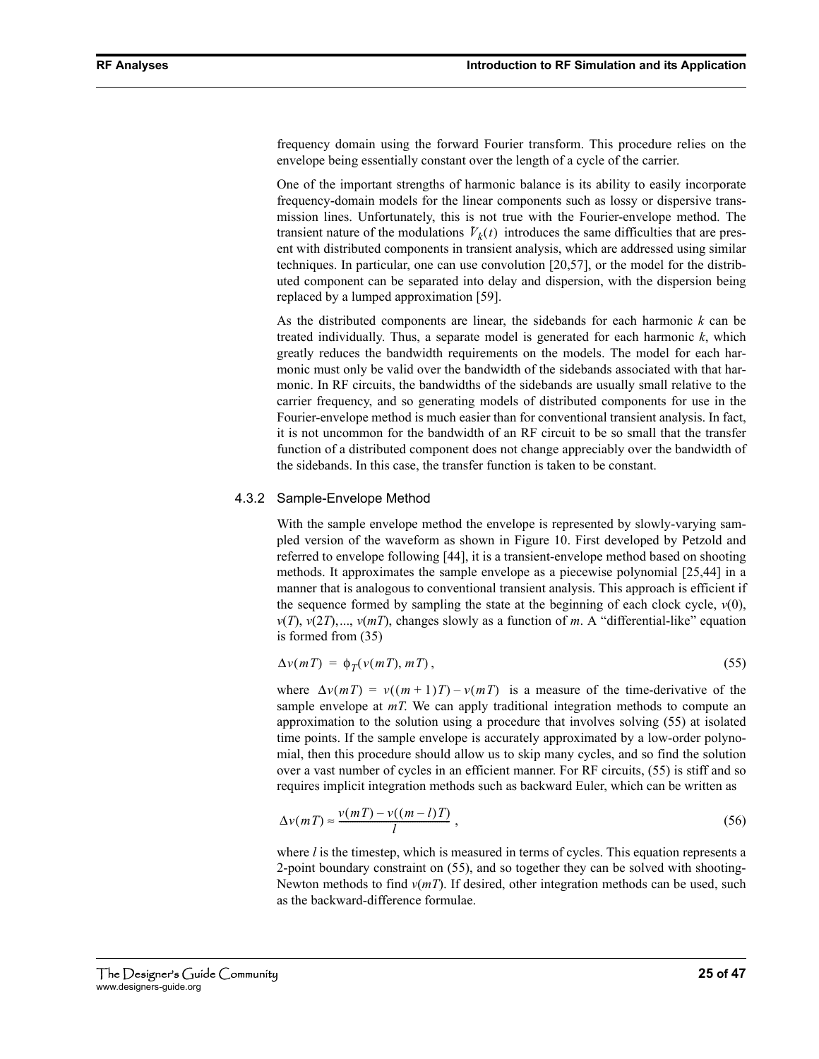frequency domain using the forward Fourier transform. This procedure relies on the envelope being essentially constant over the length of a cycle of the carrier.

One of the important strengths of harmonic balance is its ability to easily incorporate frequency-domain models for the linear components such as lossy or dispersive transmission lines. Unfortunately, this is not true with the Fourier-envelope method. The transient nature of the modulations $V_k(t)$ introduces the same difficulties that are present with distributed components in transient analysis, which are addressed using similar techniques. In particular, one can use convolution [20,57], or the model for the distributed component can be separated into delay and dispersion, with the dispersion being replaced by a lumped approximation [59].

As the distributed components are linear, the sidebands for each harmonic $k$ can be treated individually. Thus, a separate model is generated for each harmonic $k$, which greatly reduces the bandwidth requirements on the models. The model for each harmonic must only be valid over the bandwidth of the sidebands associated with that harmonic. In RF circuits, the bandwidths of the sidebands are usually small relative to the carrier frequency, and so generating models of distributed components for use in the Fourier-envelope method is much easier than for conventional transient analysis. In fact, it is not uncommon for the bandwidth of an RF circuit to be so small that the transfer function of a distributed component does not change appreciably over the bandwidth of the sidebands. In this case, the transfer function is taken to be constant.

### 4.3.2 Sample-Envelope Method

With the sample envelope method the envelope is represented by slowly-varying sampled version of the waveform as shown in Figure 10. First developed by Petzold and referred to envelope following [44], it is a transient-envelope method based on shooting methods. It approximates the sample envelope as a piecewise polynomial [25,44] in a manner that is analogous to conventional transient analysis. This approach is efficient if the sequence formed by sampling the state at the beginning of each clock cycle, $v(0)$, $v(T)$, $v(2T)$,..., $v(mT)$, changes slowly as a function of $m$. A "differential-like" equation is formed from (35)

$$\Delta v(mT) = \phi_T(v(mT), mT), \tag{55}$$

where $\Delta v(mT) = v((m+1)T) - v(mT)$ is a measure of the time-derivative of the sample envelope at $mT$. We can apply traditional integration methods to compute an approximation to the solution using a procedure that involves solving (55) at isolated time points. If the sample envelope is accurately approximated by a low-order polynomial, then this procedure should allow us to skip many cycles, and so find the solution over a vast number of cycles in an efficient manner. For RF circuits, (55) is stiff and so requires implicit integration methods such as backward Euler, which can be written as

$$\Delta v(mT) \approx \frac{v(mT) - v((m-l)T)}{l}, \tag{56}$$

where $l$ is the timestep, which is measured in terms of cycles. This equation represents a 2-point boundary constraint on (55), and so together they can be solved with shooting-Newton methods to find $v(mT)$. If desired, other integration methods can be used, such as the backward-difference formulae.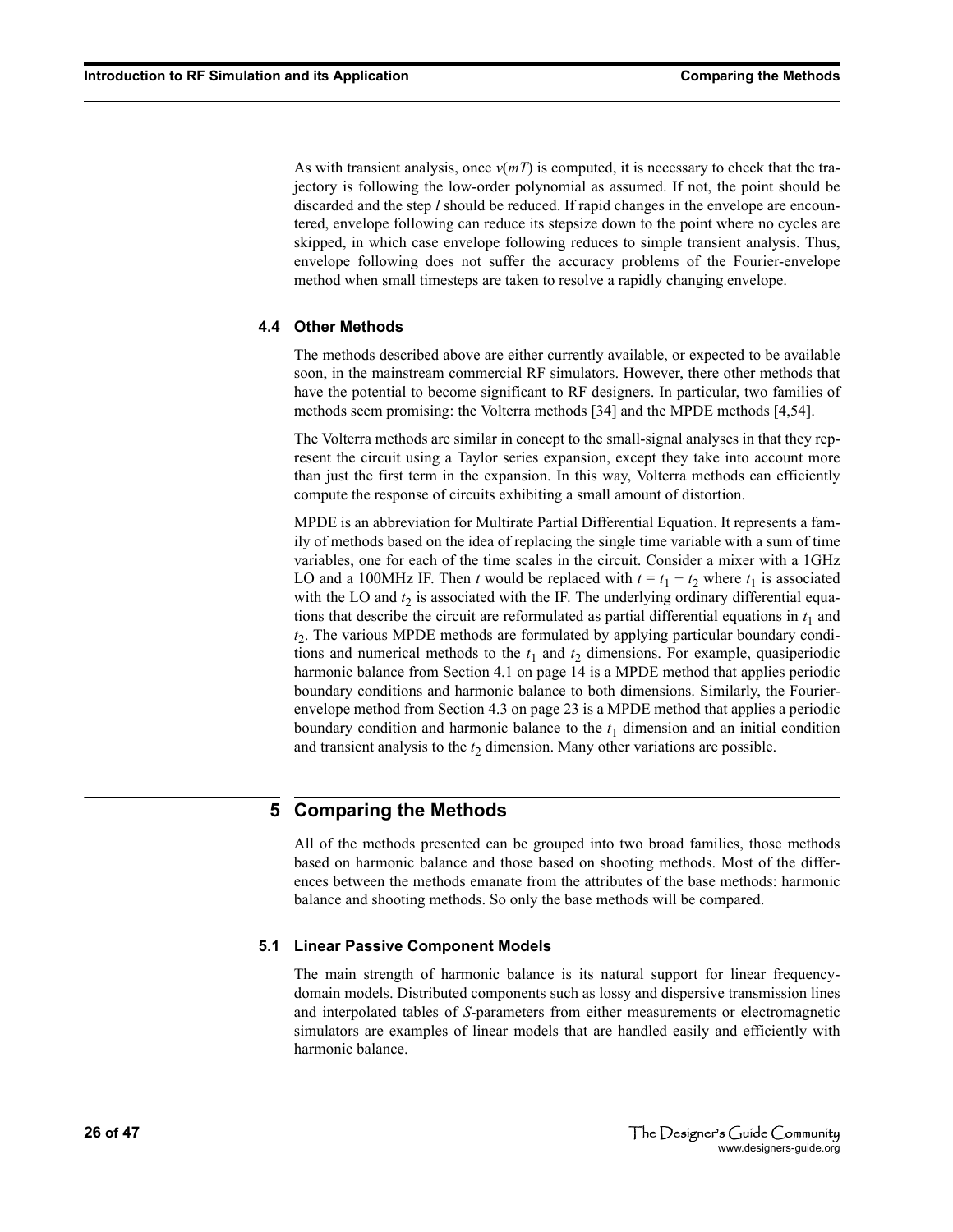As with transient analysis, once $v(mT)$ is computed, it is necessary to check that the trajectory is following the low-order polynomial as assumed. If not, the point should be discarded and the step $l$ should be reduced. If rapid changes in the envelope are encountered, envelope following can reduce its stepsize down to the point where no cycles are skipped, in which case envelope following reduces to simple transient analysis. Thus, envelope following does not suffer the accuracy problems of the Fourier-envelope method when small timesteps are taken to resolve a rapidly changing envelope.

### 4.4 Other Methods

The methods described above are either currently available, or expected to be available soon, in the mainstream commercial RF simulators. However, there other methods that have the potential to become significant to RF designers. In particular, two families of methods seem promising: the Volterra methods [34] and the MPDE methods [4,54].

The Volterra methods are similar in concept to the small-signal analyses in that they represent the circuit using a Taylor series expansion, except they take into account more than just the first term in the expansion. In this way, Volterra methods can efficiently compute the response of circuits exhibiting a small amount of distortion.

MPDE is an abbreviation for Multirate Partial Differential Equation. It represents a family of methods based on the idea of replacing the single time variable with a sum of time variables, one for each of the time scales in the circuit. Consider a mixer with a 1GHz LO and a 100MHz IF. Then $t$ would be replaced with $t = t_1 + t_2$ where $t_1$ is associated with the LO and $t_2$ is associated with the IF. The underlying ordinary differential equations that describe the circuit are reformulated as partial differential equations in $t_1$ and $t_2$. The various MPDE methods are formulated by applying particular boundary conditions and numerical methods to the $t_1$ and $t_2$ dimensions. For example, quasiperiodic harmonic balance from Section 4.1 on page 14 is a MPDE method that applies periodic boundary conditions and harmonic balance to both dimensions. Similarly, the Fourier-envelope method from Section 4.3 on page 23 is a MPDE method that applies a periodic boundary condition and harmonic balance to the $t_1$ dimension and an initial condition and transient analysis to the $t_2$ dimension. Many other variations are possible.

## 5 Comparing the Methods

All of the methods presented can be grouped into two broad families, those methods based on harmonic balance and those based on shooting methods. Most of the differences between the methods emanate from the attributes of the base methods: harmonic balance and shooting methods. So only the base methods will be compared.

### 5.1 Linear Passive Component Models

The main strength of harmonic balance is its natural support for linear frequency-domain models. Distributed components such as lossy and dispersive transmission lines and interpolated tables of *S*-parameters from either measurements or electromagnetic simulators are examples of linear models that are handled easily and efficiently with harmonic balance.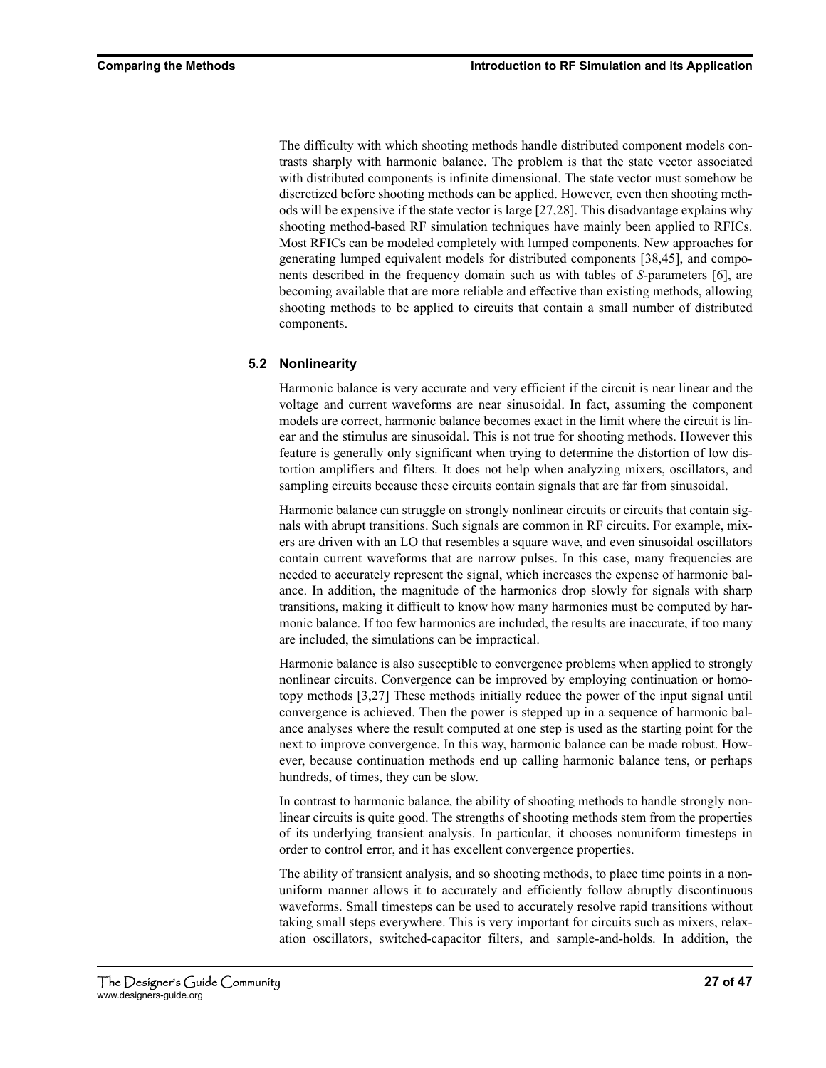The difficulty with which shooting methods handle distributed component models contrasts sharply with harmonic balance. The problem is that the state vector associated with distributed components is infinite dimensional. The state vector must somehow be discretized before shooting methods can be applied. However, even then shooting methods will be expensive if the state vector is large [27,28]. This disadvantage explains why shooting method-based RF simulation techniques have mainly been applied to RFICs. Most RFICs can be modeled completely with lumped components. New approaches for generating lumped equivalent models for distributed components [38,45], and components described in the frequency domain such as with tables of *S*-parameters [6], are becoming available that are more reliable and effective than existing methods, allowing shooting methods to be applied to circuits that contain a small number of distributed components.

## 5.2 Nonlinearity

Harmonic balance is very accurate and very efficient if the circuit is near linear and the voltage and current waveforms are near sinusoidal. In fact, assuming the component models are correct, harmonic balance becomes exact in the limit where the circuit is linear and the stimulus are sinusoidal. This is not true for shooting methods. However this feature is generally only significant when trying to determine the distortion of low distortion amplifiers and filters. It does not help when analyzing mixers, oscillators, and sampling circuits because these circuits contain signals that are far from sinusoidal.

Harmonic balance can struggle on strongly nonlinear circuits or circuits that contain signals with abrupt transitions. Such signals are common in RF circuits. For example, mixers are driven with an LO that resembles a square wave, and even sinusoidal oscillators contain current waveforms that are narrow pulses. In this case, many frequencies are needed to accurately represent the signal, which increases the expense of harmonic balance. In addition, the magnitude of the harmonics drop slowly for signals with sharp transitions, making it difficult to know how many harmonics must be computed by harmonic balance. If too few harmonics are included, the results are inaccurate, if too many are included, the simulations can be impractical.

Harmonic balance is also susceptible to convergence problems when applied to strongly nonlinear circuits. Convergence can be improved by employing continuation or homotopy methods [3,27] These methods initially reduce the power of the input signal until convergence is achieved. Then the power is stepped up in a sequence of harmonic balance analyses where the result computed at one step is used as the starting point for the next to improve convergence. In this way, harmonic balance can be made robust. However, because continuation methods end up calling harmonic balance tens, or perhaps hundreds, of times, they can be slow.

In contrast to harmonic balance, the ability of shooting methods to handle strongly nonlinear circuits is quite good. The strengths of shooting methods stem from the properties of its underlying transient analysis. In particular, it chooses nonuniform timesteps in order to control error, and it has excellent convergence properties.

The ability of transient analysis, and so shooting methods, to place time points in a nonuniform manner allows it to accurately and efficiently follow abruptly discontinuous waveforms. Small timesteps can be used to accurately resolve rapid transitions without taking small steps everywhere. This is very important for circuits such as mixers, relaxation oscillators, switched-capacitor filters, and sample-and-holds. In addition, the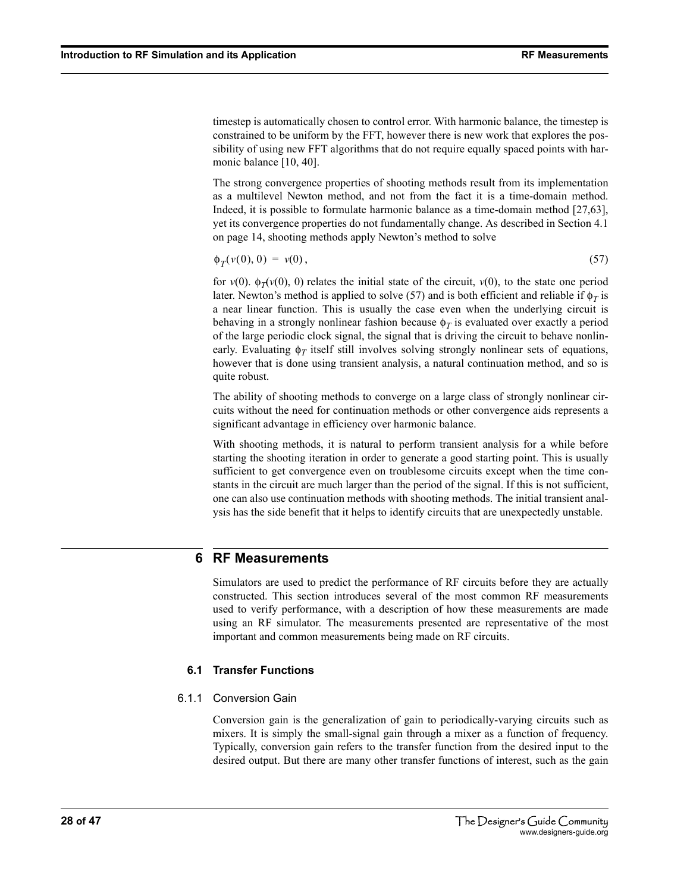timestep is automatically chosen to control error. With harmonic balance, the timestep is constrained to be uniform by the FFT, however there is new work that explores the possibility of using new FFT algorithms that do not require equally spaced points with harmonic balance [10, 40].

The strong convergence properties of shooting methods result from its implementation as a multilevel Newton method, and not from the fact it is a time-domain method. Indeed, it is possible to formulate harmonic balance as a time-domain method [27,63], yet its convergence properties do not fundamentally change. As described in Section 4.1 on page 14, shooting methods apply Newton's method to solve

$$\phi_T(v(0), 0) = v(0), \tag{57}$$

for $v(0)$. $\phi_T(v(0), 0)$ relates the initial state of the circuit, $v(0)$, to the state one period later. Newton's method is applied to solve (57) and is both efficient and reliable if $\phi_T$ is a near linear function. This is usually the case even when the underlying circuit is behaving in a strongly nonlinear fashion because $\phi_T$ is evaluated over exactly a period of the large periodic clock signal, the signal that is driving the circuit to behave nonlinearly. Evaluating $\phi_T$ itself still involves solving strongly nonlinear sets of equations, however that is done using transient analysis, a natural continuation method, and so is quite robust.

The ability of shooting methods to converge on a large class of strongly nonlinear circuits without the need for continuation methods or other convergence aids represents a significant advantage in efficiency over harmonic balance.

With shooting methods, it is natural to perform transient analysis for a while before starting the shooting iteration in order to generate a good starting point. This is usually sufficient to get convergence even on troublesome circuits except when the time constants in the circuit are much larger than the period of the signal. If this is not sufficient, one can also use continuation methods with shooting methods. The initial transient analysis has the side benefit that it helps to identify circuits that are unexpectedly unstable.

## 6 RF Measurements

Simulators are used to predict the performance of RF circuits before they are actually constructed. This section introduces several of the most common RF measurements used to verify performance, with a description of how these measurements are made using an RF simulator. The measurements presented are representative of the most important and common measurements being made on RF circuits.

### 6.1 Transfer Functions

#### 6.1.1 Conversion Gain

Conversion gain is the generalization of gain to periodically-varying circuits such as mixers. It is simply the small-signal gain through a mixer as a function of frequency. Typically, conversion gain refers to the transfer function from the desired input to the desired output. But there are many other transfer functions of interest, such as the gain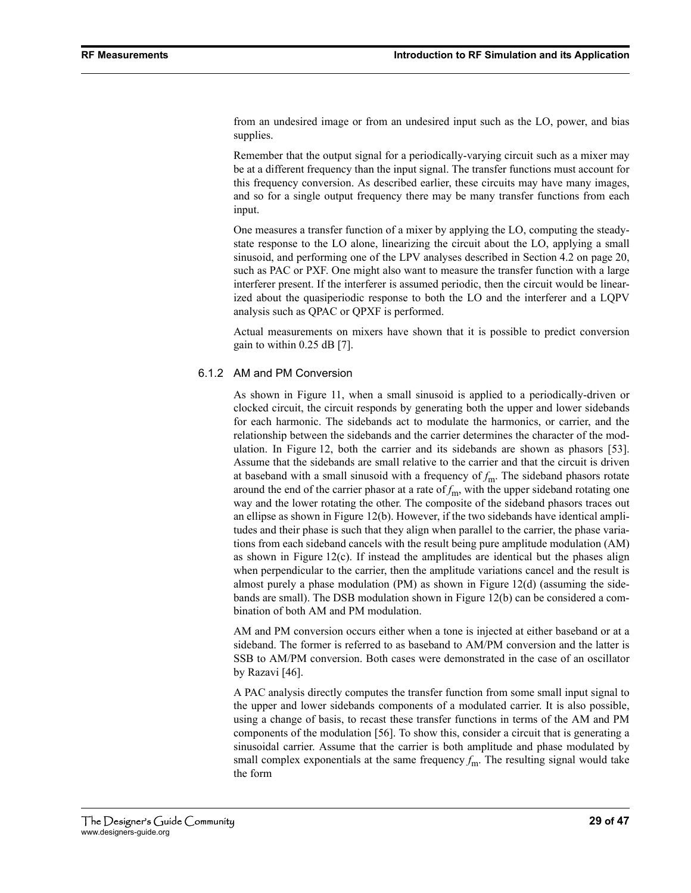from an undesired image or from an undesired input such as the LO, power, and bias supplies.

Remember that the output signal for a periodically-varying circuit such as a mixer may be at a different frequency than the input signal. The transfer functions must account for this frequency conversion. As described earlier, these circuits may have many images, and so for a single output frequency there may be many transfer functions from each input.

One measures a transfer function of a mixer by applying the LO, computing the steady-state response to the LO alone, linearizing the circuit about the LO, applying a small sinusoid, and performing one of the LPV analyses described in Section 4.2 on page 20, such as PAC or PXF. One might also want to measure the transfer function with a large interferer present. If the interferer is assumed periodic, then the circuit would be linearized about the quasiperiodic response to both the LO and the interferer and a LQPV analysis such as QPAC or QPXF is performed.

Actual measurements on mixers have shown that it is possible to predict conversion gain to within 0.25 dB [7].

### 6.1.2 AM and PM Conversion

As shown in Figure 11, when a small sinusoid is applied to a periodically-driven or clocked circuit, the circuit responds by generating both the upper and lower sidebands for each harmonic. The sidebands act to modulate the harmonics, or carrier, and the relationship between the sidebands and the carrier determines the character of the modulation. In Figure 12, both the carrier and its sidebands are shown as phasors [53]. Assume that the sidebands are small relative to the carrier and that the circuit is driven at baseband with a small sinusoid with a frequency of $f_m$. The sideband phasors rotate around the end of the carrier phasor at a rate of $f_m$, with the upper sideband rotating one way and the lower rotating the other. The composite of the sideband phasors traces out an ellipse as shown in Figure 12(b). However, if the two sidebands have identical amplitudes and their phase is such that they align when parallel to the carrier, the phase variations from each sideband cancels with the result being pure amplitude modulation (AM) as shown in Figure 12(c). If instead the amplitudes are identical but the phases align when perpendicular to the carrier, then the amplitude variations cancel and the result is almost purely a phase modulation (PM) as shown in Figure 12(d) (assuming the sidebands are small). The DSB modulation shown in Figure 12(b) can be considered a combination of both AM and PM modulation.

AM and PM conversion occurs either when a tone is injected at either baseband or at a sideband. The former is referred to as baseband to AM/PM conversion and the latter is SSB to AM/PM conversion. Both cases were demonstrated in the case of an oscillator by Razavi [46].

A PAC analysis directly computes the transfer function from some small input signal to the upper and lower sidebands components of a modulated carrier. It is also possible, using a change of basis, to recast these transfer functions in terms of the AM and PM components of the modulation [56]. To show this, consider a circuit that is generating a sinusoidal carrier. Assume that the carrier is both amplitude and phase modulated by small complex exponentials at the same frequency $f_m$. The resulting signal would take the form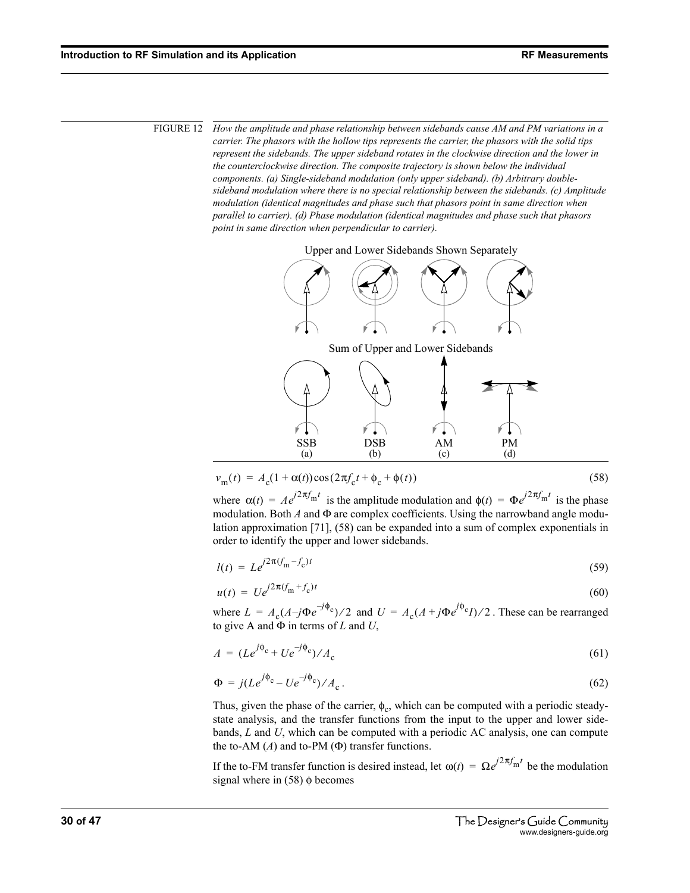FIGURE 12 *How the amplitude and phase relationship between sidebands cause AM and PM variations in a carrier. The phasors with the hollow tips represents the carrier, the phasors with the solid tips represent the sidebands. The upper sideband rotates in the clockwise direction and the lower in the counterclockwise direction. The composite trajectory is shown below the individual components. (a) Single-sideband modulation (only upper sideband). (b) Arbitrary double-sideband modulation where there is no special relationship between the sidebands. (c) Amplitude modulation (identical magnitudes and phase such that phasors point in same direction when parallel to carrier). (d) Phase modulation (identical magnitudes and phase such that phasors point in same direction when perpendicular to carrier).*

Upper and Lower Sidebands Shown Separately

Sum of Upper and Lower Sidebands

SSB (a) DSB (b) AM (c) PM (d)

$$v_m(t) = A_c(1 + \alpha(t))\cos(2\pi f_c t + \phi_c + \phi(t)) \tag{58}$$

where $\alpha(t) = Ae^{j2\pi f_m t}$ is the amplitude modulation and $\phi(t) = \Phi e^{j2\pi f_m t}$ is the phase modulation. Both $A$ and $\Phi$ are complex coefficients. Using the narrowband angle modulation approximation [71], (58) can be expanded into a sum of complex exponentials in order to identify the upper and lower sidebands.

$$l(t) = Le^{j2\pi(f_m - f_c)t} \tag{59}$$

$$u(t) = Ue^{j2\pi(f_m + f_c)t} \tag{60}$$

where $L = A_c(A - j\Phi e^{-j\phi_c})/2$ and $U = A_c(A + j\Phi e^{j\phi_c}I)/2$. These can be rearranged to give A and $\Phi$ in terms of $L$ and $U$,

$$A = (Le^{j\phi_c} + Ue^{-j\phi_c})/A_c \tag{61}$$

$$\Phi = j(Le^{j\phi_c} - Ue^{-j\phi_c})/A_c\,. \tag{62}$$

Thus, given the phase of the carrier, $\phi_c$, which can be computed with a periodic steady-state analysis, and the transfer functions from the input to the upper and lower sidebands, $L$ and $U$, which can be computed with a periodic AC analysis, one can compute the to-AM ($A$) and to-PM ($\Phi$) transfer functions.

If the to-FM transfer function is desired instead, let $\omega(t) = \Omega e^{j2\pi f_m t}$ be the modulation signal where in (58) $\phi$ becomes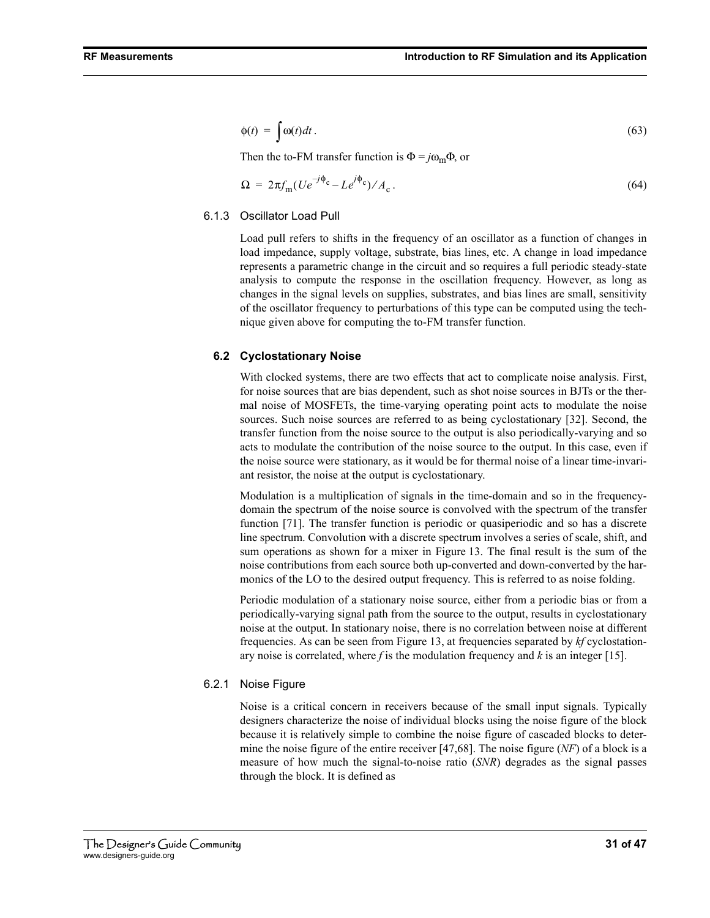$$\phi(t) = \int \omega(t) dt . \tag{63}$$

Then the to-FM transfer function is $\Phi = j\omega_m \Phi$, or

$$\Omega = 2\pi f_m (U e^{-j\phi_c} - L e^{j\phi_c}) / A_c . \tag{64}$$

### 6.1.3 Oscillator Load Pull

Load pull refers to shifts in the frequency of an oscillator as a function of changes in load impedance, supply voltage, substrate, bias lines, etc. A change in load impedance represents a parametric change in the circuit and so requires a full periodic steady-state analysis to compute the response in the oscillation frequency. However, as long as changes in the signal levels on supplies, substrates, and bias lines are small, sensitivity of the oscillator frequency to perturbations of this type can be computed using the technique given above for computing the to-FM transfer function.

## 6.2 Cyclostationary Noise

With clocked systems, there are two effects that act to complicate noise analysis. First, for noise sources that are bias dependent, such as shot noise sources in BJTs or the thermal noise of MOSFETs, the time-varying operating point acts to modulate the noise sources. Such noise sources are referred to as being cyclostationary [32]. Second, the transfer function from the noise source to the output is also periodically-varying and so acts to modulate the contribution of the noise source to the output. In this case, even if the noise source were stationary, as it would be for thermal noise of a linear time-invariant resistor, the noise at the output is cyclostationary.

Modulation is a multiplication of signals in the time-domain and so in the frequency-domain the spectrum of the noise source is convolved with the spectrum of the transfer function [71]. The transfer function is periodic or quasiperiodic and so has a discrete line spectrum. Convolution with a discrete spectrum involves a series of scale, shift, and sum operations as shown for a mixer in Figure 13. The final result is the sum of the noise contributions from each source both up-converted and down-converted by the harmonics of the LO to the desired output frequency. This is referred to as noise folding.

Periodic modulation of a stationary noise source, either from a periodic bias or from a periodically-varying signal path from the source to the output, results in cyclostationary noise at the output. In stationary noise, there is no correlation between noise at different frequencies. As can be seen from Figure 13, at frequencies separated by $kf$ cyclostationary noise is correlated, where $f$ is the modulation frequency and $k$ is an integer [15].

### 6.2.1 Noise Figure

Noise is a critical concern in receivers because of the small input signals. Typically designers characterize the noise of individual blocks using the noise figure of the block because it is relatively simple to combine the noise figure of cascaded blocks to determine the noise figure of the entire receiver [47,68]. The noise figure (*NF*) of a block is a measure of how much the signal-to-noise ratio (*SNR*) degrades as the signal passes through the block. It is defined as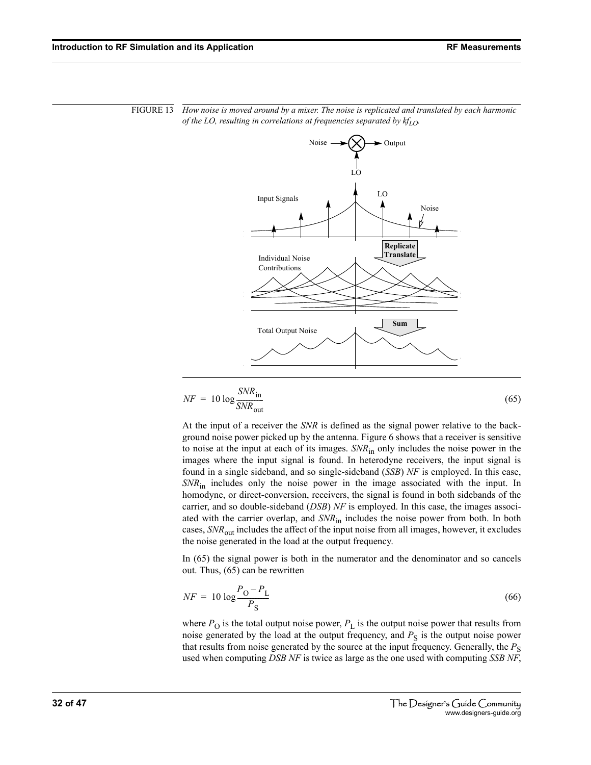FIGURE 13 *How noise is moved around by a mixer. The noise is replicated and translated by each harmonic of the LO, resulting in correlations at frequencies separated by $kf_{LO}$.*

$$NF = 10\log\frac{SNR_{\text{in}}}{SNR_{\text{out}}} \tag{65}$$

At the input of a receiver the *SNR* is defined as the signal power relative to the background noise power picked up by the antenna. Figure 6 shows that a receiver is sensitive to noise at the input at each of its images. $SNR_{\text{in}}$ only includes the noise power in the images where the input signal is found. In heterodyne receivers, the input signal is found in a single sideband, and so single-sideband (*SSB*) *NF* is employed. In this case, $SNR_{\text{in}}$ includes only the noise power in the image associated with the input. In homodyne, or direct-conversion, receivers, the signal is found in both sidebands of the carrier, and so double-sideband (*DSB*) *NF* is employed. In this case, the images associated with the carrier overlap, and $SNR_{\text{in}}$ includes the noise power from both. In both cases, $SNR_{\text{out}}$ includes the affect of the input noise from all images, however, it excludes the noise generated in the load at the output frequency.

In (65) the signal power is both in the numerator and the denominator and so cancels out. Thus, (65) can be rewritten

$$NF = 10\log\frac{P_{\text{O}} - P_{\text{L}}}{P_{\text{S}}} \tag{66}$$

where $P_{\text{O}}$ is the total output noise power, $P_{\text{L}}$ is the output noise power that results from noise generated by the load at the output frequency, and $P_{\text{S}}$ is the output noise power that results from noise generated by the source at the input frequency. Generally, the $P_{\text{S}}$ used when computing *DSB NF* is twice as large as the one used with computing *SSB NF*,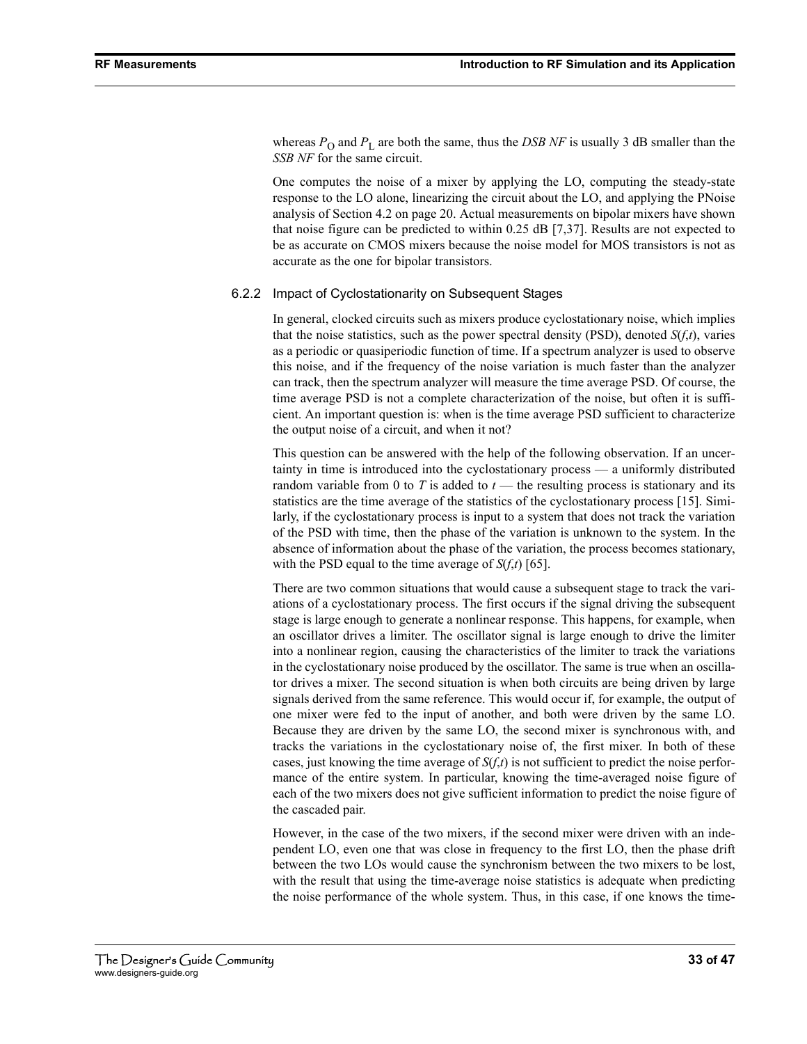whereas $P_O$ and $P_L$ are both the same, thus the *DSB NF* is usually 3 dB smaller than the *SSB NF* for the same circuit.

One computes the noise of a mixer by applying the LO, computing the steady-state response to the LO alone, linearizing the circuit about the LO, and applying the PNoise analysis of Section 4.2 on page 20. Actual measurements on bipolar mixers have shown that noise figure can be predicted to within 0.25 dB [7,37]. Results are not expected to be as accurate on CMOS mixers because the noise model for MOS transistors is not as accurate as the one for bipolar transistors.

### 6.2.2 Impact of Cyclostationarity on Subsequent Stages

In general, clocked circuits such as mixers produce cyclostationary noise, which implies that the noise statistics, such as the power spectral density (PSD), denoted $S(f,t)$, varies as a periodic or quasiperiodic function of time. If a spectrum analyzer is used to observe this noise, and if the frequency of the noise variation is much faster than the analyzer can track, then the spectrum analyzer will measure the time average PSD. Of course, the time average PSD is not a complete characterization of the noise, but often it is sufficient. An important question is: when is the time average PSD sufficient to characterize the output noise of a circuit, and when it not?

This question can be answered with the help of the following observation. If an uncertainty in time is introduced into the cyclostationary process — a uniformly distributed random variable from 0 to $T$ is added to $t$ — the resulting process is stationary and its statistics are the time average of the statistics of the cyclostationary process [15]. Similarly, if the cyclostationary process is input to a system that does not track the variation of the PSD with time, then the phase of the variation is unknown to the system. In the absence of information about the phase of the variation, the process becomes stationary, with the PSD equal to the time average of $S(f,t)$ [65].

There are two common situations that would cause a subsequent stage to track the variations of a cyclostationary process. The first occurs if the signal driving the subsequent stage is large enough to generate a nonlinear response. This happens, for example, when an oscillator drives a limiter. The oscillator signal is large enough to drive the limiter into a nonlinear region, causing the characteristics of the limiter to track the variations in the cyclostationary noise produced by the oscillator. The same is true when an oscillator drives a mixer. The second situation is when both circuits are being driven by large signals derived from the same reference. This would occur if, for example, the output of one mixer were fed to the input of another, and both were driven by the same LO. Because they are driven by the same LO, the second mixer is synchronous with, and tracks the variations in the cyclostationary noise of, the first mixer. In both of these cases, just knowing the time average of $S(f,t)$ is not sufficient to predict the noise performance of the entire system. In particular, knowing the time-averaged noise figure of each of the two mixers does not give sufficient information to predict the noise figure of the cascaded pair.

However, in the case of the two mixers, if the second mixer were driven with an independent LO, even one that was close in frequency to the first LO, then the phase drift between the two LOs would cause the synchronism between the two mixers to be lost, with the result that using the time-average noise statistics is adequate when predicting the noise performance of the whole system. Thus, in this case, if one knows the time-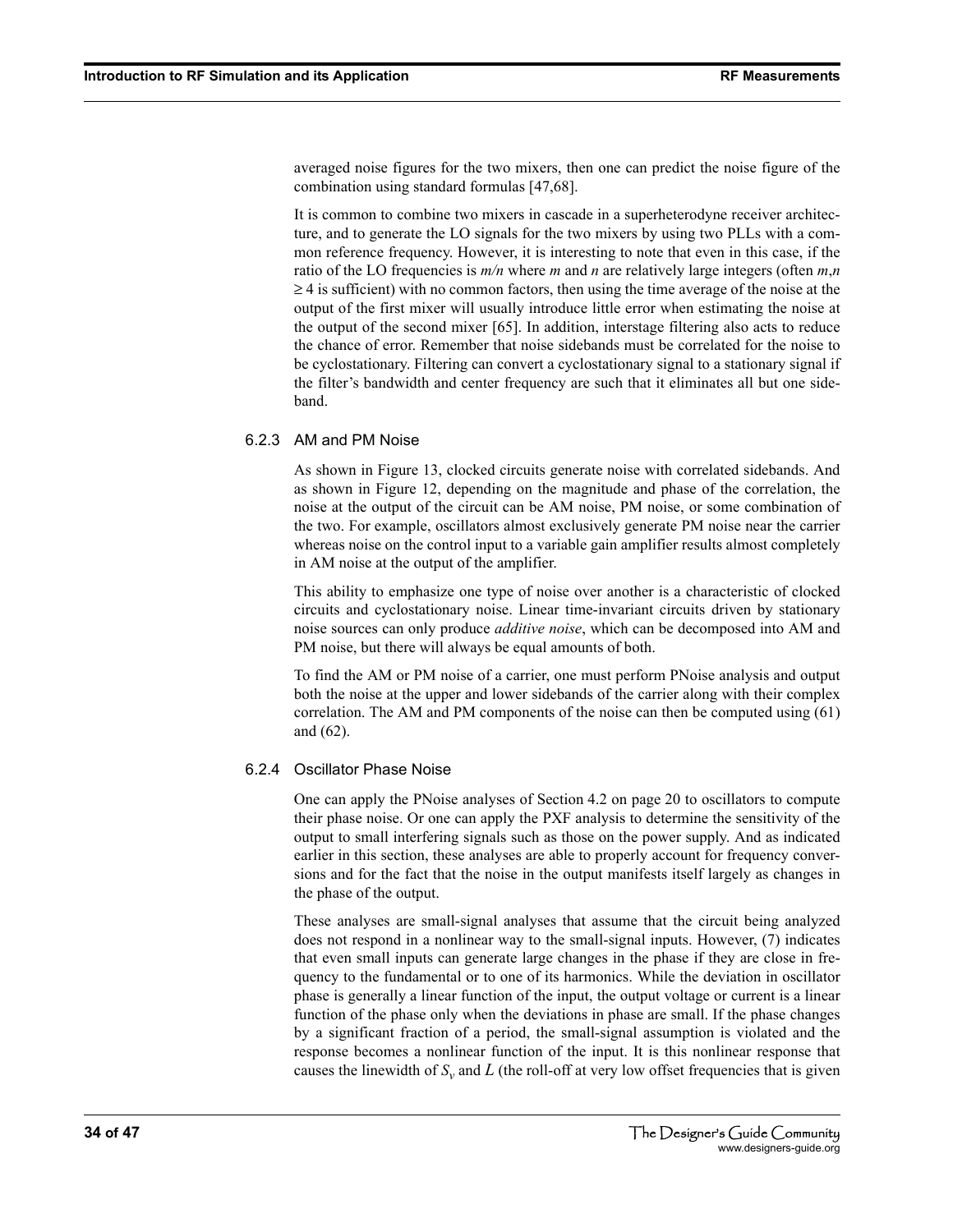averaged noise figures for the two mixers, then one can predict the noise figure of the combination using standard formulas [47,68].

It is common to combine two mixers in cascade in a superheterodyne receiver architecture, and to generate the LO signals for the two mixers by using two PLLs with a common reference frequency. However, it is interesting to note that even in this case, if the ratio of the LO frequencies is $m/n$ where $m$ and $n$ are relatively large integers (often $m,n \geq 4$ is sufficient) with no common factors, then using the time average of the noise at the output of the first mixer will usually introduce little error when estimating the noise at the output of the second mixer [65]. In addition, interstage filtering also acts to reduce the chance of error. Remember that noise sidebands must be correlated for the noise to be cyclostationary. Filtering can convert a cyclostationary signal to a stationary signal if the filter's bandwidth and center frequency are such that it eliminates all but one sideband.

### 6.2.3 AM and PM Noise

As shown in Figure 13, clocked circuits generate noise with correlated sidebands. And as shown in Figure 12, depending on the magnitude and phase of the correlation, the noise at the output of the circuit can be AM noise, PM noise, or some combination of the two. For example, oscillators almost exclusively generate PM noise near the carrier whereas noise on the control input to a variable gain amplifier results almost completely in AM noise at the output of the amplifier.

This ability to emphasize one type of noise over another is a characteristic of clocked circuits and cyclostationary noise. Linear time-invariant circuits driven by stationary noise sources can only produce *additive noise*, which can be decomposed into AM and PM noise, but there will always be equal amounts of both.

To find the AM or PM noise of a carrier, one must perform PNoise analysis and output both the noise at the upper and lower sidebands of the carrier along with their complex correlation. The AM and PM components of the noise can then be computed using (61) and (62).

### 6.2.4 Oscillator Phase Noise

One can apply the PNoise analyses of Section 4.2 on page 20 to oscillators to compute their phase noise. Or one can apply the PXF analysis to determine the sensitivity of the output to small interfering signals such as those on the power supply. And as indicated earlier in this section, these analyses are able to properly account for frequency conversions and for the fact that the noise in the output manifests itself largely as changes in the phase of the output.

These analyses are small-signal analyses that assume that the circuit being analyzed does not respond in a nonlinear way to the small-signal inputs. However, (7) indicates that even small inputs can generate large changes in the phase if they are close in frequency to the fundamental or to one of its harmonics. While the deviation in oscillator phase is generally a linear function of the input, the output voltage or current is a linear function of the phase only when the deviations in phase are small. If the phase changes by a significant fraction of a period, the small-signal assumption is violated and the response becomes a nonlinear function of the input. It is this nonlinear response that causes the linewidth of $S_v$ and $L$ (the roll-off at very low offset frequencies that is given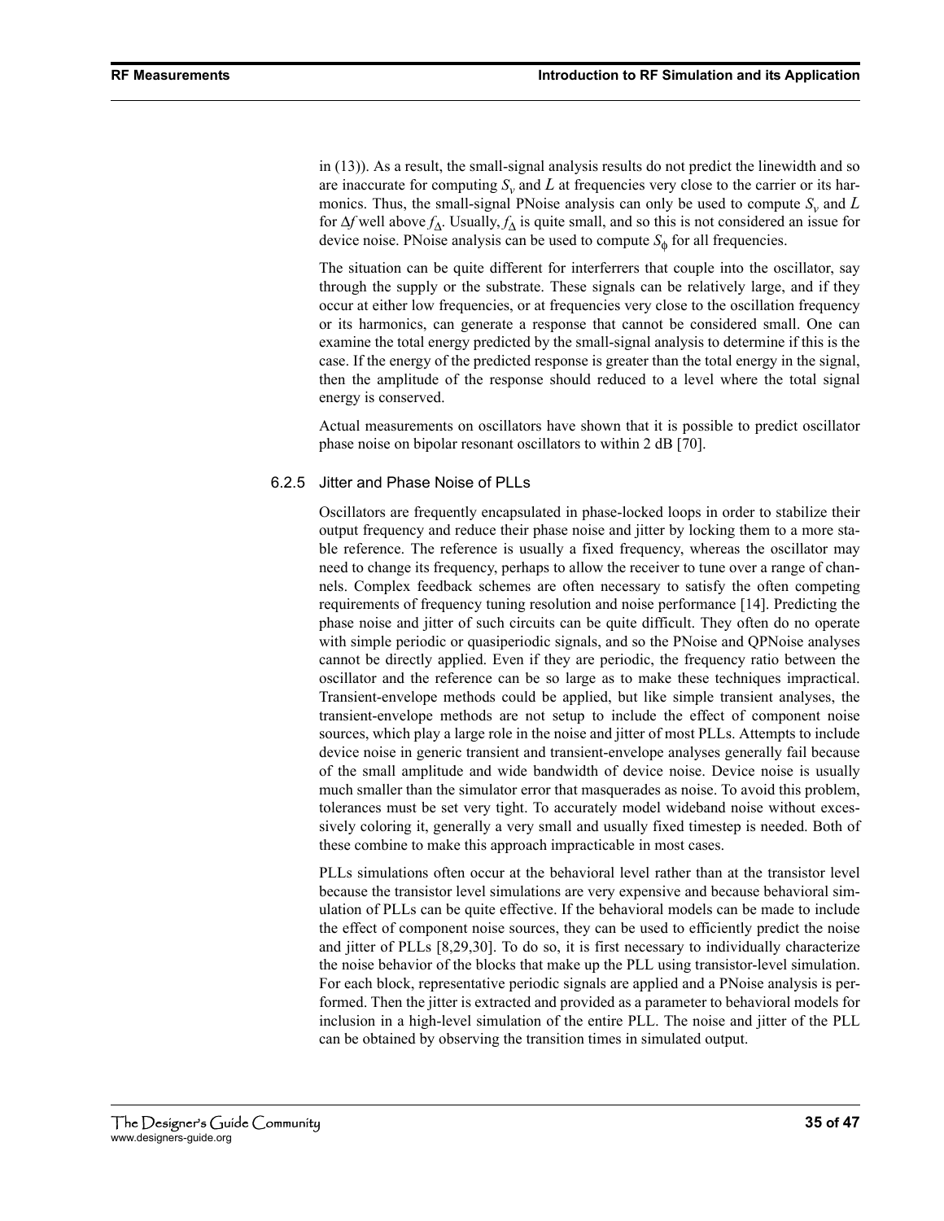in (13)). As a result, the small-signal analysis results do not predict the linewidth and so are inaccurate for computing $S_v$ and $L$ at frequencies very close to the carrier or its harmonics. Thus, the small-signal PNoise analysis can only be used to compute $S_v$ and $L$ for $\Delta f$ well above $f_\Delta$. Usually, $f_\Delta$ is quite small, and so this is not considered an issue for device noise. PNoise analysis can be used to compute $S_\phi$ for all frequencies.

The situation can be quite different for interferrers that couple into the oscillator, say through the supply or the substrate. These signals can be relatively large, and if they occur at either low frequencies, or at frequencies very close to the oscillation frequency or its harmonics, can generate a response that cannot be considered small. One can examine the total energy predicted by the small-signal analysis to determine if this is the case. If the energy of the predicted response is greater than the total energy in the signal, then the amplitude of the response should reduced to a level where the total signal energy is conserved.

Actual measurements on oscillators have shown that it is possible to predict oscillator phase noise on bipolar resonant oscillators to within 2 dB [70].

### 6.2.5 Jitter and Phase Noise of PLLs

Oscillators are frequently encapsulated in phase-locked loops in order to stabilize their output frequency and reduce their phase noise and jitter by locking them to a more stable reference. The reference is usually a fixed frequency, whereas the oscillator may need to change its frequency, perhaps to allow the receiver to tune over a range of channels. Complex feedback schemes are often necessary to satisfy the often competing requirements of frequency tuning resolution and noise performance [14]. Predicting the phase noise and jitter of such circuits can be quite difficult. They often do no operate with simple periodic or quasiperiodic signals, and so the PNoise and QPNoise analyses cannot be directly applied. Even if they are periodic, the frequency ratio between the oscillator and the reference can be so large as to make these techniques impractical. Transient-envelope methods could be applied, but like simple transient analyses, the transient-envelope methods are not setup to include the effect of component noise sources, which play a large role in the noise and jitter of most PLLs. Attempts to include device noise in generic transient and transient-envelope analyses generally fail because of the small amplitude and wide bandwidth of device noise. Device noise is usually much smaller than the simulator error that masquerades as noise. To avoid this problem, tolerances must be set very tight. To accurately model wideband noise without excessively coloring it, generally a very small and usually fixed timestep is needed. Both of these combine to make this approach impracticable in most cases.

PLLs simulations often occur at the behavioral level rather than at the transistor level because the transistor level simulations are very expensive and because behavioral simulation of PLLs can be quite effective. If the behavioral models can be made to include the effect of component noise sources, they can be used to efficiently predict the noise and jitter of PLLs [8,29,30]. To do so, it is first necessary to individually characterize the noise behavior of the blocks that make up the PLL using transistor-level simulation. For each block, representative periodic signals are applied and a PNoise analysis is performed. Then the jitter is extracted and provided as a parameter to behavioral models for inclusion in a high-level simulation of the entire PLL. The noise and jitter of the PLL can be obtained by observing the transition times in simulated output.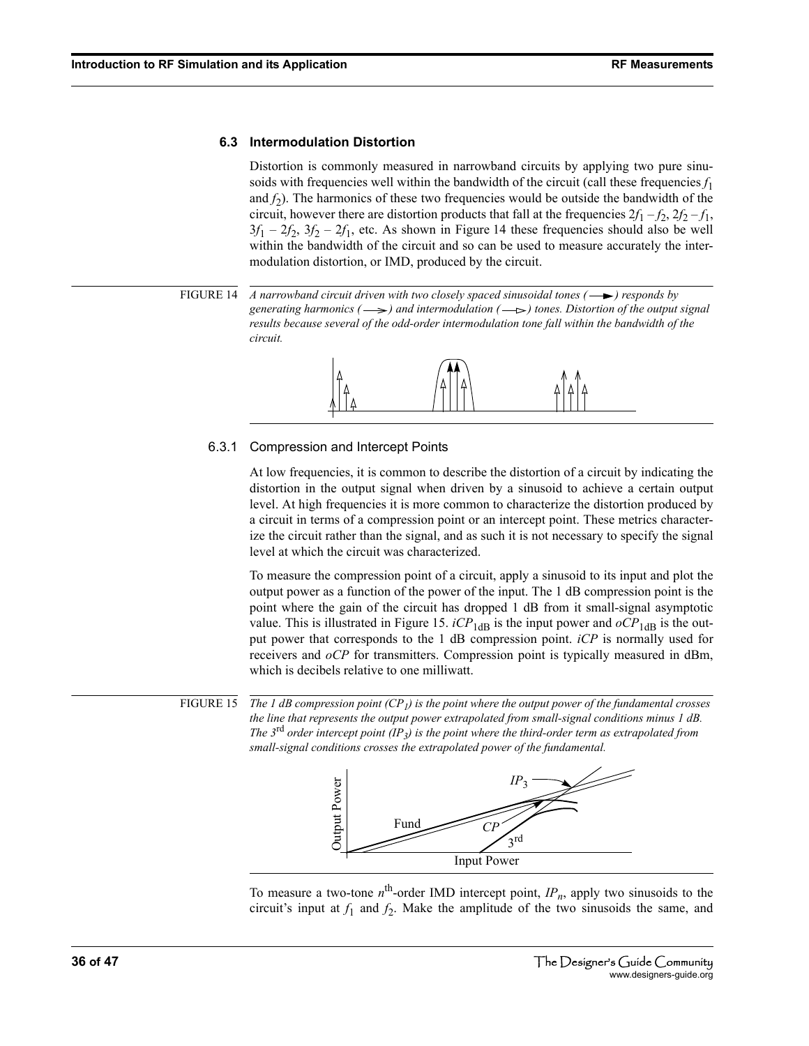### 6.3 Intermodulation Distortion

Distortion is commonly measured in narrowband circuits by applying two pure sinusoids with frequencies well within the bandwidth of the circuit (call these frequencies $f_1$ and $f_2$). The harmonics of these two frequencies would be outside the bandwidth of the circuit, however there are distortion products that fall at the frequencies $2f_1 - f_2$, $2f_2 - f_1$, $3f_1 - 2f_2$, $3f_2 - 2f_1$, etc. As shown in Figure 14 these frequencies should also be well within the bandwidth of the circuit and so can be used to measure accurately the intermodulation distortion, or IMD, produced by the circuit.

FIGURE 14 *A narrowband circuit driven with two closely spaced sinusoidal tones (⟶) responds by generating harmonics (⟶) and intermodulation (⟶) tones. Distortion of the output signal results because several of the odd-order intermodulation tone fall within the bandwidth of the circuit.*

#### 6.3.1 Compression and Intercept Points

At low frequencies, it is common to describe the distortion of a circuit by indicating the distortion in the output signal when driven by a sinusoid to achieve a certain output level. At high frequencies it is more common to characterize the distortion produced by a circuit in terms of a compression point or an intercept point. These metrics characterize the circuit rather than the signal, and as such it is not necessary to specify the signal level at which the circuit was characterized.

To measure the compression point of a circuit, apply a sinusoid to its input and plot the output power as a function of the power of the input. The 1 dB compression point is the point where the gain of the circuit has dropped 1 dB from it small-signal asymptotic value. This is illustrated in Figure 15. $iCP_{1dB}$ is the input power and $oCP_{1dB}$ is the output power that corresponds to the 1 dB compression point. *iCP* is normally used for receivers and *oCP* for transmitters. Compression point is typically measured in dBm, which is decibels relative to one milliwatt.

FIGURE 15 *The 1 dB compression point ($CP_1$) is the point where the output power of the fundamental crosses the line that represents the output power extrapolated from small-signal conditions minus 1 dB. The 3rd order intercept point ($IP_3$) is the point where the third-order term as extrapolated from small-signal conditions crosses the extrapolated power of the fundamental.*

To measure a two-tone $n^{th}$-order IMD intercept point, $IP_n$, apply two sinusoids to the circuit's input at $f_1$ and $f_2$. Make the amplitude of the two sinusoids the same, and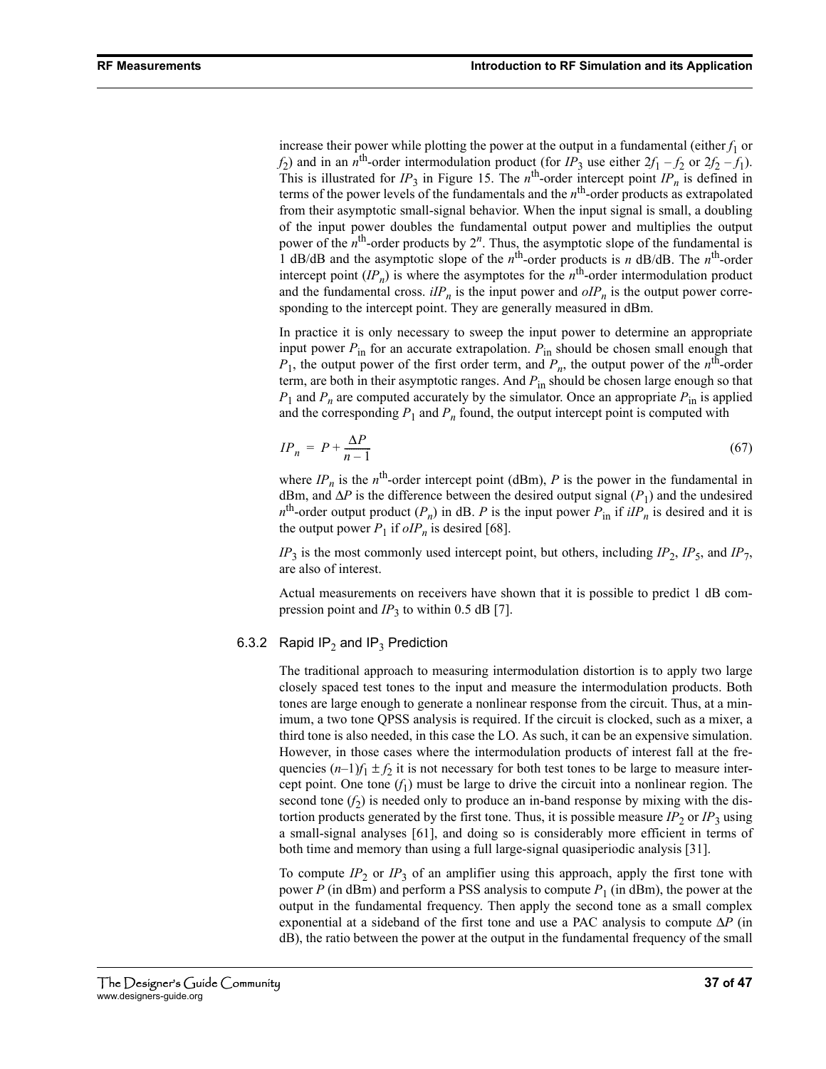increase their power while plotting the power at the output in a fundamental (either $f_1$ or $f_2$) and in an $n^{\text{th}}$-order intermodulation product (for $IP_3$ use either $2f_1 - f_2$ or $2f_2 - f_1$). This is illustrated for $IP_3$ in Figure 15. The $n^{\text{th}}$-order intercept point $IP_n$ is defined in terms of the power levels of the fundamentals and the $n^{\text{th}}$-order products as extrapolated from their asymptotic small-signal behavior. When the input signal is small, a doubling of the input power doubles the fundamental output power and multiplies the output power of the $n^{\text{th}}$-order products by $2^n$. Thus, the asymptotic slope of the fundamental is 1 dB/dB and the asymptotic slope of the $n^{\text{th}}$-order products is $n$ dB/dB. The $n^{\text{th}}$-order intercept point ($IP_n$) is where the asymptotes for the $n^{\text{th}}$-order intermodulation product and the fundamental cross. $iIP_n$ is the input power and $oIP_n$ is the output power corresponding to the intercept point. They are generally measured in dBm.

In practice it is only necessary to sweep the input power to determine an appropriate input power $P_{\text{in}}$ for an accurate extrapolation. $P_{\text{in}}$ should be chosen small enough that $P_1$, the output power of the first order term, and $P_n$, the output power of the $n^{\text{th}}$-order term, are both in their asymptotic ranges. And $P_{\text{in}}$ should be chosen large enough so that $P_1$ and $P_n$ are computed accurately by the simulator. Once an appropriate $P_{\text{in}}$ is applied and the corresponding $P_1$ and $P_n$ found, the output intercept point is computed with

$$IP_n = P + \frac{\Delta P}{n-1} \tag{67}$$

where $IP_n$ is the $n^{\text{th}}$-order intercept point (dBm), $P$ is the power in the fundamental in dBm, and $\Delta P$ is the difference between the desired output signal ($P_1$) and the undesired $n^{\text{th}}$-order output product ($P_n$) in dB. $P$ is the input power $P_{\text{in}}$ if $iIP_n$ is desired and it is the output power $P_1$ if $oIP_n$ is desired [68].

$IP_3$ is the most commonly used intercept point, but others, including $IP_2$, $IP_5$, and $IP_7$, are also of interest.

Actual measurements on receivers have shown that it is possible to predict 1 dB compression point and $IP_3$ to within 0.5 dB [7].

### 6.3.2 Rapid $IP_2$ and $IP_3$ Prediction

The traditional approach to measuring intermodulation distortion is to apply two large closely spaced test tones to the input and measure the intermodulation products. Both tones are large enough to generate a nonlinear response from the circuit. Thus, at a minimum, a two tone QPSS analysis is required. If the circuit is clocked, such as a mixer, a third tone is also needed, in this case the LO. As such, it can be an expensive simulation. However, in those cases where the intermodulation products of interest fall at the frequencies $(n-1)f_1 \pm f_2$ it is not necessary for both test tones to be large to measure intercept point. One tone ($f_1$) must be large to drive the circuit into a nonlinear region. The second tone ($f_2$) is needed only to produce an in-band response by mixing with the distortion products generated by the first tone. Thus, it is possible measure $IP_2$ or $IP_3$ using a small-signal analyses [61], and doing so is considerably more efficient in terms of both time and memory than using a full large-signal quasiperiodic analysis [31].

To compute $IP_2$ or $IP_3$ of an amplifier using this approach, apply the first tone with power $P$ (in dBm) and perform a PSS analysis to compute $P_1$ (in dBm), the power at the output in the fundamental frequency. Then apply the second tone as a small complex exponential at a sideband of the first tone and use a PAC analysis to compute $\Delta P$ (in dB), the ratio between the power at the output in the fundamental frequency of the small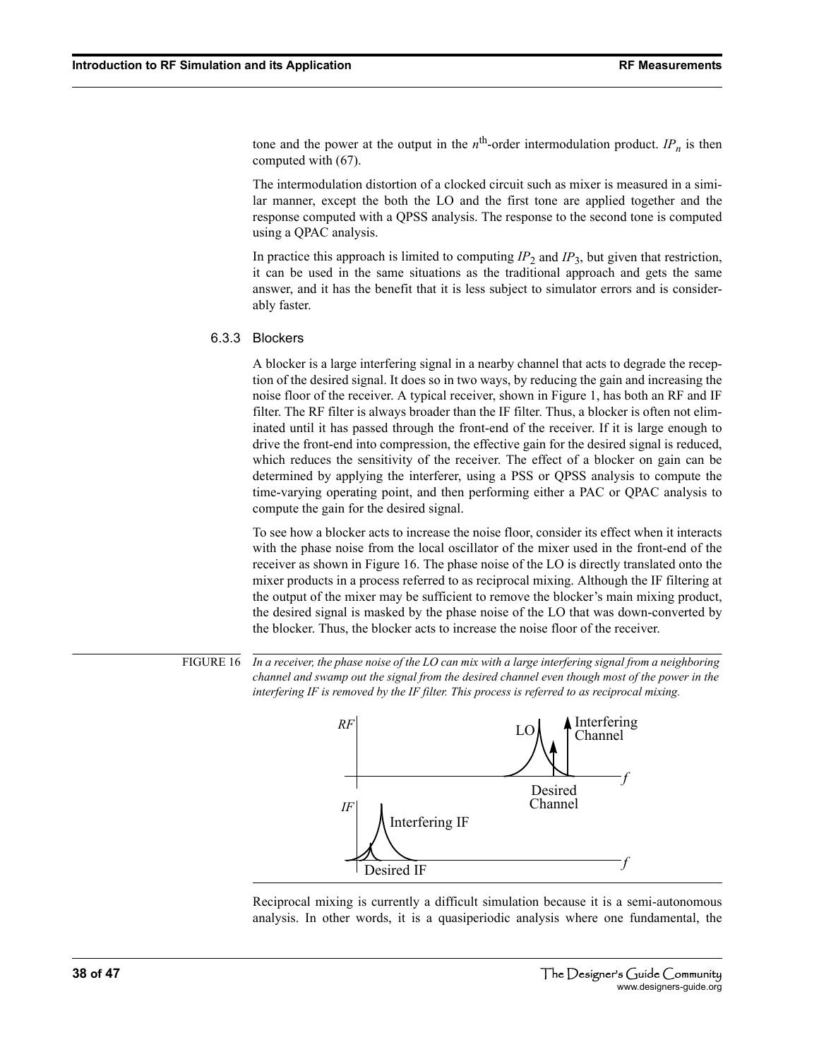tone and the power at the output in the $n^{\text{th}}$-order intermodulation product. $IP_n$ is then computed with (67).

The intermodulation distortion of a clocked circuit such as mixer is measured in a similar manner, except the both the LO and the first tone are applied together and the response computed with a QPSS analysis. The response to the second tone is computed using a QPAC analysis.

In practice this approach is limited to computing $IP_2$ and $IP_3$, but given that restriction, it can be used in the same situations as the traditional approach and gets the same answer, and it has the benefit that it is less subject to simulator errors and is considerably faster.

### 6.3.3 Blockers

A blocker is a large interfering signal in a nearby channel that acts to degrade the reception of the desired signal. It does so in two ways, by reducing the gain and increasing the noise floor of the receiver. A typical receiver, shown in Figure 1, has both an RF and IF filter. The RF filter is always broader than the IF filter. Thus, a blocker is often not eliminated until it has passed through the front-end of the receiver. If it is large enough to drive the front-end into compression, the effective gain for the desired signal is reduced, which reduces the sensitivity of the receiver. The effect of a blocker on gain can be determined by applying the interferer, using a PSS or QPSS analysis to compute the time-varying operating point, and then performing either a PAC or QPAC analysis to compute the gain for the desired signal.

To see how a blocker acts to increase the noise floor, consider its effect when it interacts with the phase noise from the local oscillator of the mixer used in the front-end of the receiver as shown in Figure 16. The phase noise of the LO is directly translated onto the mixer products in a process referred to as reciprocal mixing. Although the IF filtering at the output of the mixer may be sufficient to remove the blocker's main mixing product, the desired signal is masked by the phase noise of the LO that was down-converted by the blocker. Thus, the blocker acts to increase the noise floor of the receiver.

FIGURE 16 *In a receiver, the phase noise of the LO can mix with a large interfering signal from a neighboring channel and swamp out the signal from the desired channel even though most of the power in the interfering IF is removed by the IF filter. This process is referred to as reciprocal mixing.*

Reciprocal mixing is currently a difficult simulation because it is a semi-autonomous analysis. In other words, it is a quasiperiodic analysis where one fundamental, the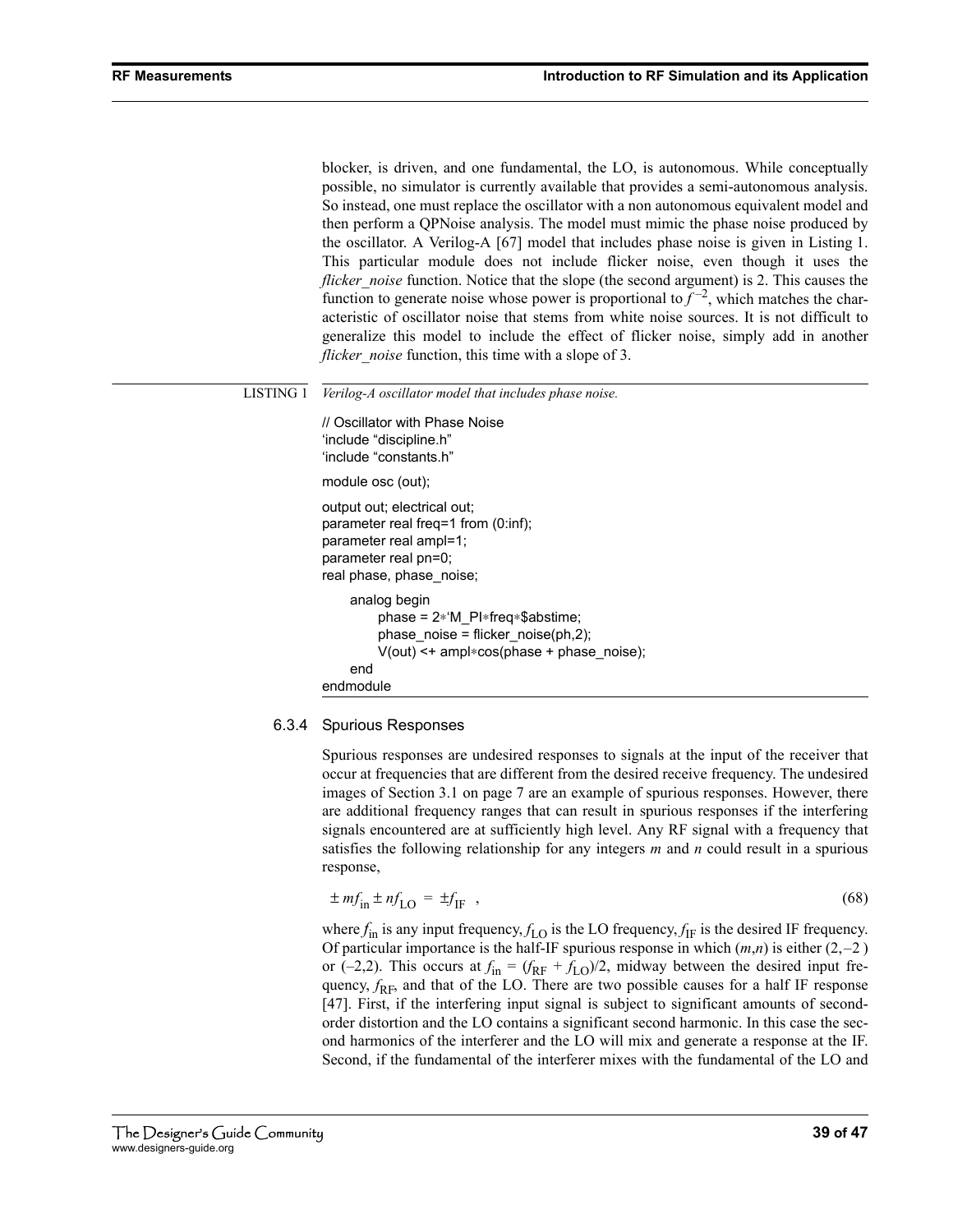blocker, is driven, and one fundamental, the LO, is autonomous. While conceptually possible, no simulator is currently available that provides a semi-autonomous analysis. So instead, one must replace the oscillator with a non autonomous equivalent model and then perform a QPNoise analysis. The model must mimic the phase noise produced by the oscillator. A Verilog-A [67] model that includes phase noise is given in Listing 1. This particular module does not include flicker noise, even though it uses the *flicker_noise* function. Notice that the slope (the second argument) is 2. This causes the function to generate noise whose power is proportional to $f^{-2}$, which matches the characteristic of oscillator noise that stems from white noise sources. It is not difficult to generalize this model to include the effect of flicker noise, simply add in another *flicker_noise* function, this time with a slope of 3.

LISTING 1 *Verilog-A oscillator model that includes phase noise.*

```
// Oscillator with Phase Noise
'include "discipline.h"
'include "constants.h"

module osc (out);

output out; electrical out;
parameter real freq=1 from (0:inf);
parameter real ampl=1;
parameter real pn=0;
real phase, phase_noise;

    analog begin
        phase = 2*'M_PI*freq*$abstime;
        phase_noise = flicker_noise(ph,2);
        V(out) <+ ampl*cos(phase + phase_noise);
    end
endmodule
```

### 6.3.4 Spurious Responses

Spurious responses are undesired responses to signals at the input of the receiver that occur at frequencies that are different from the desired receive frequency. The undesired images of Section 3.1 on page 7 are an example of spurious responses. However, there are additional frequency ranges that can result in spurious responses if the interfering signals encountered are at sufficiently high level. Any RF signal with a frequency that satisfies the following relationship for any integers *m* and *n* could result in a spurious response,

$$\pm m f_{\text{in}} \pm n f_{\text{LO}} = \pm f_{\text{IF}} \quad , \tag{68}$$

where $f_{\text{in}}$ is any input frequency, $f_{\text{LO}}$ is the LO frequency, $f_{\text{IF}}$ is the desired IF frequency. Of particular importance is the half-IF spurious response in which $(m,n)$ is either $(2,-2)$ or $(-2,2)$. This occurs at $f_{\text{in}} = (f_{\text{RF}} + f_{\text{LO}})/2$, midway between the desired input frequency, $f_{\text{RF}}$, and that of the LO. There are two possible causes for a half IF response [47]. First, if the interfering input signal is subject to significant amounts of second-order distortion and the LO contains a significant second harmonic. In this case the second harmonics of the interferer and the LO will mix and generate a response at the IF. Second, if the fundamental of the interferer mixes with the fundamental of the LO and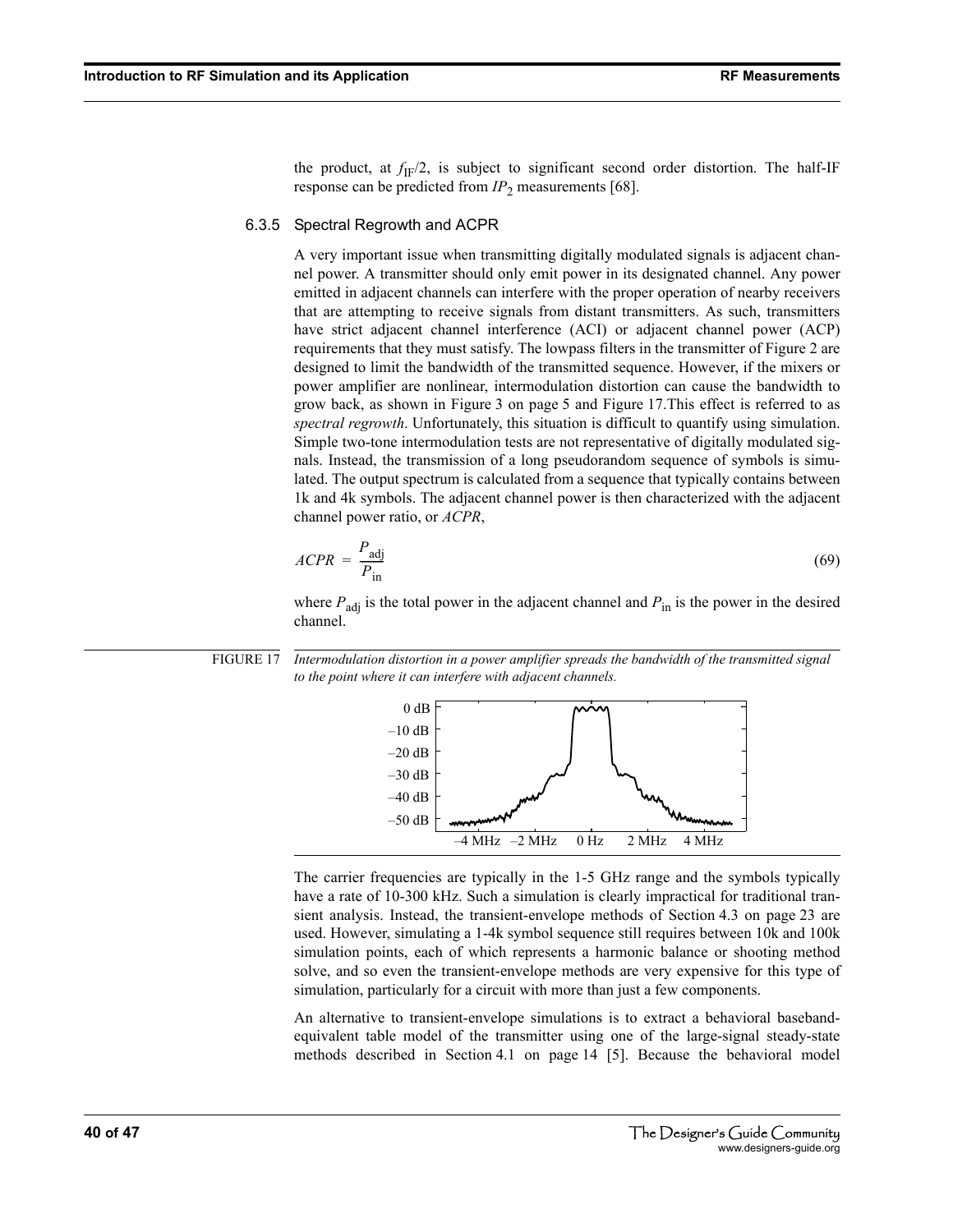the product, at $f_{IF}/2$, is subject to significant second order distortion. The half-IF response can be predicted from $IP_2$ measurements [68].

### 6.3.5 Spectral Regrowth and ACPR

A very important issue when transmitting digitally modulated signals is adjacent channel power. A transmitter should only emit power in its designated channel. Any power emitted in adjacent channels can interfere with the proper operation of nearby receivers that are attempting to receive signals from distant transmitters. As such, transmitters have strict adjacent channel interference (ACI) or adjacent channel power (ACP) requirements that they must satisfy. The lowpass filters in the transmitter of Figure 2 are designed to limit the bandwidth of the transmitted sequence. However, if the mixers or power amplifier are nonlinear, intermodulation distortion can cause the bandwidth to grow back, as shown in Figure 3 on page 5 and Figure 17.This effect is referred to as *spectral regrowth*. Unfortunately, this situation is difficult to quantify using simulation. Simple two-tone intermodulation tests are not representative of digitally modulated signals. Instead, the transmission of a long pseudorandom sequence of symbols is simulated. The output spectrum is calculated from a sequence that typically contains between 1k and 4k symbols. The adjacent channel power is then characterized with the adjacent channel power ratio, or *ACPR*,

$$ACPR = \frac{P_{\text{adj}}}{P_{\text{in}}} \tag{69}$$

where $P_{\text{adj}}$ is the total power in the adjacent channel and $P_{\text{in}}$ is the power in the desired channel.

FIGURE 17 *Intermodulation distortion in a power amplifier spreads the bandwidth of the transmitted signal to the point where it can interfere with adjacent channels.*

The carrier frequencies are typically in the 1-5 GHz range and the symbols typically have a rate of 10-300 kHz. Such a simulation is clearly impractical for traditional transient analysis. Instead, the transient-envelope methods of Section 4.3 on page 23 are used. However, simulating a 1-4k symbol sequence still requires between 10k and 100k simulation points, each of which represents a harmonic balance or shooting method solve, and so even the transient-envelope methods are very expensive for this type of simulation, particularly for a circuit with more than just a few components.

An alternative to transient-envelope simulations is to extract a behavioral baseband-equivalent table model of the transmitter using one of the large-signal steady-state methods described in Section 4.1 on page 14 [5]. Because the behavioral model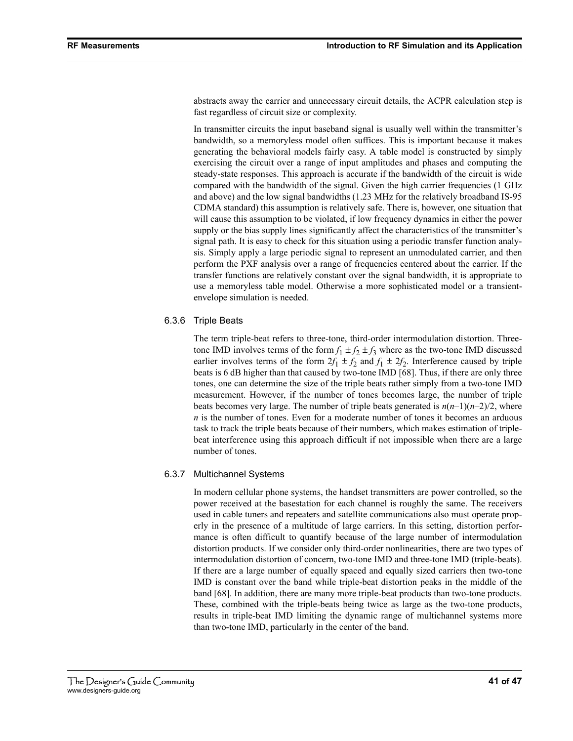abstracts away the carrier and unnecessary circuit details, the ACPR calculation step is fast regardless of circuit size or complexity.

In transmitter circuits the input baseband signal is usually well within the transmitter's bandwidth, so a memoryless model often suffices. This is important because it makes generating the behavioral models fairly easy. A table model is constructed by simply exercising the circuit over a range of input amplitudes and phases and computing the steady-state responses. This approach is accurate if the bandwidth of the circuit is wide compared with the bandwidth of the signal. Given the high carrier frequencies (1 GHz and above) and the low signal bandwidths (1.23 MHz for the relatively broadband IS-95 CDMA standard) this assumption is relatively safe. There is, however, one situation that will cause this assumption to be violated, if low frequency dynamics in either the power supply or the bias supply lines significantly affect the characteristics of the transmitter's signal path. It is easy to check for this situation using a periodic transfer function analysis. Simply apply a large periodic signal to represent an unmodulated carrier, and then perform the PXF analysis over a range of frequencies centered about the carrier. If the transfer functions are relatively constant over the signal bandwidth, it is appropriate to use a memoryless table model. Otherwise a more sophisticated model or a transient-envelope simulation is needed.

### 6.3.6 Triple Beats

The term triple-beat refers to three-tone, third-order intermodulation distortion. Three-tone IMD involves terms of the form $f_1 \pm f_2 \pm f_3$ where as the two-tone IMD discussed earlier involves terms of the form $2f_1 \pm f_2$ and $f_1 \pm 2f_2$. Interference caused by triple beats is 6 dB higher than that caused by two-tone IMD [68]. Thus, if there are only three tones, one can determine the size of the triple beats rather simply from a two-tone IMD measurement. However, if the number of tones becomes large, the number of triple beats becomes very large. The number of triple beats generated is $n(n-1)(n-2)/2$, where $n$ is the number of tones. Even for a moderate number of tones it becomes an arduous task to track the triple beats because of their numbers, which makes estimation of triple-beat interference using this approach difficult if not impossible when there are a large number of tones.

### 6.3.7 Multichannel Systems

In modern cellular phone systems, the handset transmitters are power controlled, so the power received at the basestation for each channel is roughly the same. The receivers used in cable tuners and repeaters and satellite communications also must operate properly in the presence of a multitude of large carriers. In this setting, distortion performance is often difficult to quantify because of the large number of intermodulation distortion products. If we consider only third-order nonlinearities, there are two types of intermodulation distortion of concern, two-tone IMD and three-tone IMD (triple-beats). If there are a large number of equally spaced and equally sized carriers then two-tone IMD is constant over the band while triple-beat distortion peaks in the middle of the band [68]. In addition, there are many more triple-beat products than two-tone products. These, combined with the triple-beats being twice as large as the two-tone products, results in triple-beat IMD limiting the dynamic range of multichannel systems more than two-tone IMD, particularly in the center of the band.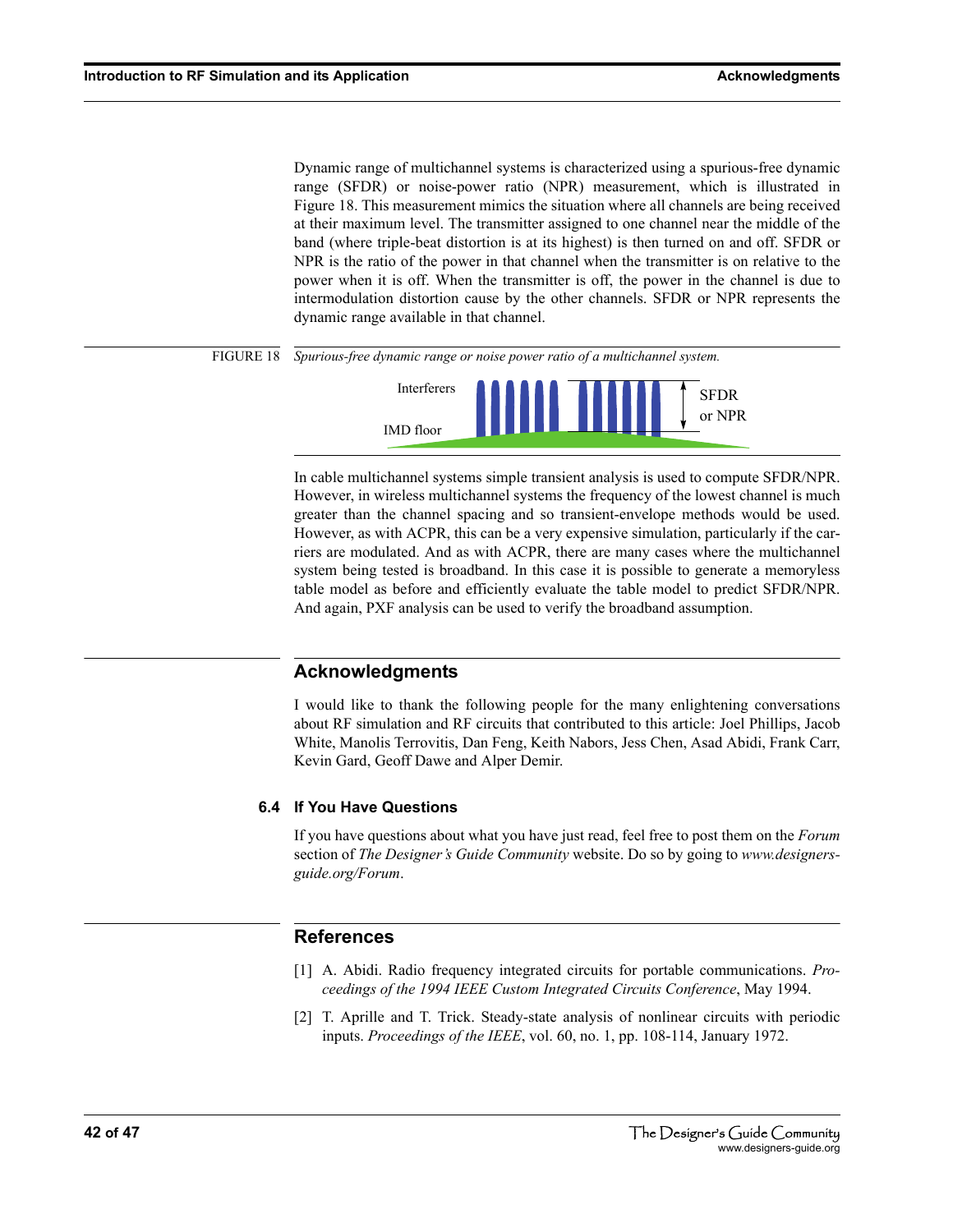Dynamic range of multichannel systems is characterized using a spurious-free dynamic range (SFDR) or noise-power ratio (NPR) measurement, which is illustrated in Figure 18. This measurement mimics the situation where all channels are being received at their maximum level. The transmitter assigned to one channel near the middle of the band (where triple-beat distortion is at its highest) is then turned on and off. SFDR or NPR is the ratio of the power in that channel when the transmitter is on relative to the power when it is off. When the transmitter is off, the power in the channel is due to intermodulation distortion cause by the other channels. SFDR or NPR represents the dynamic range available in that channel.

FIGURE 18 *Spurious-free dynamic range or noise power ratio of a multichannel system.*

In cable multichannel systems simple transient analysis is used to compute SFDR/NPR. However, in wireless multichannel systems the frequency of the lowest channel is much greater than the channel spacing and so transient-envelope methods would be used. However, as with ACPR, this can be a very expensive simulation, particularly if the carriers are modulated. And as with ACPR, there are many cases where the multichannel system being tested is broadband. In this case it is possible to generate a memoryless table model as before and efficiently evaluate the table model to predict SFDR/NPR. And again, PXF analysis can be used to verify the broadband assumption.

## Acknowledgments

I would like to thank the following people for the many enlightening conversations about RF simulation and RF circuits that contributed to this article: Joel Phillips, Jacob White, Manolis Terrovitis, Dan Feng, Keith Nabors, Jess Chen, Asad Abidi, Frank Carr, Kevin Gard, Geoff Dawe and Alper Demir.

### 6.4 If You Have Questions

If you have questions about what you have just read, feel free to post them on the *Forum* section of *The Designer's Guide Community* website. Do so by going to *www.designers-guide.org/Forum*.

## References

[1] A. Abidi. Radio frequency integrated circuits for portable communications. *Proceedings of the 1994 IEEE Custom Integrated Circuits Conference*, May 1994.

[2] T. Aprille and T. Trick. Steady-state analysis of nonlinear circuits with periodic inputs. *Proceedings of the IEEE*, vol. 60, no. 1, pp. 108-114, January 1972.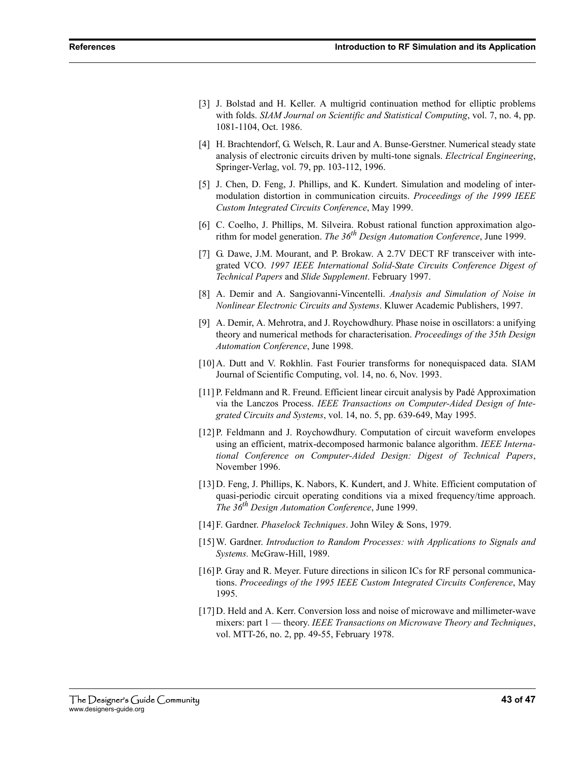[3] J. Bolstad and H. Keller. A multigrid continuation method for elliptic problems with folds. *SIAM Journal on Scientific and Statistical Computing*, vol. 7, no. 4, pp. 1081-1104, Oct. 1986.

[4] H. Brachtendorf, G. Welsch, R. Laur and A. Bunse-Gerstner. Numerical steady state analysis of electronic circuits driven by multi-tone signals. *Electrical Engineering*, Springer-Verlag, vol. 79, pp. 103-112, 1996.

[5] J. Chen, D. Feng, J. Phillips, and K. Kundert. Simulation and modeling of intermodulation distortion in communication circuits. *Proceedings of the 1999 IEEE Custom Integrated Circuits Conference*, May 1999.

[6] C. Coelho, J. Phillips, M. Silveira. Robust rational function approximation algorithm for model generation. *The 36$^{th}$ Design Automation Conference*, June 1999.

[7] G. Dawe, J.M. Mourant, and P. Brokaw. A 2.7V DECT RF transceiver with integrated VCO. *1997 IEEE International Solid-State Circuits Conference Digest of Technical Papers* and *Slide Supplement*. February 1997.

[8] A. Demir and A. Sangiovanni-Vincentelli. *Analysis and Simulation of Noise in Nonlinear Electronic Circuits and Systems*. Kluwer Academic Publishers, 1997.

[9] A. Demir, A. Mehrotra, and J. Roychowdhury. Phase noise in oscillators: a unifying theory and numerical methods for characterisation. *Proceedings of the 35th Design Automation Conference*, June 1998.

[10] A. Dutt and V. Rokhlin. Fast Fourier transforms for nonequispaced data. SIAM Journal of Scientific Computing, vol. 14, no. 6, Nov. 1993.

[11] P. Feldmann and R. Freund. Efficient linear circuit analysis by Padé Approximation via the Lanczos Process. *IEEE Transactions on Computer-Aided Design of Integrated Circuits and Systems*, vol. 14, no. 5, pp. 639-649, May 1995.

[12] P. Feldmann and J. Roychowdhury. Computation of circuit waveform envelopes using an efficient, matrix-decomposed harmonic balance algorithm. *IEEE International Conference on Computer-Aided Design: Digest of Technical Papers*, November 1996.

[13] D. Feng, J. Phillips, K. Nabors, K. Kundert, and J. White. Efficient computation of quasi-periodic circuit operating conditions via a mixed frequency/time approach. *The 36$^{th}$ Design Automation Conference*, June 1999.

[14] F. Gardner. *Phaselock Techniques*. John Wiley & Sons, 1979.

[15] W. Gardner. *Introduction to Random Processes: with Applications to Signals and Systems.* McGraw-Hill, 1989.

[16] P. Gray and R. Meyer. Future directions in silicon ICs for RF personal communications. *Proceedings of the 1995 IEEE Custom Integrated Circuits Conference*, May 1995.

[17] D. Held and A. Kerr. Conversion loss and noise of microwave and millimeter-wave mixers: part 1 — theory. *IEEE Transactions on Microwave Theory and Techniques*, vol. MTT-26, no. 2, pp. 49-55, February 1978.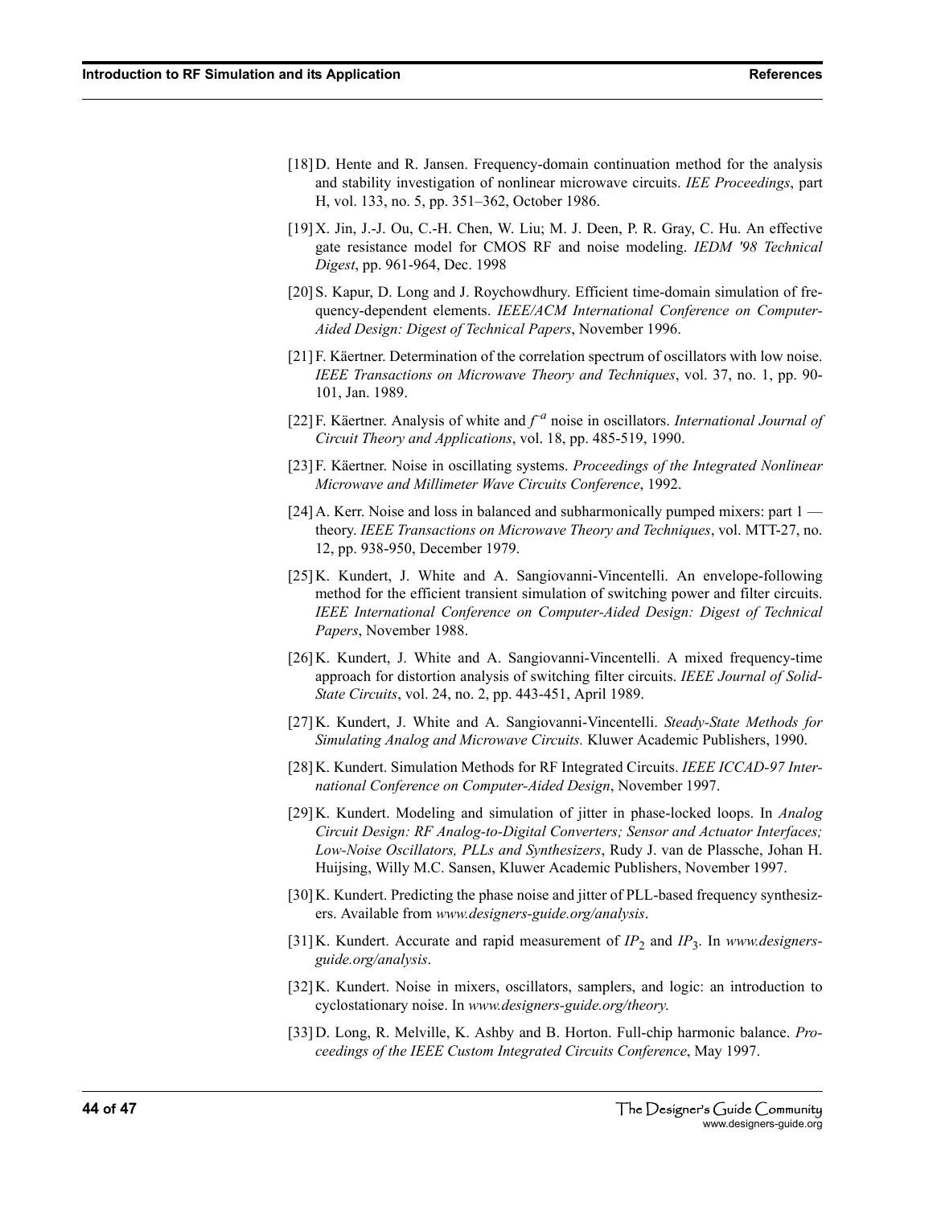[18] D. Hente and R. Jansen. Frequency-domain continuation method for the analysis and stability investigation of nonlinear microwave circuits. *IEE Proceedings*, part H, vol. 133, no. 5, pp. 351–362, October 1986.

[19] X. Jin, J.-J. Ou, C.-H. Chen, W. Liu; M. J. Deen, P. R. Gray, C. Hu. An effective gate resistance model for CMOS RF and noise modeling. *IEDM '98 Technical Digest*, pp. 961-964, Dec. 1998

[20] S. Kapur, D. Long and J. Roychowdhury. Efficient time-domain simulation of frequency-dependent elements. *IEEE/ACM International Conference on Computer-Aided Design: Digest of Technical Papers*, November 1996.

[21] F. Käertner. Determination of the correlation spectrum of oscillators with low noise. *IEEE Transactions on Microwave Theory and Techniques*, vol. 37, no. 1, pp. 90-101, Jan. 1989.

[22] F. Käertner. Analysis of white and $f^{-a}$ noise in oscillators. *International Journal of Circuit Theory and Applications*, vol. 18, pp. 485-519, 1990.

[23] F. Käertner. Noise in oscillating systems. *Proceedings of the Integrated Nonlinear Microwave and Millimeter Wave Circuits Conference*, 1992.

[24] A. Kerr. Noise and loss in balanced and subharmonically pumped mixers: part 1 — theory. *IEEE Transactions on Microwave Theory and Techniques*, vol. MTT-27, no. 12, pp. 938-950, December 1979.

[25] K. Kundert, J. White and A. Sangiovanni-Vincentelli. An envelope-following method for the efficient transient simulation of switching power and filter circuits. *IEEE International Conference on Computer-Aided Design: Digest of Technical Papers*, November 1988.

[26] K. Kundert, J. White and A. Sangiovanni-Vincentelli. A mixed frequency-time approach for distortion analysis of switching filter circuits. *IEEE Journal of Solid-State Circuits*, vol. 24, no. 2, pp. 443-451, April 1989.

[27] K. Kundert, J. White and A. Sangiovanni-Vincentelli. *Steady-State Methods for Simulating Analog and Microwave Circuits.* Kluwer Academic Publishers, 1990.

[28] K. Kundert. Simulation Methods for RF Integrated Circuits. *IEEE ICCAD-97 International Conference on Computer-Aided Design*, November 1997.

[29] K. Kundert. Modeling and simulation of jitter in phase-locked loops. In *Analog Circuit Design: RF Analog-to-Digital Converters; Sensor and Actuator Interfaces; Low-Noise Oscillators, PLLs and Synthesizers*, Rudy J. van de Plassche, Johan H. Huijsing, Willy M.C. Sansen, Kluwer Academic Publishers, November 1997.

[30] K. Kundert. Predicting the phase noise and jitter of PLL-based frequency synthesizers. Available from *www.designers-guide.org/analysis*.

[31] K. Kundert. Accurate and rapid measurement of $IP_2$ and $IP_3$. In *www.designers-guide.org/analysis*.

[32] K. Kundert. Noise in mixers, oscillators, samplers, and logic: an introduction to cyclostationary noise. In *www.designers-guide.org/theory*.

[33] D. Long, R. Melville, K. Ashby and B. Horton. Full-chip harmonic balance. *Proceedings of the IEEE Custom Integrated Circuits Conference*, May 1997.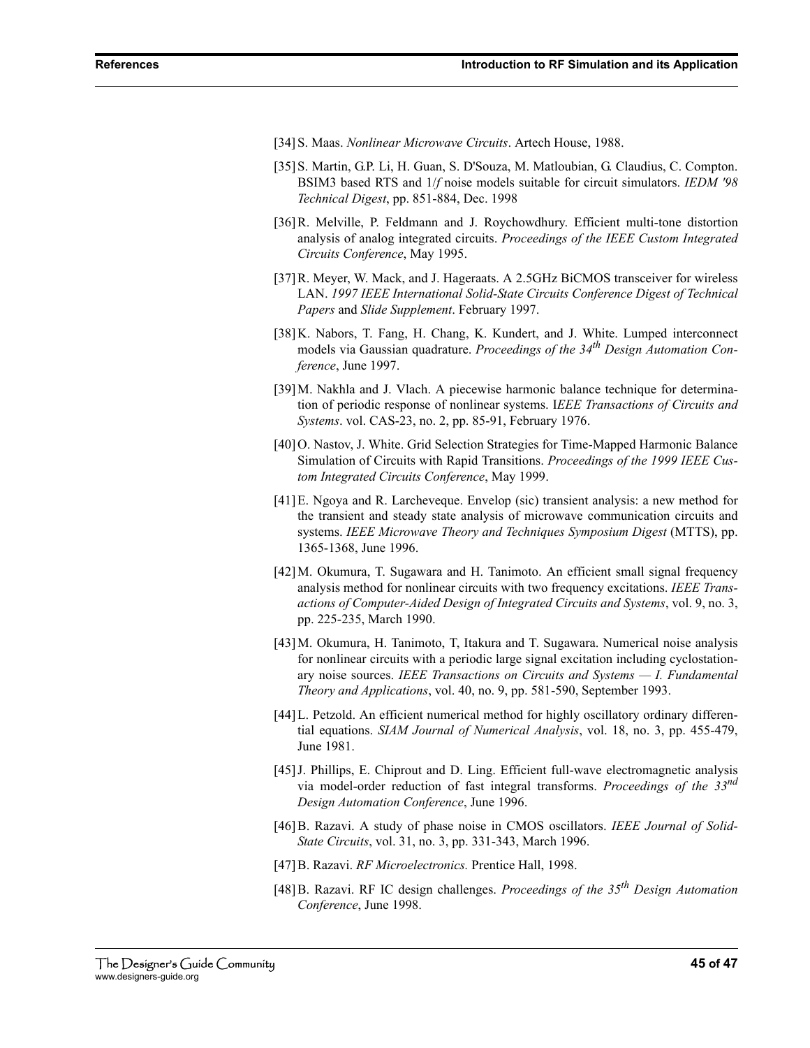[34] S. Maas. *Nonlinear Microwave Circuits*. Artech House, 1988.

[35] S. Martin, G.P. Li, H. Guan, S. D'Souza, M. Matloubian, G. Claudius, C. Compton. BSIM3 based RTS and 1/*f* noise models suitable for circuit simulators. *IEDM '98 Technical Digest*, pp. 851-884, Dec. 1998

[36] R. Melville, P. Feldmann and J. Roychowdhury. Efficient multi-tone distortion analysis of analog integrated circuits. *Proceedings of the IEEE Custom Integrated Circuits Conference*, May 1995.

[37] R. Meyer, W. Mack, and J. Hageraats. A 2.5GHz BiCMOS transceiver for wireless LAN. *1997 IEEE International Solid-State Circuits Conference Digest of Technical Papers* and *Slide Supplement*. February 1997.

[38] K. Nabors, T. Fang, H. Chang, K. Kundert, and J. White. Lumped interconnect models via Gaussian quadrature. *Proceedings of the 34th Design Automation Conference*, June 1997.

[39] M. Nakhla and J. Vlach. A piecewise harmonic balance technique for determination of periodic response of nonlinear systems. I*EEE Transactions of Circuits and Systems*. vol. CAS-23, no. 2, pp. 85-91, February 1976.

[40] O. Nastov, J. White. Grid Selection Strategies for Time-Mapped Harmonic Balance Simulation of Circuits with Rapid Transitions. *Proceedings of the 1999 IEEE Custom Integrated Circuits Conference*, May 1999.

[41] E. Ngoya and R. Larcheveque. Envelop (sic) transient analysis: a new method for the transient and steady state analysis of microwave communication circuits and systems. *IEEE Microwave Theory and Techniques Symposium Digest* (MTTS), pp. 1365-1368, June 1996.

[42] M. Okumura, T. Sugawara and H. Tanimoto. An efficient small signal frequency analysis method for nonlinear circuits with two frequency excitations. *IEEE Transactions of Computer-Aided Design of Integrated Circuits and Systems*, vol. 9, no. 3, pp. 225-235, March 1990.

[43] M. Okumura, H. Tanimoto, T, Itakura and T. Sugawara. Numerical noise analysis for nonlinear circuits with a periodic large signal excitation including cyclostationary noise sources. *IEEE Transactions on Circuits and Systems — I. Fundamental Theory and Applications*, vol. 40, no. 9, pp. 581-590, September 1993.

[44] L. Petzold. An efficient numerical method for highly oscillatory ordinary differential equations. *SIAM Journal of Numerical Analysis*, vol. 18, no. 3, pp. 455-479, June 1981.

[45] J. Phillips, E. Chiprout and D. Ling. Efficient full-wave electromagnetic analysis via model-order reduction of fast integral transforms. *Proceedings of the 33nd Design Automation Conference*, June 1996.

[46] B. Razavi. A study of phase noise in CMOS oscillators. *IEEE Journal of Solid-State Circuits*, vol. 31, no. 3, pp. 331-343, March 1996.

[47] B. Razavi. *RF Microelectronics.* Prentice Hall, 1998.

[48] B. Razavi. RF IC design challenges. *Proceedings of the 35th Design Automation Conference*, June 1998.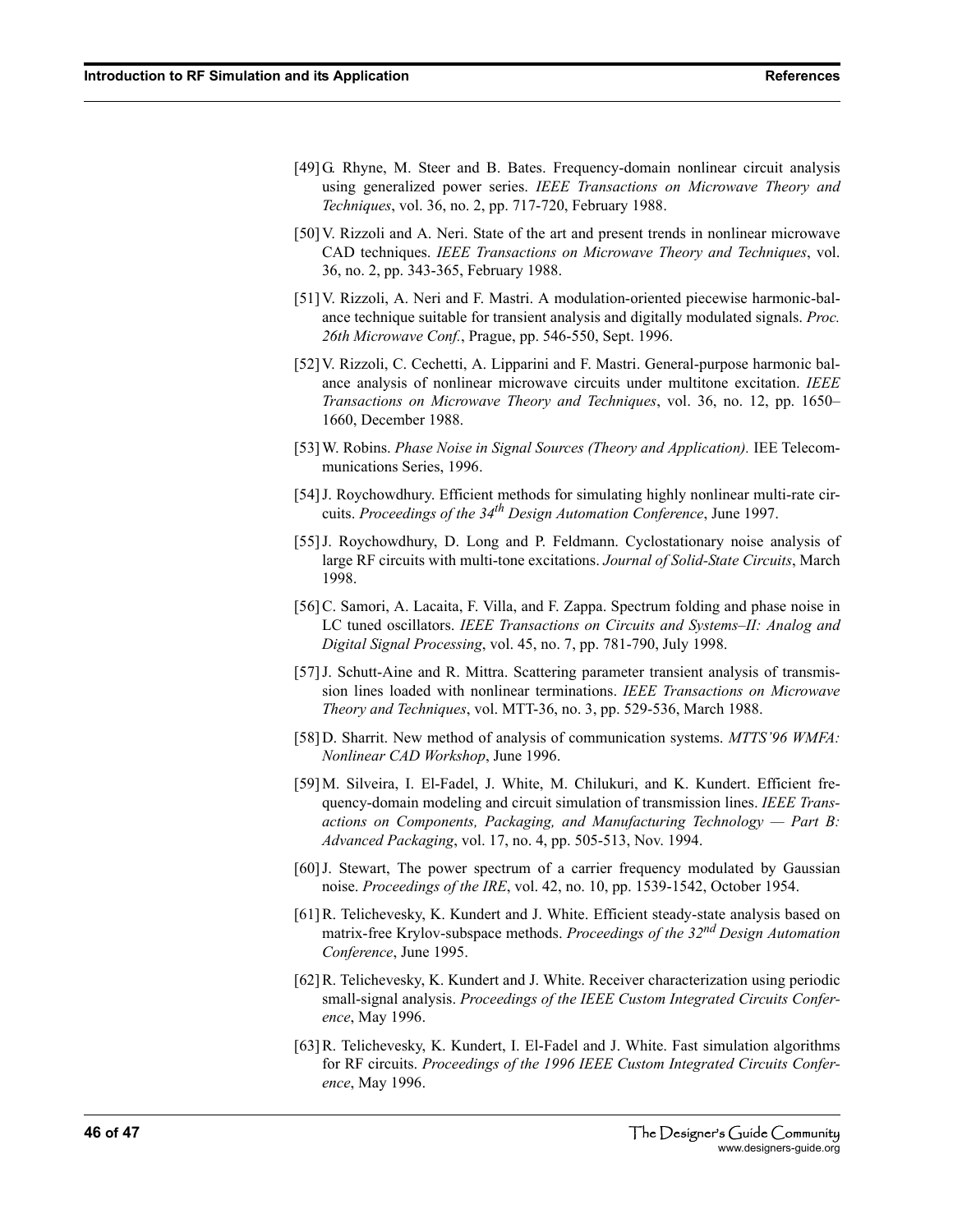[49] G. Rhyne, M. Steer and B. Bates. Frequency-domain nonlinear circuit analysis using generalized power series. *IEEE Transactions on Microwave Theory and Techniques*, vol. 36, no. 2, pp. 717-720, February 1988.

[50] V. Rizzoli and A. Neri. State of the art and present trends in nonlinear microwave CAD techniques. *IEEE Transactions on Microwave Theory and Techniques*, vol. 36, no. 2, pp. 343-365, February 1988.

[51] V. Rizzoli, A. Neri and F. Mastri. A modulation-oriented piecewise harmonic-balance technique suitable for transient analysis and digitally modulated signals. *Proc. 26th Microwave Conf.*, Prague, pp. 546-550, Sept. 1996.

[52] V. Rizzoli, C. Cechetti, A. Lipparini and F. Mastri. General-purpose harmonic balance analysis of nonlinear microwave circuits under multitone excitation. *IEEE Transactions on Microwave Theory and Techniques*, vol. 36, no. 12, pp. 1650–1660, December 1988.

[53] W. Robins. *Phase Noise in Signal Sources (Theory and Application).* IEE Telecommunications Series, 1996.

[54] J. Roychowdhury. Efficient methods for simulating highly nonlinear multi-rate circuits. *Proceedings of the 34th Design Automation Conference*, June 1997.

[55] J. Roychowdhury, D. Long and P. Feldmann. Cyclostationary noise analysis of large RF circuits with multi-tone excitations. *Journal of Solid-State Circuits*, March 1998.

[56] C. Samori, A. Lacaita, F. Villa, and F. Zappa. Spectrum folding and phase noise in LC tuned oscillators. *IEEE Transactions on Circuits and Systems–II: Analog and Digital Signal Processing*, vol. 45, no. 7, pp. 781-790, July 1998.

[57] J. Schutt-Aine and R. Mittra. Scattering parameter transient analysis of transmission lines loaded with nonlinear terminations. *IEEE Transactions on Microwave Theory and Techniques*, vol. MTT-36, no. 3, pp. 529-536, March 1988.

[58] D. Sharrit. New method of analysis of communication systems. *MTTS'96 WMFA: Nonlinear CAD Workshop*, June 1996.

[59] M. Silveira, I. El-Fadel, J. White, M. Chilukuri, and K. Kundert. Efficient frequency-domain modeling and circuit simulation of transmission lines. *IEEE Transactions on Components, Packaging, and Manufacturing Technology — Part B: Advanced Packaging*, vol. 17, no. 4, pp. 505-513, Nov. 1994.

[60] J. Stewart, The power spectrum of a carrier frequency modulated by Gaussian noise. *Proceedings of the IRE*, vol. 42, no. 10, pp. 1539-1542, October 1954.

[61] R. Telichevesky, K. Kundert and J. White. Efficient steady-state analysis based on matrix-free Krylov-subspace methods. *Proceedings of the 32nd Design Automation Conference*, June 1995.

[62] R. Telichevesky, K. Kundert and J. White. Receiver characterization using periodic small-signal analysis. *Proceedings of the IEEE Custom Integrated Circuits Conference*, May 1996.

[63] R. Telichevesky, K. Kundert, I. El-Fadel and J. White. Fast simulation algorithms for RF circuits. *Proceedings of the 1996 IEEE Custom Integrated Circuits Conference*, May 1996.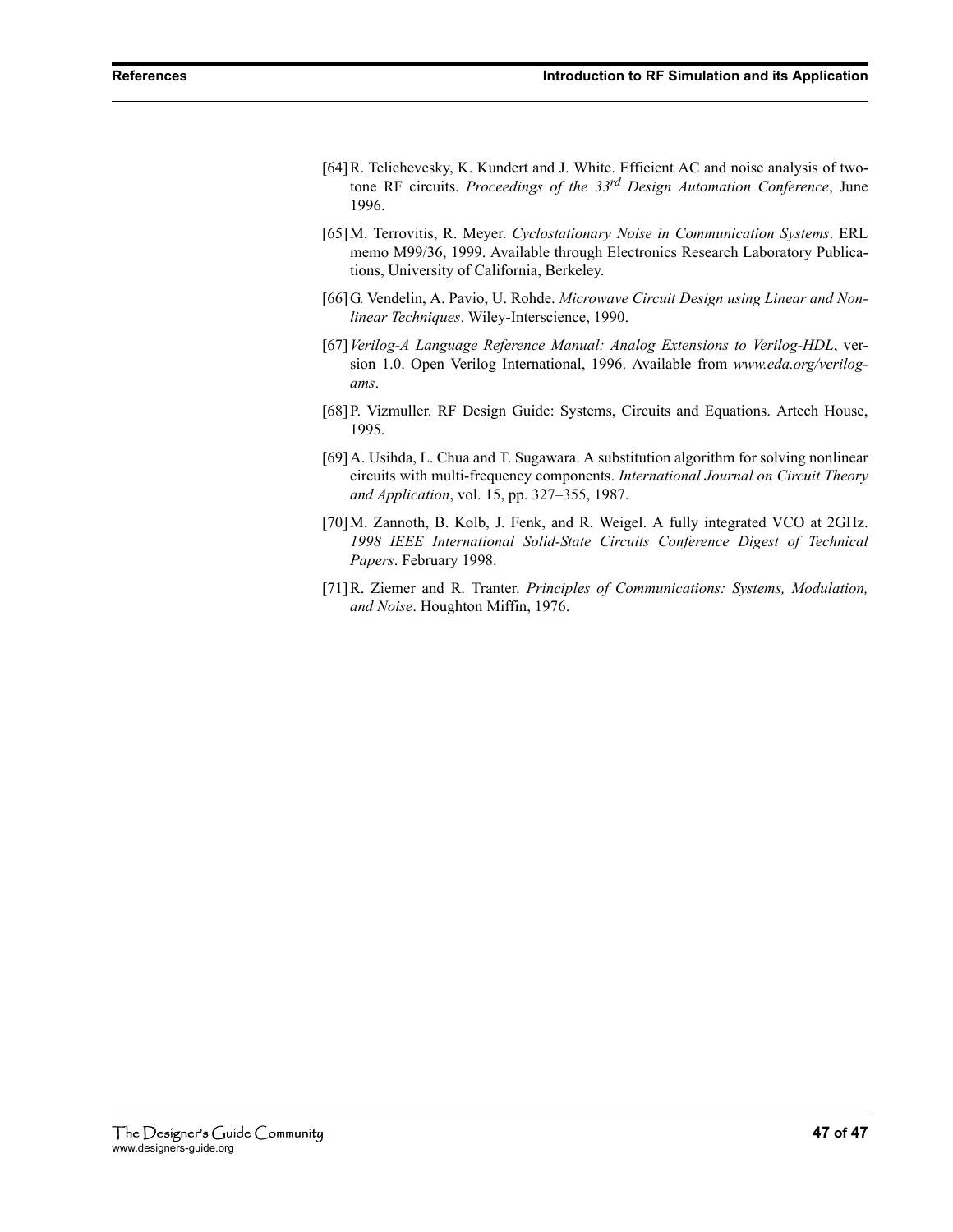[64] R. Telichevesky, K. Kundert and J. White. Efficient AC and noise analysis of two-tone RF circuits. *Proceedings of the 33rd Design Automation Conference*, June 1996.

[65] M. Terrovitis, R. Meyer. *Cyclostationary Noise in Communication Systems*. ERL memo M99/36, 1999. Available through Electronics Research Laboratory Publications, University of California, Berkeley.

[66] G. Vendelin, A. Pavio, U. Rohde. *Microwave Circuit Design using Linear and Nonlinear Techniques*. Wiley-Interscience, 1990.

[67] *Verilog-A Language Reference Manual: Analog Extensions to Verilog-HDL*, version 1.0. Open Verilog International, 1996. Available from *www.eda.org/verilog-ams*.

[68] P. Vizmuller. RF Design Guide: Systems, Circuits and Equations. Artech House, 1995.

[69] A. Usihda, L. Chua and T. Sugawara. A substitution algorithm for solving nonlinear circuits with multi-frequency components. *International Journal on Circuit Theory and Application*, vol. 15, pp. 327–355, 1987.

[70] M. Zannoth, B. Kolb, J. Fenk, and R. Weigel. A fully integrated VCO at 2GHz. *1998 IEEE International Solid-State Circuits Conference Digest of Technical Papers*. February 1998.

[71] R. Ziemer and R. Tranter. *Principles of Communications: Systems, Modulation, and Noise*. Houghton Miffin, 1976.